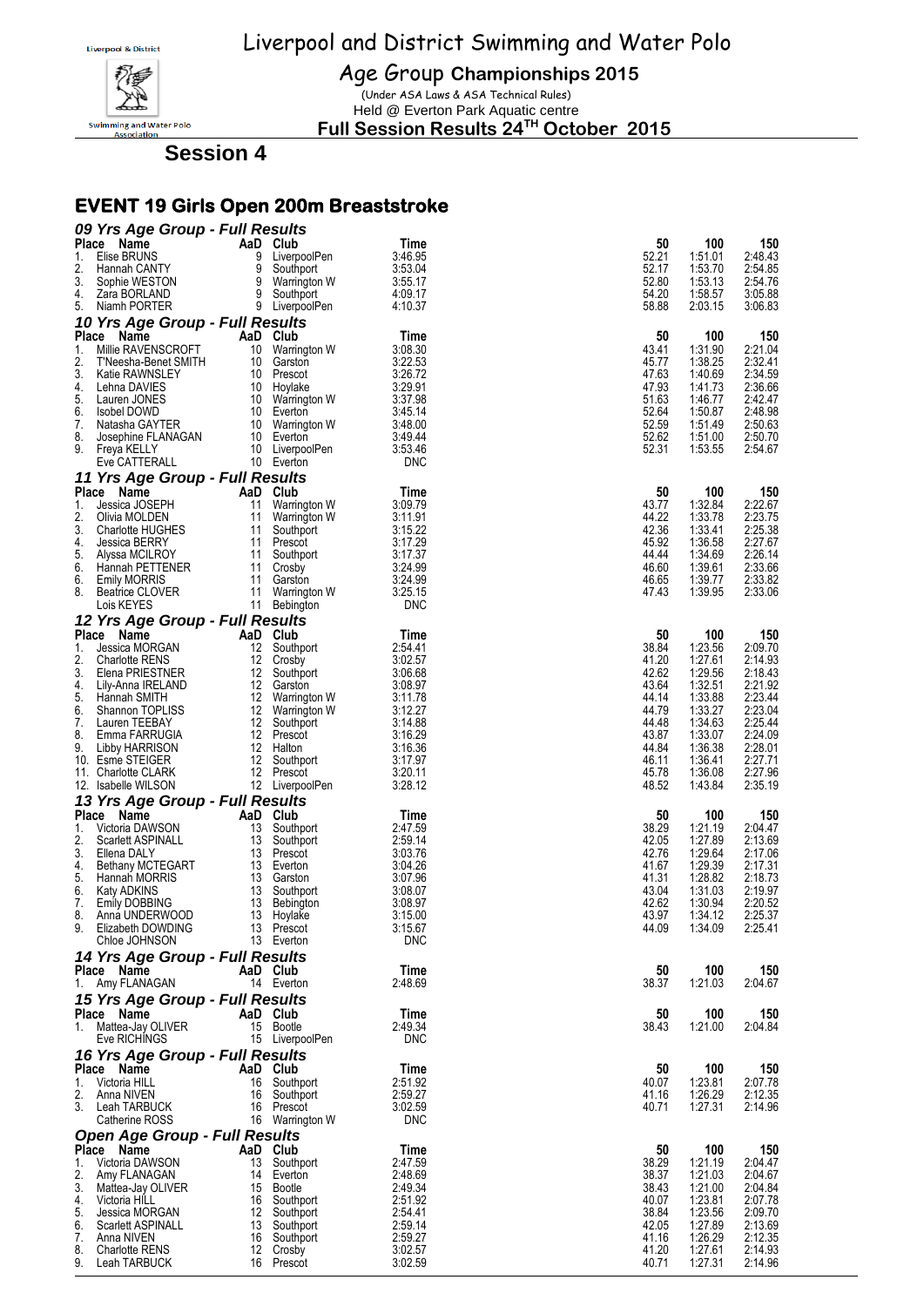# Liverpool and District Swimming and Water Polo

## Age Group Championships 2015

(Under ASA Laws & ASA Technical Rules)

Held @ Everton Park Aquatic centre

**Full Session Results 24TH October 2015**

## Session 4

## EVENT 19 Girls Open 200m Breaststroke

### 09 Yrs Age Group - Full Results

| Place | Name | AaD | Club | Time | 50 | 100 | 150 |
|---|---|---|---|---|---|---|---|
| 1. | Elise BRUNS | 9 | LiverpoolPen | 3:46.95 | 52.21 | 1:51.01 | 2:48.43 |
| 2. | Hannah CANTY | 9 | Southport | 3:53.04 | 52.17 | 1:53.70 | 2:54.85 |
| 3. | Sophie WESTON | 9 | Warrington W | 3:55.17 | 52.80 | 1:53.13 | 2:54.76 |
| 4. | Zara BORLAND | 9 | Southport | 4:09.17 | 54.20 | 1:58.57 | 3:05.88 |
| 5. | Niamh PORTER | 9 | LiverpoolPen | 4:10.37 | 58.88 | 2:03.15 | 3:06.83 |

### 10 Yrs Age Group - Full Results

| Place | Name | AaD | Club | Time | 50 | 100 | 150 |
|---|---|---|---|---|---|---|---|
| 1. | Millie RAVENSCROFT | 10 | Warrington W | 3:08.30 | 43.41 | 1:31.90 | 2:21.04 |
| 2. | T'Neesha-Benet SMITH | 10 | Garston | 3:22.53 | 45.77 | 1:38.25 | 2:32.41 |
| 3. | Katie RAWNSLEY | 10 | Prescot | 3:26.72 | 47.63 | 1:40.69 | 2:34.59 |
| 4. | Lehna DAVIES | 10 | Hoylake | 3:29.91 | 47.93 | 1:41.73 | 2:36.66 |
| 5. | Lauren JONES | 10 | Warrington W | 3:37.98 | 51.63 | 1:46.77 | 2:42.47 |
| 6. | Isobel DOWD | 10 | Everton | 3:45.14 | 52.64 | 1:50.87 | 2:48.98 |
| 7. | Natasha GAYTER | 10 | Warrington W | 3:48.00 | 52.59 | 1:51.49 | 2:50.63 |
| 8. | Josephine FLANAGAN | 10 | Everton | 3:49.44 | 52.62 | 1:51.00 | 2:50.70 |
| 9. | Freya KELLY | 10 | LiverpoolPen | 3:53.46 | 52.31 | 1:53.55 | 2:54.67 |
| | Eve CATTERALL | 10 | Everton | DNC | | | |

### 11 Yrs Age Group - Full Results

| Place | Name | AaD | Club | Time | 50 | 100 | 150 |
|---|---|---|---|---|---|---|---|
| 1. | Jessica JOSEPH | 11 | Warrington W | 3:09.79 | 43.77 | 1:32.84 | 2:22.67 |
| 2. | Olivia MOLDEN | 11 | Warrington W | 3:11.91 | 44.22 | 1:33.78 | 2:23.75 |
| 3. | Charlotte HUGHES | 11 | Southport | 3:15.22 | 42.36 | 1:33.41 | 2:25.38 |
| 4. | Jessica BERRY | 11 | Prescot | 3:17.29 | 45.92 | 1:36.58 | 2:27.67 |
| 5. | Alyssa MCILROY | 11 | Southport | 3:17.37 | 44.44 | 1:34.69 | 2:26.14 |
| 6. | Hannah PETTENER | 11 | Crosby | 3:24.99 | 46.60 | 1:39.61 | 2:33.66 |
| 6. | Emily MORRIS | 11 | Garston | 3:24.99 | 46.65 | 1:39.77 | 2:33.82 |
| 8. | Beatrice CLOVER | 11 | Warrington W | 3:25.15 | 47.43 | 1:39.95 | 2:33.06 |
| | Lois KEYES | 11 | Bebington | DNC | | | |

### 12 Yrs Age Group - Full Results

| Place | Name | AaD | Club | Time | 50 | 100 | 150 |
|---|---|---|---|---|---|---|---|
| 1. | Jessica MORGAN | 12 | Southport | 2:54.41 | 38.84 | 1:23.56 | 2:09.70 |
| 2. | Charlotte RENS | 12 | Crosby | 3:02.57 | 41.20 | 1:27.61 | 2:14.93 |
| 3. | Elena PRIESTNER | 12 | Southport | 3:06.68 | 42.62 | 1:29.56 | 2:18.43 |
| 4. | Lily-Anna IRELAND | 12 | Garston | 3:08.97 | 43.64 | 1:32.51 | 2:21.92 |
| 5. | Hannah SMITH | 12 | Warrington W | 3:11.78 | 44.14 | 1:33.88 | 2:23.44 |
| 6. | Shannon TOPLISS | 12 | Warrington W | 3:12.27 | 44.79 | 1:33.27 | 2:23.04 |
| 7. | Lauren TEEBAY | 12 | Southport | 3:14.88 | 44.48 | 1:34.63 | 2:25.44 |
| 8. | Emma FARRUGIA | 12 | Prescot | 3:16.29 | 43.87 | 1:33.07 | 2:24.09 |
| 9. | Libby HARRISON | 12 | Halton | 3:16.36 | 44.84 | 1:36.38 | 2:28.01 |
| 10. | Esme STEIGER | 12 | Southport | 3:17.97 | 46.11 | 1:36.41 | 2:27.71 |
| 11. | Charlotte CLARK | 12 | Prescot | 3:20.11 | 45.78 | 1:36.08 | 2:27.96 |
| 12. | Isabelle WILSON | 12 | LiverpoolPen | 3:28.12 | 48.52 | 1:43.84 | 2:35.19 |

### 13 Yrs Age Group - Full Results

| Place | Name | AaD | Club | Time | 50 | 100 | 150 |
|---|---|---|---|---|---|---|---|
| 1. | Victoria DAWSON | 13 | Southport | 2:47.59 | 38.29 | 1:21.19 | 2:04.47 |
| 2. | Scarlett ASPINALL | 13 | Southport | 2:59.14 | 42.05 | 1:27.89 | 2:13.69 |
| 3. | Ellena DALY | 13 | Prescot | 3:03.76 | 42.76 | 1:29.64 | 2:17.06 |
| 4. | Bethany MCTEGART | 13 | Everton | 3:04.26 | 41.67 | 1:29.39 | 2:17.31 |
| 5. | Hannah MORRIS | 13 | Garston | 3:07.96 | 41.31 | 1:28.82 | 2:18.73 |
| 6. | Katy ADKINS | 13 | Southport | 3:08.07 | 43.04 | 1:31.03 | 2:19.97 |
| 7. | Emily DOBBING | 13 | Bebington | 3:08.97 | 42.62 | 1:30.94 | 2:20.52 |
| 8. | Anna UNDERWOOD | 13 | Hoylake | 3:15.00 | 43.97 | 1:34.12 | 2:25.37 |
| 9. | Elizabeth DOWDING | 13 | Prescot | 3:15.67 | 44.09 | 1:34.09 | 2:25.41 |
| | Chloe JOHNSON | 13 | Everton | DNC | | | |

### 14 Yrs Age Group - Full Results

| Place | Name | AaD | Club | Time | 50 | 100 | 150 |
|---|---|---|---|---|---|---|---|
| 1. | Amy FLANAGAN | 14 | Everton | 2:48.69 | 38.37 | 1:21.03 | 2:04.67 |

### 15 Yrs Age Group - Full Results

| Place | Name | AaD | Club | Time | 50 | 100 | 150 |
|---|---|---|---|---|---|---|---|
| 1. | Mattea-Jay OLIVER | 15 | Bootle | 2:49.34 | 38.43 | 1:21.00 | 2:04.84 |
| | Eve RICHINGS | 15 | LiverpoolPen | DNC | | | |

### 16 Yrs Age Group - Full Results

| Place | Name | AaD | Club | Time | 50 | 100 | 150 |
|---|---|---|---|---|---|---|---|
| 1. | Victoria HILL | 16 | Southport | 2:51.92 | 40.07 | 1:23.81 | 2:07.78 |
| 2. | Anna NIVEN | 16 | Southport | 2:59.27 | 41.16 | 1:26.29 | 2:12.35 |
| 3. | Leah TARBUCK | 16 | Prescot | 3:02.59 | 40.71 | 1:27.31 | 2:14.96 |
| | Catherine ROSS | 16 | Warrington W | DNC | | | |

### Open Age Group - Full Results

| Place | Name | AaD | Club | Time | 50 | 100 | 150 |
|---|---|---|---|---|---|---|---|
| 1. | Victoria DAWSON | 13 | Southport | 2:47.59 | 38.29 | 1:21.19 | 2:04.47 |
| 2. | Amy FLANAGAN | 14 | Everton | 2:48.69 | 38.37 | 1:21.03 | 2:04.67 |
| 3. | Mattea-Jay OLIVER | 15 | Bootle | 2:49.34 | 38.43 | 1:21.00 | 2:04.84 |
| 4. | Victoria HILL | 16 | Southport | 2:51.92 | 40.07 | 1:23.81 | 2:07.78 |
| 5. | Jessica MORGAN | 12 | Southport | 2:54.41 | 38.84 | 1:23.56 | 2:09.70 |
| 6. | Scarlett ASPINALL | 13 | Southport | 2:59.14 | 42.05 | 1:27.89 | 2:13.69 |
| 7. | Anna NIVEN | 16 | Southport | 2:59.27 | 41.16 | 1:26.29 | 2:12.35 |
| 8. | Charlotte RENS | 12 | Crosby | 3:02.57 | 41.20 | 1:27.61 | 2:14.93 |
| 9. | Leah TARBUCK | 16 | Prescot | 3:02.59 | 40.71 | 1:27.31 | 2:14.96 |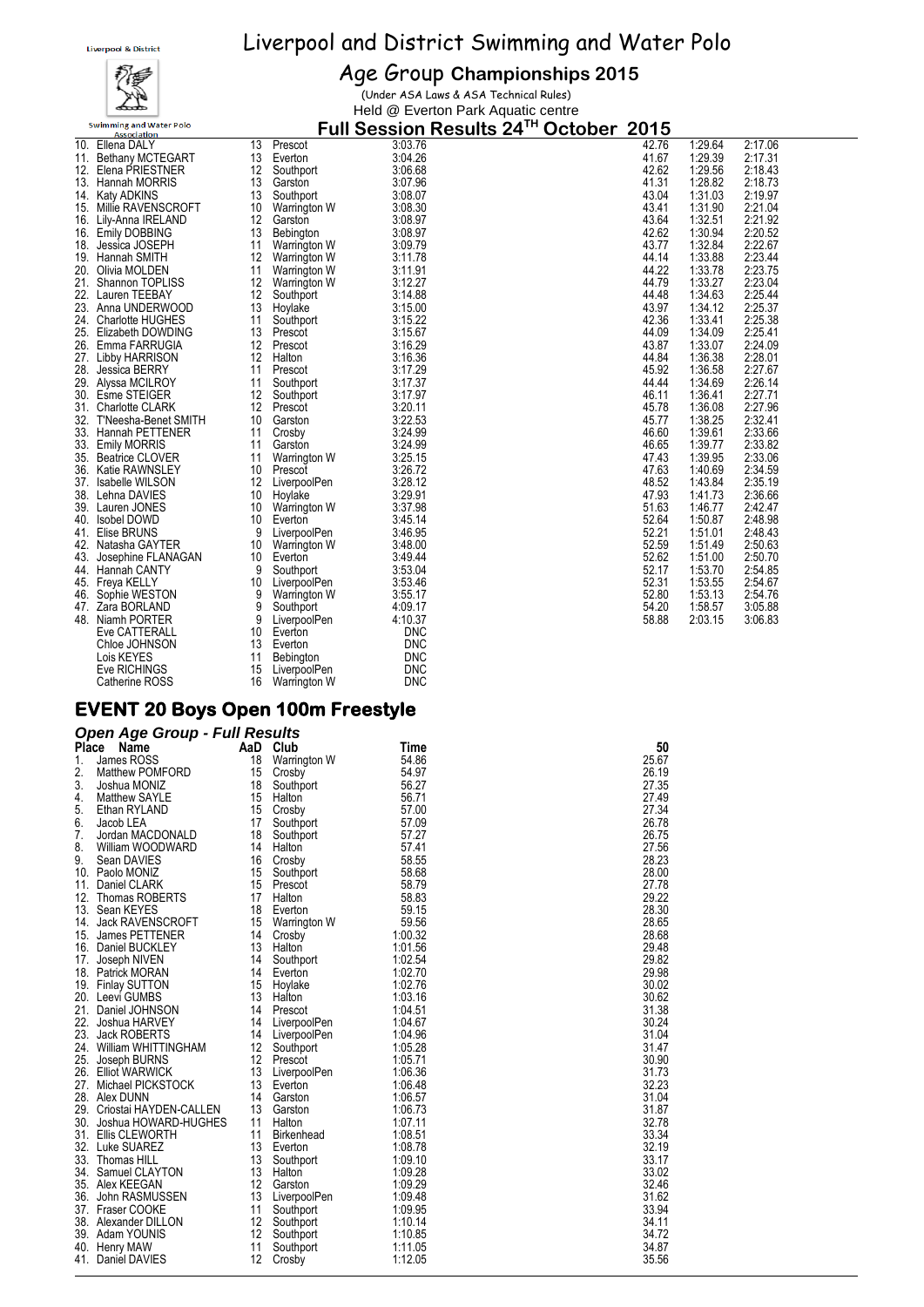# Liverpool and District Swimming and Water Polo

## Age Group Championships 2015

(Under ASA Laws & ASA Technical Rules)

Held @ Everton Park Aquatic centre

### Full Session Results 24TH October 2015

| Place | Name | AaD | Club | Time | 50 | 100 | 150 |
|---|---|---|---|---|---|---|---|
| 10. | Ellena DALY | 13 | Prescot | 3:03.76 | 42.76 | 1:29.64 | 2:17.06 |
| 11. | Bethany MCTEGART | 13 | Everton | 3:04.26 | 41.67 | 1:29.39 | 2:17.31 |
| 12. | Elena PRIESTNER | 12 | Southport | 3:06.68 | 42.62 | 1:29.56 | 2:18.43 |
| 13. | Hannah MORRIS | 13 | Garston | 3:07.96 | 41.31 | 1:28.82 | 2:18.73 |
| 14. | Katy ADKINS | 13 | Southport | 3:08.07 | 43.04 | 1:31.03 | 2:19.97 |
| 15. | Millie RAVENSCROFT | 10 | Warrington W | 3:08.30 | 43.41 | 1:31.90 | 2:21.04 |
| 16. | Lily-Anna IRELAND | 12 | Garston | 3:08.97 | 43.64 | 1:32.51 | 2:21.92 |
| 16. | Emily DOBBING | 13 | Bebington | 3:08.97 | 42.62 | 1:30.94 | 2:20.52 |
| 18. | Jessica JOSEPH | 11 | Warrington W | 3:09.79 | 43.77 | 1:32.84 | 2:22.67 |
| 19. | Hannah SMITH | 12 | Warrington W | 3:11.78 | 44.14 | 1:33.88 | 2:23.44 |
| 20. | Olivia MOLDEN | 11 | Warrington W | 3:11.91 | 44.22 | 1:33.78 | 2:23.75 |
| 21. | Shannon TOPLISS | 12 | Warrington W | 3:12.27 | 44.79 | 1:33.27 | 2:23.04 |
| 22. | Lauren TEEBAY | 12 | Southport | 3:14.88 | 44.48 | 1:34.63 | 2:25.44 |
| 23. | Anna UNDERWOOD | 13 | Hoylake | 3:15.00 | 43.97 | 1:34.12 | 2:25.37 |
| 24. | Charlotte HUGHES | 11 | Southport | 3:15.22 | 42.36 | 1:33.41 | 2:25.38 |
| 25. | Elizabeth DOWDING | 13 | Prescot | 3:15.67 | 44.09 | 1:34.09 | 2:25.41 |
| 26. | Emma FARRUGIA | 12 | Prescot | 3:16.29 | 43.87 | 1:33.07 | 2:24.09 |
| 27. | Libby HARRISON | 12 | Halton | 3:16.36 | 44.84 | 1:36.38 | 2:28.01 |
| 28. | Jessica BERRY | 11 | Prescot | 3:17.29 | 45.92 | 1:36.58 | 2:27.67 |
| 29. | Alyssa MCILROY | 11 | Southport | 3:17.37 | 44.44 | 1:34.69 | 2:26.14 |
| 30. | Esme STEIGER | 12 | Southport | 3:17.97 | 46.11 | 1:36.41 | 2:27.71 |
| 31. | Charlotte CLARK | 12 | Prescot | 3:20.11 | 45.78 | 1:36.08 | 2:27.96 |
| 32. | T'Neesha-Benet SMITH | 10 | Garston | 3:22.53 | 45.77 | 1:38.25 | 2:32.41 |
| 33. | Hannah PETTENER | 11 | Crosby | 3:24.99 | 46.60 | 1:39.61 | 2:33.66 |
| 33. | Emily MORRIS | 11 | Garston | 3:24.99 | 46.65 | 1:39.77 | 2:33.82 |
| 35. | Beatrice CLOVER | 11 | Warrington W | 3:25.15 | 47.43 | 1:39.95 | 2:33.06 |
| 36. | Katie RAWNSLEY | 10 | Prescot | 3:26.72 | 47.63 | 1:40.69 | 2:34.59 |
| 37. | Isabelle WILSON | 12 | LiverpoolPen | 3:28.12 | 48.52 | 1:43.84 | 2:35.19 |
| 38. | Lehna DAVIES | 10 | Hoylake | 3:29.91 | 47.93 | 1:41.73 | 2:36.66 |
| 39. | Lauren JONES | 10 | Warrington W | 3:37.98 | 51.63 | 1:46.77 | 2:42.47 |
| 40. | Isobel DOWD | 10 | Everton | 3:45.14 | 52.64 | 1:50.87 | 2:48.98 |
| 41. | Elise BRUNS | 9 | LiverpoolPen | 3:46.95 | 52.21 | 1:51.01 | 2:48.43 |
| 42. | Natasha GAYTER | 10 | Warrington W | 3:48.00 | 52.59 | 1:51.49 | 2:50.63 |
| 43. | Josephine FLANAGAN | 10 | Everton | 3:49.44 | 52.62 | 1:51.00 | 2:50.70 |
| 44. | Hannah CANTY | 9 | Southport | 3:53.04 | 52.17 | 1:53.70 | 2:54.85 |
| 45. | Freya KELLY | 10 | LiverpoolPen | 3:53.46 | 52.31 | 1:53.55 | 2:54.67 |
| 46. | Sophie WESTON | 9 | Warrington W | 3:55.17 | 52.80 | 1:53.13 | 2:54.76 |
| 47. | Zara BORLAND | 9 | Southport | 4:09.17 | 54.20 | 1:58.57 | 3:05.88 |
| 48. | Niamh PORTER | 9 | LiverpoolPen | 4:10.37 | 58.88 | 2:03.15 | 3:06.83 |
| | Eve CATTERALL | 10 | Everton | DNC | | | |
| | Chloe JOHNSON | 13 | Everton | DNC | | | |
| | Lois KEYES | 11 | Bebington | DNC | | | |
| | Eve RICHINGS | 15 | LiverpoolPen | DNC | | | |
| | Catherine ROSS | 16 | Warrington W | DNC | | | |

## EVENT 20 Boys Open 100m Freestyle

### *Open Age Group - Full Results*

| Place | Name | AaD | Club | Time | 50 |
|---|---|---|---|---|---|
| 1. | James ROSS | 18 | Warrington W | 54.86 | 25.67 |
| 2. | Matthew POMFORD | 15 | Crosby | 54.97 | 26.19 |
| 3. | Joshua MONIZ | 18 | Southport | 56.27 | 27.35 |
| 4. | Matthew SAYLE | 15 | Halton | 56.71 | 27.49 |
| 5. | Ethan RYLAND | 15 | Crosby | 57.00 | 27.34 |
| 6. | Jacob LEA | 17 | Southport | 57.09 | 26.78 |
| 7. | Jordan MACDONALD | 18 | Southport | 57.27 | 26.75 |
| 8. | William WOODWARD | 14 | Halton | 57.41 | 27.56 |
| 9. | Sean DAVIES | 16 | Crosby | 58.55 | 28.23 |
| 10. | Paolo MONIZ | 15 | Southport | 58.68 | 28.00 |
| 11. | Daniel CLARK | 15 | Prescot | 58.79 | 27.78 |
| 12. | Thomas ROBERTS | 17 | Halton | 58.83 | 29.22 |
| 13. | Sean KEYES | 18 | Everton | 59.15 | 28.30 |
| 14. | Jack RAVENSCROFT | 15 | Warrington W | 59.56 | 28.65 |
| 15. | James PETTENER | 14 | Crosby | 1:00.32 | 28.68 |
| 16. | Daniel BUCKLEY | 13 | Halton | 1:01.56 | 29.48 |
| 17. | Joseph NIVEN | 14 | Southport | 1:02.54 | 29.82 |
| 18. | Patrick MORAN | 14 | Everton | 1:02.70 | 29.98 |
| 19. | Finlay SUTTON | 15 | Hoylake | 1:02.76 | 30.02 |
| 20. | Leevi GUMBS | 13 | Halton | 1:03.16 | 30.62 |
| 21. | Daniel JOHNSON | 14 | Prescot | 1:04.51 | 31.38 |
| 22. | Joshua HARVEY | 14 | LiverpoolPen | 1:04.67 | 30.24 |
| 23. | Jack ROBERTS | 14 | LiverpoolPen | 1:04.96 | 31.04 |
| 24. | William WHITTINGHAM | 12 | Southport | 1:05.28 | 31.47 |
| 25. | Joseph BURNS | 12 | Prescot | 1:05.71 | 30.90 |
| 26. | Elliot WARWICK | 13 | LiverpoolPen | 1:06.36 | 31.73 |
| 27. | Michael PICKSTOCK | 13 | Everton | 1:06.48 | 32.23 |
| 28. | Alex DUNN | 14 | Garston | 1:06.57 | 31.04 |
| 29. | Criostai HAYDEN-CALLEN | 13 | Garston | 1:06.73 | 31.87 |
| 30. | Joshua HOWARD-HUGHES | 11 | Halton | 1:07.11 | 32.78 |
| 31. | Ellis CLEWORTH | 11 | Birkenhead | 1:08.51 | 33.34 |
| 32. | Luke SUAREZ | 13 | Everton | 1:08.78 | 32.19 |
| 33. | Thomas HILL | 13 | Southport | 1:09.10 | 33.17 |
| 34. | Samuel CLAYTON | 13 | Halton | 1:09.28 | 33.02 |
| 35. | Alex KEEGAN | 12 | Garston | 1:09.29 | 32.46 |
| 36. | John RASMUSSEN | 13 | LiverpoolPen | 1:09.48 | 31.62 |
| 37. | Fraser COOKE | 11 | Southport | 1:09.95 | 33.94 |
| 38. | Alexander DILLON | 12 | Southport | 1:10.14 | 34.11 |
| 39. | Adam YOUNIS | 12 | Southport | 1:10.85 | 34.72 |
| 40. | Henry MAW | 11 | Southport | 1:11.05 | 34.87 |
| 41. | Daniel DAVIES | 12 | Crosby | 1:12.05 | 35.56 |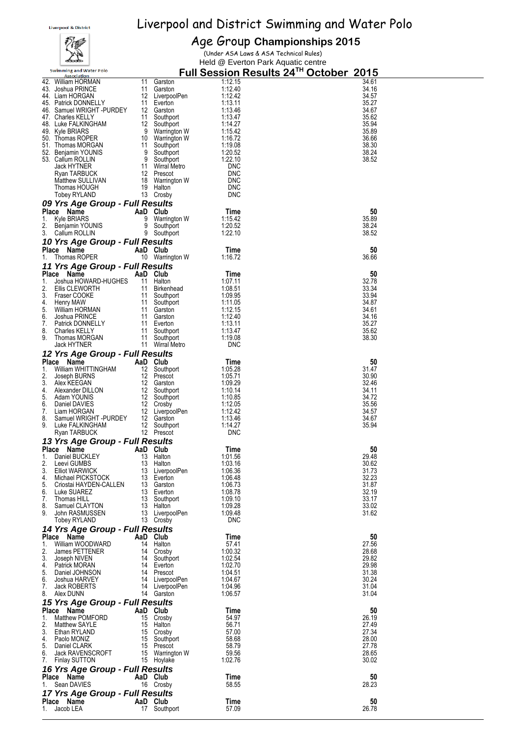# Liverpool and District Swimming and Water Polo

## Age Group Championships 2015

(Under ASA Laws & ASA Technical Rules)

Held @ Everton Park Aquatic centre

### Full Session Results 24TH October 2015

| Place | Name | AaD | Club | Time | 50 |
|---|---|---|---|---|---|
| 42. | William HORMAN | 11 | Garston | 1:12.15 | 34.61 |
| 43. | Joshua PRINCE | 11 | Garston | 1:12.40 | 34.16 |
| 44. | Liam HORGAN | 12 | LiverpoolPen | 1:12.42 | 34.57 |
| 45. | Patrick DONNELLY | 11 | Everton | 1:13.11 | 35.27 |
| 46. | Samuel WRIGHT -PURDEY | 12 | Garston | 1:13.46 | 34.67 |
| 47. | Charles KELLY | 11 | Southport | 1:13.47 | 35.62 |
| 48. | Luke FALKINGHAM | 12 | Southport | 1:14.27 | 35.94 |
| 49. | Kyle BRIARS | 9 | Warrington W | 1:15.42 | 35.89 |
| 50. | Thomas ROPER | 10 | Warrington W | 1:16.72 | 36.66 |
| 51. | Thomas MORGAN | 11 | Southport | 1:19.08 | 38.30 |
| 52. | Benjamin YOUNIS | 9 | Southport | 1:20.52 | 38.24 |
| 53. | Callum ROLLIN | 9 | Southport | 1:22.10 | 38.52 |
| | Jack HYTNER | 11 | Wirral Metro | DNC | |
| | Ryan TARBUCK | 12 | Prescot | DNC | |
| | Matthew SULLIVAN | 18 | Warrington W | DNC | |
| | Thomas HOUGH | 19 | Halton | DNC | |
| | Tobey RYLAND | 13 | Crosby | DNC | |

### 09 Yrs Age Group - Full Results

| Place | Name | AaD | Club | Time | 50 |
|---|---|---|---|---|---|
| 1. | Kyle BRIARS | 9 | Warrington W | 1:15.42 | 35.89 |
| 2. | Benjamin YOUNIS | 9 | Southport | 1:20.52 | 38.24 |
| 3. | Callum ROLLIN | 9 | Southport | 1:22.10 | 38.52 |

### 10 Yrs Age Group - Full Results

| Place | Name | AaD | Club | Time | 50 |
|---|---|---|---|---|---|
| 1. | Thomas ROPER | 10 | Warrington W | 1:16.72 | 36.66 |

### 11 Yrs Age Group - Full Results

| Place | Name | AaD | Club | Time | 50 |
|---|---|---|---|---|---|
| 1. | Joshua HOWARD-HUGHES | 11 | Halton | 1:07.11 | 32.78 |
| 2. | Ellis CLEWORTH | 11 | Birkenhead | 1:08.51 | 33.34 |
| 3. | Fraser COOKE | 11 | Southport | 1:09.95 | 33.94 |
| 4. | Henry MAW | 11 | Southport | 1:11.05 | 34.87 |
| 5. | William HORMAN | 11 | Garston | 1:12.15 | 34.61 |
| 6. | Joshua PRINCE | 11 | Garston | 1:12.40 | 34.16 |
| 7. | Patrick DONNELLY | 11 | Everton | 1:13.11 | 35.27 |
| 8. | Charles KELLY | 11 | Southport | 1:13.47 | 35.62 |
| 9. | Thomas MORGAN | 11 | Southport | 1:19.08 | 38.30 |
| | Jack HYTNER | 11 | Wirral Metro | DNC | |

### 12 Yrs Age Group - Full Results

| Place | Name | AaD | Club | Time | 50 |
|---|---|---|---|---|---|
| 1. | William WHITTINGHAM | 12 | Southport | 1:05.28 | 31.47 |
| 2. | Joseph BURNS | 12 | Prescot | 1:05.71 | 30.90 |
| 3. | Alex KEEGAN | 12 | Garston | 1:09.29 | 32.46 |
| 4. | Alexander DILLON | 12 | Southport | 1:10.14 | 34.11 |
| 5. | Adam YOUNIS | 12 | Southport | 1:10.85 | 34.72 |
| 6. | Daniel DAVIES | 12 | Crosby | 1:12.05 | 35.56 |
| 7. | Liam HORGAN | 12 | LiverpoolPen | 1:12.42 | 34.57 |
| 8. | Samuel WRIGHT -PURDEY | 12 | Garston | 1:13.46 | 34.67 |
| 9. | Luke FALKINGHAM | 12 | Southport | 1:14.27 | 35.94 |
| | Ryan TARBUCK | 12 | Prescot | DNC | |

### 13 Yrs Age Group - Full Results

| Place | Name | AaD | Club | Time | 50 |
|---|---|---|---|---|---|
| 1. | Daniel BUCKLEY | 13 | Halton | 1:01.56 | 29.48 |
| 2. | Leevi GUMBS | 13 | Halton | 1:03.16 | 30.62 |
| 3. | Elliot WARWICK | 13 | LiverpoolPen | 1:06.36 | 31.73 |
| 4. | Michael PICKSTOCK | 13 | Everton | 1:06.48 | 32.23 |
| 5. | Criostai HAYDEN-CALLEN | 13 | Garston | 1:06.73 | 31.87 |
| 6. | Luke SUAREZ | 13 | Everton | 1:08.78 | 32.19 |
| 7. | Thomas HILL | 13 | Southport | 1:09.10 | 33.17 |
| 8. | Samuel CLAYTON | 13 | Halton | 1:09.28 | 33.02 |
| 9. | John RASMUSSEN | 13 | LiverpoolPen | 1:09.48 | 31.62 |
| | Tobey RYLAND | 13 | Crosby | DNC | |

### 14 Yrs Age Group - Full Results

| Place | Name | AaD | Club | Time | 50 |
|---|---|---|---|---|---|
| 1. | William WOODWARD | 14 | Halton | 57.41 | 27.56 |
| 2. | James PETTENER | 14 | Crosby | 1:00.32 | 28.68 |
| 3. | Joseph NIVEN | 14 | Southport | 1:02.54 | 29.82 |
| 4. | Patrick MORAN | 14 | Everton | 1:02.70 | 29.98 |
| 5. | Daniel JOHNSON | 14 | Prescot | 1:04.51 | 31.38 |
| 6. | Joshua HARVEY | 14 | LiverpoolPen | 1:04.67 | 30.24 |
| 7. | Jack ROBERTS | 14 | LiverpoolPen | 1:04.96 | 31.04 |
| 8. | Alex DUNN | 14 | Garston | 1:06.57 | 31.04 |

### 15 Yrs Age Group - Full Results

| Place | Name | AaD | Club | Time | 50 |
|---|---|---|---|---|---|
| 1. | Matthew POMFORD | 15 | Crosby | 54.97 | 26.19 |
| 2. | Matthew SAYLE | 15 | Halton | 56.71 | 27.49 |
| 3. | Ethan RYLAND | 15 | Crosby | 57.00 | 27.34 |
| 4. | Paolo MONIZ | 15 | Southport | 58.68 | 28.00 |
| 5. | Daniel CLARK | 15 | Prescot | 58.79 | 27.78 |
| 6. | Jack RAVENSCROFT | 15 | Warrington W | 59.56 | 28.65 |
| 7. | Finlay SUTTON | 15 | Hoylake | 1:02.76 | 30.02 |

### 16 Yrs Age Group - Full Results

| Place | Name | AaD | Club | Time | 50 |
|---|---|---|---|---|---|
| 1. | Sean DAVIES | 16 | Crosby | 58.55 | 28.23 |

### 17 Yrs Age Group - Full Results

| Place | Name | AaD | Club | Time | 50 |
|---|---|---|---|---|---|
| 1. | Jacob LEA | 17 | Southport | 57.09 | 26.78 |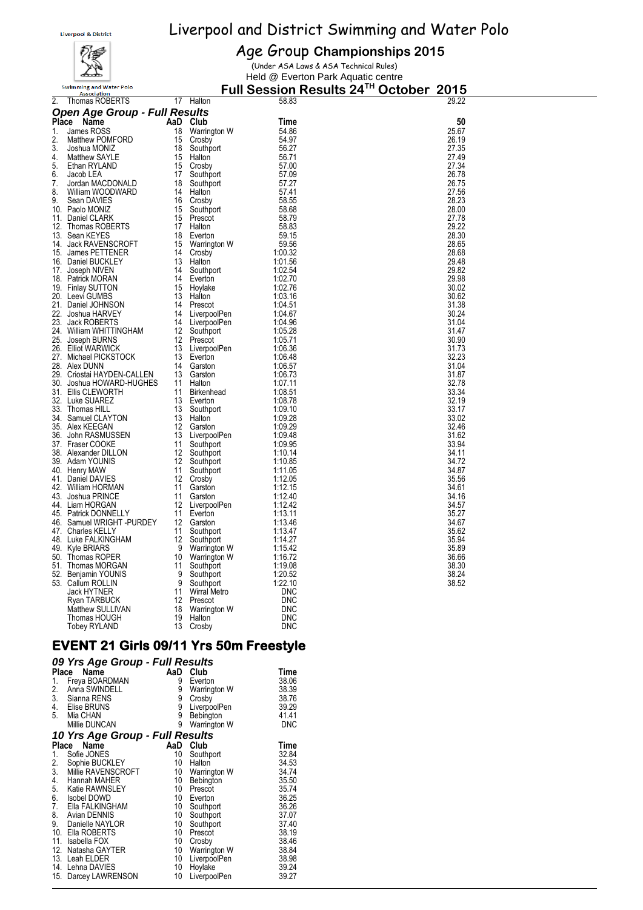| Place | Name | AaD | Club | Time | 50 |
|---|---|---|---|---|---|
| 2. | Thomas ROBERTS | 17 | Halton | 58.83 | 29.22 |

### *Open Age Group - Full Results*

| Place | Name | AaD | Club | Time | 50 |
|---|---|---|---|---|---|
| 1. | James ROSS | 18 | Warrington W | 54.86 | 25.67 |
| 2. | Matthew POMFORD | 15 | Crosby | 54.97 | 26.19 |
| 3. | Joshua MONIZ | 18 | Southport | 56.27 | 27.35 |
| 4. | Matthew SAYLE | 15 | Halton | 56.71 | 27.49 |
| 5. | Ethan RYLAND | 15 | Crosby | 57.00 | 27.34 |
| 6. | Jacob LEA | 17 | Southport | 57.09 | 26.78 |
| 7. | Jordan MACDONALD | 18 | Southport | 57.27 | 26.75 |
| 8. | William WOODWARD | 14 | Halton | 57.41 | 27.56 |
| 9. | Sean DAVIES | 16 | Crosby | 58.55 | 28.23 |
| 10. | Paolo MONIZ | 15 | Southport | 58.68 | 28.00 |
| 11. | Daniel CLARK | 15 | Prescot | 58.79 | 27.78 |
| 12. | Thomas ROBERTS | 17 | Halton | 58.83 | 29.22 |
| 13. | Sean KEYES | 18 | Everton | 59.15 | 28.30 |
| 14. | Jack RAVENSCROFT | 15 | Warrington W | 59.56 | 28.65 |
| 15. | James PETTENER | 14 | Crosby | 1:00.32 | 28.68 |
| 16. | Daniel BUCKLEY | 13 | Halton | 1:01.56 | 29.48 |
| 17. | Joseph NIVEN | 14 | Southport | 1:02.54 | 29.82 |
| 18. | Patrick MORAN | 14 | Everton | 1:02.70 | 29.98 |
| 19. | Finlay SUTTON | 15 | Hoylake | 1:02.76 | 30.02 |
| 20. | Leevi GUMBS | 13 | Halton | 1:03.16 | 30.62 |
| 21. | Daniel JOHNSON | 14 | Prescot | 1:04.51 | 31.38 |
| 22. | Joshua HARVEY | 14 | LiverpoolPen | 1:04.67 | 30.24 |
| 23. | Jack ROBERTS | 14 | LiverpoolPen | 1:04.96 | 31.04 |
| 24. | William WHITTINGHAM | 12 | Southport | 1:05.28 | 31.47 |
| 25. | Joseph BURNS | 12 | Prescot | 1:05.71 | 30.90 |
| 26. | Elliot WARWICK | 13 | LiverpoolPen | 1:06.36 | 31.73 |
| 27. | Michael PICKSTOCK | 13 | Everton | 1:06.48 | 32.23 |
| 28. | Alex DUNN | 14 | Garston | 1:06.57 | 31.04 |
| 29. | Criostai HAYDEN-CALLEN | 13 | Garston | 1:06.73 | 31.87 |
| 30. | Joshua HOWARD-HUGHES | 11 | Halton | 1:07.11 | 32.78 |
| 31. | Ellis CLEWORTH | 11 | Birkenhead | 1:08.51 | 33.34 |
| 32. | Luke SUAREZ | 13 | Everton | 1:08.78 | 32.19 |
| 33. | Thomas HILL | 13 | Southport | 1:09.10 | 33.17 |
| 34. | Samuel CLAYTON | 13 | Halton | 1:09.28 | 33.02 |
| 35. | Alex KEEGAN | 12 | Garston | 1:09.29 | 32.46 |
| 36. | John RASMUSSEN | 13 | LiverpoolPen | 1:09.48 | 31.62 |
| 37. | Fraser COOKE | 11 | Southport | 1:09.95 | 33.94 |
| 38. | Alexander DILLON | 12 | Southport | 1:10.14 | 34.11 |
| 39. | Adam YOUNIS | 12 | Southport | 1:10.85 | 34.72 |
| 40. | Henry MAW | 11 | Southport | 1:11.05 | 34.87 |
| 41. | Daniel DAVIES | 12 | Crosby | 1:12.05 | 35.56 |
| 42. | William HORMAN | 11 | Garston | 1:12.15 | 34.61 |
| 43. | Joshua PRINCE | 11 | Garston | 1:12.40 | 34.16 |
| 44. | Liam HORGAN | 12 | LiverpoolPen | 1:12.42 | 34.57 |
| 45. | Patrick DONNELLY | 11 | Everton | 1:13.11 | 35.27 |
| 46. | Samuel WRIGHT -PURDEY | 12 | Garston | 1:13.46 | 34.67 |
| 47. | Charles KELLY | 11 | Southport | 1:13.47 | 35.62 |
| 48. | Luke FALKINGHAM | 12 | Southport | 1:14.27 | 35.94 |
| 49. | Kyle BRIARS | 9 | Warrington W | 1:15.42 | 35.89 |
| 50. | Thomas ROPER | 10 | Warrington W | 1:16.72 | 36.66 |
| 51. | Thomas MORGAN | 11 | Southport | 1:19.08 | 38.30 |
| 52. | Benjamin YOUNIS | 9 | Southport | 1:20.52 | 38.24 |
| 53. | Callum ROLLIN | 9 | Southport | 1:22.10 | 38.52 |
| | Jack HYTNER | 11 | Wirral Metro | DNC | |
| | Ryan TARBUCK | 12 | Prescot | DNC | |
| | Matthew SULLIVAN | 18 | Warrington W | DNC | |
| | Thomas HOUGH | 19 | Halton | DNC | |
| | Tobey RYLAND | 13 | Crosby | DNC | |

## EVENT 21 Girls 09/11 Yrs 50m Freestyle

### *09 Yrs Age Group - Full Results*

| Place | Name | AaD | Club | Time |
|---|---|---|---|---|
| 1. | Freya BOARDMAN | 9 | Everton | 38.06 |
| 2. | Anna SWINDELL | 9 | Warrington W | 38.39 |
| 3. | Sianna RENS | 9 | Crosby | 38.76 |
| 4. | Elise BRUNS | 9 | LiverpoolPen | 39.29 |
| 5. | Mia CHAN | 9 | Bebington | 41.41 |
| | Millie DUNCAN | 9 | Warrington W | DNC |

### *10 Yrs Age Group - Full Results*

| Place | Name | AaD | Club | Time |
|---|---|---|---|---|
| 1. | Sofie JONES | 10 | Southport | 32.84 |
| 2. | Sophie BUCKLEY | 10 | Halton | 34.53 |
| 3. | Millie RAVENSCROFT | 10 | Warrington W | 34.74 |
| 4. | Hannah MAHER | 10 | Bebington | 35.50 |
| 5. | Katie RAWNSLEY | 10 | Prescot | 35.74 |
| 6. | Isobel DOWD | 10 | Everton | 36.25 |
| 7. | Ella FALKINGHAM | 10 | Southport | 36.26 |
| 8. | Avian DENNIS | 10 | Southport | 37.07 |
| 9. | Danielle NAYLOR | 10 | Southport | 37.40 |
| 10. | Ella ROBERTS | 10 | Prescot | 38.19 |
| 11. | Isabella FOX | 10 | Crosby | 38.46 |
| 12. | Natasha GAYTER | 10 | Warrington W | 38.84 |
| 13. | Leah ELDER | 10 | LiverpoolPen | 38.98 |
| 14. | Lehna DAVIES | 10 | Hoylake | 39.24 |
| 15. | Darcey LAWRENSON | 10 | LiverpoolPen | 39.27 |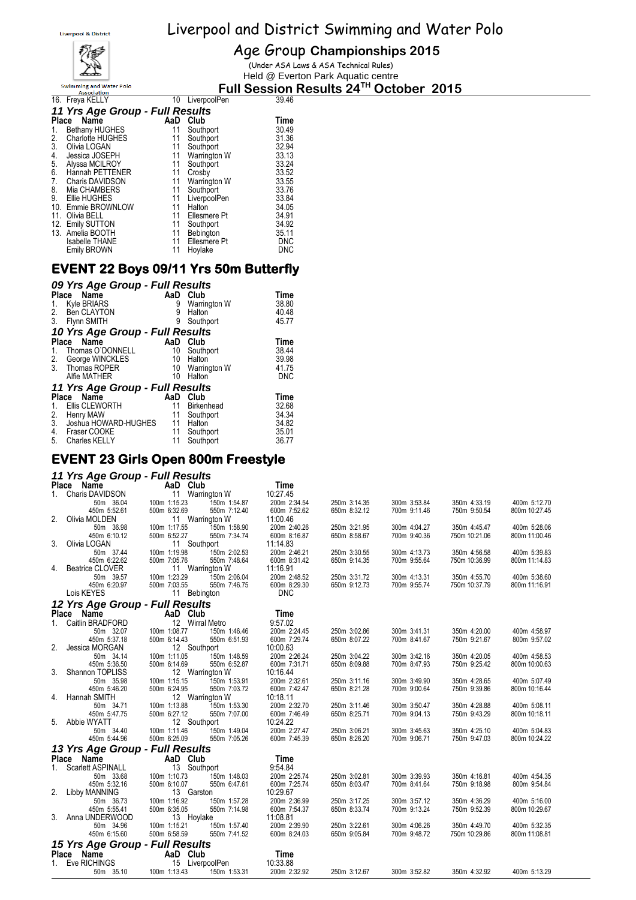| Place | Name | AaD | Club | Time |
|---|---|---|---|---|
| 16. | Freya KELLY | 10 | LiverpoolPen | 39.46 |

### 11 Yrs Age Group - Full Results

| Place | Name | AaD | Club | Time |
|---|---|---|---|---|
| 1. | Bethany HUGHES | 11 | Southport | 30.49 |
| 2. | Charlotte HUGHES | 11 | Southport | 31.36 |
| 3. | Olivia LOGAN | 11 | Southport | 32.94 |
| 4. | Jessica JOSEPH | 11 | Warrington W | 33.13 |
| 5. | Alyssa MCILROY | 11 | Southport | 33.24 |
| 6. | Hannah PETTENER | 11 | Crosby | 33.52 |
| 7. | Charis DAVIDSON | 11 | Warrington W | 33.55 |
| 8. | Mia CHAMBERS | 11 | Southport | 33.76 |
| 9. | Ellie HUGHES | 11 | LiverpoolPen | 33.84 |
| 10. | Emmie BROWNLOW | 11 | Halton | 34.05 |
| 11. | Olivia BELL | 11 | Ellesmere Pt | 34.91 |
| 12. | Emily SUTTON | 11 | Southport | 34.92 |
| 13. | Amelia BOOTH | 11 | Bebington | 35.11 |
| | Isabelle THANE | 11 | Ellesmere Pt | DNC |
| | Emily BROWN | 11 | Hoylake | DNC |

## EVENT 22 Boys 09/11 Yrs 50m Butterfly

### 09 Yrs Age Group - Full Results

| Place | Name | AaD | Club | Time |
|---|---|---|---|---|
| 1. | Kyle BRIARS | 9 | Warrington W | 38.80 |
| 2. | Ben CLAYTON | 9 | Halton | 40.48 |
| 3. | Flynn SMITH | 9 | Southport | 45.77 |

### 10 Yrs Age Group - Full Results

| Place | Name | AaD | Club | Time |
|---|---|---|---|---|
| 1. | Thomas O`DONNELL | 10 | Southport | 38.44 |
| 2. | George WINCKLES | 10 | Halton | 39.98 |
| 3. | Thomas ROPER | 10 | Warrington W | 41.75 |
| | Alfie MATHER | 10 | Halton | DNC |

### 11 Yrs Age Group - Full Results

| Place | Name | AaD | Club | Time |
|---|---|---|---|---|
| 1. | Ellis CLEWORTH | 11 | Birkenhead | 32.68 |
| 2. | Henry MAW | 11 | Southport | 34.34 |
| 3. | Joshua HOWARD-HUGHES | 11 | Halton | 34.82 |
| 4. | Fraser COOKE | 11 | Southport | 35.01 |
| 5. | Charles KELLY | 11 | Southport | 36.77 |

## EVENT 23 Girls Open 800m Freestyle

### 11 Yrs Age Group - Full Results

| Place | Name | AaD | Club | Time | | | | |
|---|---|---|---|---|---|---|---|---|
| 1. | Charis DAVIDSON | 11 | Warrington W | 10:27.45 | | | | |
| | 50m 36.04 | 100m 1:15.23 | 150m 1:54.87 | 200m 2:34.54 | 250m 3:14.35 | 300m 3:53.84 | 350m 4:33.19 | 400m 5:12.70 |
| | 450m 5:52.61 | 500m 6:32.69 | 550m 7:12.40 | 600m 7:52.62 | 650m 8:32.12 | 700m 9:11.46 | 750m 9:50.54 | 800m 10:27.45 |
| 2. | Olivia MOLDEN | 11 | Warrington W | 11:00.46 | | | | |
| | 50m 36.98 | 100m 1:17.55 | 150m 1:58.90 | 200m 2:40.26 | 250m 3:21.95 | 300m 4:04.27 | 350m 4:45.47 | 400m 5:28.06 |
| | 450m 6:10.12 | 500m 6:52.27 | 550m 7:34.74 | 600m 8:16.87 | 650m 8:58.67 | 700m 9:40.36 | 750m 10:21.06 | 800m 11:00.46 |
| 3. | Olivia LOGAN | 11 | Southport | 11:14.83 | | | | |
| | 50m 37.44 | 100m 1:19.98 | 150m 2:02.53 | 200m 2:46.21 | 250m 3:30.55 | 300m 4:13.73 | 350m 4:56.58 | 400m 5:39.83 |
| | 450m 6:22.62 | 500m 7:05.76 | 550m 7:48.64 | 600m 8:31.42 | 650m 9:14.35 | 700m 9:55.64 | 750m 10:36.99 | 800m 11:14.83 |
| 4. | Beatrice CLOVER | 11 | Warrington W | 11:16.91 | | | | |
| | 50m 39.57 | 100m 1:23.29 | 150m 2:06.04 | 200m 2:48.52 | 250m 3:31.72 | 300m 4:13.31 | 350m 4:55.70 | 400m 5:38.60 |
| | 450m 6:20.97 | 500m 7:03.55 | 550m 7:46.75 | 600m 8:29.30 | 650m 9:12.73 | 700m 9:55.74 | 750m 10:37.79 | 800m 11:16.91 |
| | Lois KEYES | 11 | Bebington | DNC | | | | |

### 12 Yrs Age Group - Full Results

| Place | Name | AaD | Club | Time | | | | |
|---|---|---|---|---|---|---|---|---|
| 1. | Caitlin BRADFORD | 12 | Wirral Metro | 9:57.02 | | | | |
| | 50m 32.07 | 100m 1:08.77 | 150m 1:46.46 | 200m 2:24.45 | 250m 3:02.86 | 300m 3:41.31 | 350m 4:20.00 | 400m 4:58.97 |
| | 450m 5:37.18 | 500m 6:14.43 | 550m 6:51.93 | 600m 7:29.74 | 650m 8:07.22 | 700m 8:41.67 | 750m 9:21.67 | 800m 9:57.02 |
| 2. | Jessica MORGAN | 12 | Southport | 10:00.63 | | | | |
| | 50m 34.14 | 100m 1:11.05 | 150m 1:48.59 | 200m 2:26.24 | 250m 3:04.22 | 300m 3:42.16 | 350m 4:20.05 | 400m 4:58.53 |
| | 450m 5:36.50 | 500m 6:14.69 | 550m 6:52.87 | 600m 7:31.71 | 650m 8:09.88 | 700m 8:47.93 | 750m 9:25.42 | 800m 10:00.63 |
| 3. | Shannon TOPLISS | 12 | Warrington W | 10:16.44 | | | | |
| | 50m 35.98 | 100m 1:15.15 | 150m 1:53.91 | 200m 2:32.61 | 250m 3:11.16 | 300m 3:49.90 | 350m 4:28.65 | 400m 5:07.49 |
| | 450m 5:46.20 | 500m 6:24.95 | 550m 7:03.72 | 600m 7:42.47 | 650m 8:21.28 | 700m 9:00.64 | 750m 9:39.86 | 800m 10:16.44 |
| 4. | Hannah SMITH | 12 | Warrington W | 10:18.11 | | | | |
| | 50m 34.71 | 100m 1:13.88 | 150m 1:53.30 | 200m 2:32.70 | 250m 3:11.46 | 300m 3:50.47 | 350m 4:28.88 | 400m 5:08.11 |
| | 450m 5:47.75 | 500m 6:27.12 | 550m 7:07.00 | 600m 7:46.49 | 650m 8:25.71 | 700m 9:04.13 | 750m 9:43.29 | 800m 10:18.11 |
| 5. | Abbie WYATT | 12 | Southport | 10:24.22 | | | | |
| | 50m 34.40 | 100m 1:11.46 | 150m 1:49.04 | 200m 2:27.47 | 250m 3:06.21 | 300m 3:45.63 | 350m 4:25.10 | 400m 5:04.83 |
| | 450m 5:44.96 | 500m 6:25.09 | 550m 7:05.26 | 600m 7:45.39 | 650m 8:26.20 | 700m 9:06.71 | 750m 9:47.03 | 800m 10:24.22 |

### 13 Yrs Age Group - Full Results

| Place | Name | AaD | Club | Time | | | | |
|---|---|---|---|---|---|---|---|---|
| 1. | Scarlett ASPINALL | 13 | Southport | 9:54.84 | | | | |
| | 50m 33.68 | 100m 1:10.73 | 150m 1:48.03 | 200m 2:25.74 | 250m 3:02.81 | 300m 3:39.93 | 350m 4:16.81 | 400m 4:54.35 |
| | 450m 5:32.16 | 500m 6:10.07 | 550m 6:47.61 | 600m 7:25.74 | 650m 8:03.47 | 700m 8:41.64 | 750m 9:18.98 | 800m 9:54.84 |
| 2. | Libby MANNING | 13 | Garston | 10:29.67 | | | | |
| | 50m 36.73 | 100m 1:16.92 | 150m 1:57.28 | 200m 2:36.99 | 250m 3:17.25 | 300m 3:57.12 | 350m 4:36.29 | 400m 5:16.00 |
| | 450m 5:55.41 | 500m 6:35.05 | 550m 7:14.98 | 600m 7:54.37 | 650m 8:33.74 | 700m 9:13.24 | 750m 9:52.39 | 800m 10:29.67 |
| 3. | Anna UNDERWOOD | 13 | Hoylake | 11:08.81 | | | | |
| | 50m 34.96 | 100m 1:15.21 | 150m 1:57.40 | 200m 2:39.90 | 250m 3:22.61 | 300m 4:06.26 | 350m 4:49.70 | 400m 5:32.35 |
| | 450m 6:15.60 | 500m 6:58.59 | 550m 7:41.52 | 600m 8:24.03 | 650m 9:05.84 | 700m 9:48.72 | 750m 10:29.86 | 800m 11:08.81 |

### 15 Yrs Age Group - Full Results

| Place | Name | AaD | Club | Time | | | | |
|---|---|---|---|---|---|---|---|---|
| 1. | Eve RICHINGS | 15 | LiverpoolPen | 10:33.88 | | | | |
| | 50m 35.10 | 100m 1:13.43 | 150m 1:53.31 | 200m 2:32.92 | 250m 3:12.67 | 300m 3:52.82 | 350m 4:32.92 | 400m 5:13.29 |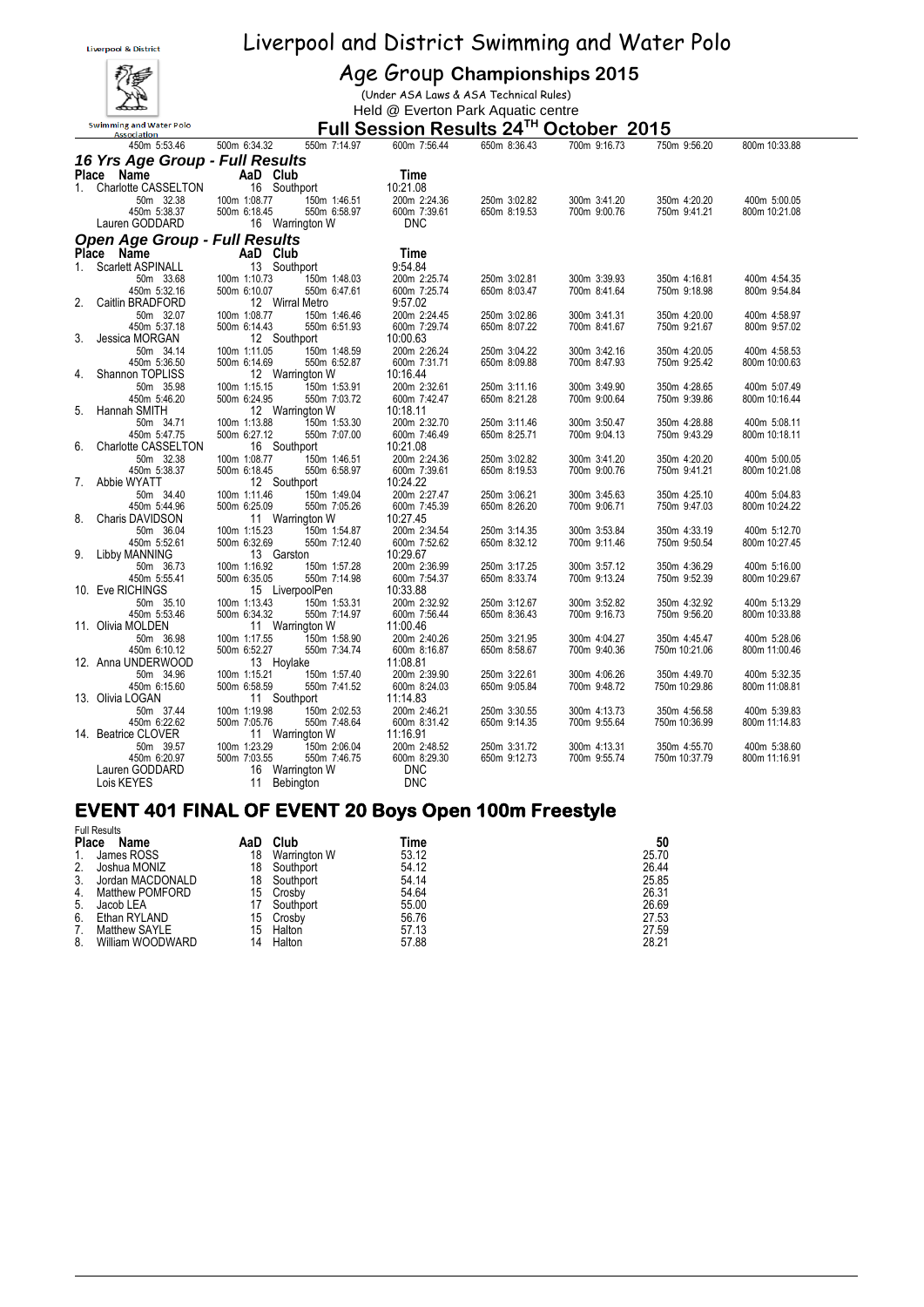# Liverpool and District Swimming and Water Polo

## Age Group Championships 2015

(Under ASA Laws & ASA Technical Rules)

Held @ Everton Park Aquatic centre

### Full Session Results 24TH October 2015

| 450m 5:53.46 | 500m 6:34.32 | 550m 7:14.97 | 600m 7:56.44 | 650m 8:36.43 | 700m 9:16.73 | 750m 9:56.20 | 800m 10:33.88 |
|---|---|---|---|---|---|---|---|

### *16 Yrs Age Group - Full Results*

| Place | Name | AaD | Club | Time | | | |
|---|---|---|---|---|---|---|---|
| 1. | Charlotte CASSELTON | 16 | Southport | 10:21.08 | | | |
| | 50m 32.38 | 100m 1:08.77 | 150m 1:46.51 | 200m 2:24.36 | 250m 3:02.82 | 300m 3:41.20 | 350m 4:20.20 / 400m 5:00.05 |
| | 450m 5:38.37 | 500m 6:18.45 | 550m 6:58.97 | 600m 7:39.61 | 650m 8:19.53 | 700m 9:00.76 | 750m 9:41.21 / 800m 10:21.08 |
| | Lauren GODDARD | 16 | Warrington W | DNC | | | |

### *Open Age Group - Full Results*

| Place | Name | AaD | Club | Time | | | | | |
|---|---|---|---|---|---|---|---|---|---|
| 1. | Scarlett ASPINALL | 13 | Southport | 9:54.84 | | | | | |
| | 50m 33.68 | 100m 1:10.73 | 150m 1:48.03 | 200m 2:25.74 | 250m 3:02.81 | 300m 3:39.93 | 350m 4:16.81 | 400m 4:54.35 | |
| | 450m 5:32.16 | 500m 6:10.07 | 550m 6:47.61 | 600m 7:25.74 | 650m 8:03.47 | 700m 8:41.64 | 750m 9:18.98 | 800m 9:54.84 | |
| 2. | Caitlin BRADFORD | 12 | Wirral Metro | 9:57.02 | | | | | |
| | 50m 32.07 | 100m 1:08.77 | 150m 1:46.46 | 200m 2:24.45 | 250m 3:02.86 | 300m 3:41.31 | 350m 4:20.00 | 400m 4:58.97 | |
| | 450m 5:37.18 | 500m 6:14.43 | 550m 6:51.93 | 600m 7:29.74 | 650m 8:07.22 | 700m 8:41.67 | 750m 9:21.67 | 800m 9:57.02 | |
| 3. | Jessica MORGAN | 12 | Southport | 10:00.63 | | | | | |
| | 50m 34.14 | 100m 1:11.05 | 150m 1:48.59 | 200m 2:26.24 | 250m 3:04.22 | 300m 3:42.16 | 350m 4:20.05 | 400m 4:58.53 | |
| | 450m 5:36.50 | 500m 6:14.69 | 550m 6:52.87 | 600m 7:31.71 | 650m 8:09.88 | 700m 8:47.93 | 750m 9:25.42 | 800m 10:00.63 | |
| 4. | Shannon TOPLISS | 12 | Warrington W | 10:16.44 | | | | | |
| | 50m 35.98 | 100m 1:15.15 | 150m 1:53.91 | 200m 2:32.61 | 250m 3:11.16 | 300m 3:49.90 | 350m 4:28.65 | 400m 5:07.49 | |
| | 450m 5:46.20 | 500m 6:24.95 | 550m 7:03.72 | 600m 7:42.47 | 650m 8:21.28 | 700m 9:00.64 | 750m 9:39.86 | 800m 10:16.44 | |
| 5. | Hannah SMITH | 12 | Warrington W | 10:18.11 | | | | | |
| | 50m 34.71 | 100m 1:13.88 | 150m 1:53.30 | 200m 2:32.70 | 250m 3:11.46 | 300m 3:50.47 | 350m 4:28.88 | 400m 5:08.11 | |
| | 450m 5:47.75 | 500m 6:27.12 | 550m 7:07.00 | 600m 7:46.49 | 650m 8:25.71 | 700m 9:04.13 | 750m 9:43.29 | 800m 10:18.11 | |
| 6. | Charlotte CASSELTON | 16 | Southport | 10:21.08 | | | | | |
| | 50m 32.38 | 100m 1:08.77 | 150m 1:46.51 | 200m 2:24.36 | 250m 3:02.82 | 300m 3:41.20 | 350m 4:20.20 | 400m 5:00.05 | |
| | 450m 5:38.37 | 500m 6:18.45 | 550m 6:58.97 | 600m 7:39.61 | 650m 8:19.53 | 700m 9:00.76 | 750m 9:41.21 | 800m 10:21.08 | |
| 7. | Abbie WYATT | 12 | Southport | 10:24.22 | | | | | |
| | 50m 34.40 | 100m 1:11.46 | 150m 1:49.04 | 200m 2:27.47 | 250m 3:06.21 | 300m 3:45.63 | 350m 4:25.10 | 400m 5:04.83 | |
| | 450m 5:44.96 | 500m 6:25.09 | 550m 7:05.26 | 600m 7:45.39 | 650m 8:26.20 | 700m 9:06.71 | 750m 9:47.03 | 800m 10:24.22 | |
| 8. | Charis DAVIDSON | 11 | Warrington W | 10:27.45 | | | | | |
| | 50m 36.04 | 100m 1:15.23 | 150m 1:54.87 | 200m 2:34.54 | 250m 3:14.35 | 300m 3:53.84 | 350m 4:33.19 | 400m 5:12.70 | |
| | 450m 5:52.61 | 500m 6:32.69 | 550m 7:12.40 | 600m 7:52.62 | 650m 8:32.12 | 700m 9:11.46 | 750m 9:50.54 | 800m 10:27.45 | |
| 9. | Libby MANNING | 13 | Garston | 10:29.67 | | | | | |
| | 50m 36.73 | 100m 1:16.92 | 150m 1:57.28 | 200m 2:36.99 | 250m 3:17.25 | 300m 3:57.12 | 350m 4:36.29 | 400m 5:16.00 | |
| | 450m 5:55.41 | 500m 6:35.05 | 550m 7:14.98 | 600m 7:54.37 | 650m 8:33.74 | 700m 9:13.24 | 750m 9:52.39 | 800m 10:29.67 | |
| 10. | Eve RICHINGS | 15 | LiverpoolPen | 10:33.88 | | | | | |
| | 50m 35.10 | 100m 1:13.43 | 150m 1:53.31 | 200m 2:32.92 | 250m 3:12.67 | 300m 3:52.82 | 350m 4:32.92 | 400m 5:13.29 | |
| | 450m 5:53.46 | 500m 6:34.32 | 550m 7:14.97 | 600m 7:56.44 | 650m 8:36.43 | 700m 9:16.73 | 750m 9:56.20 | 800m 10:33.88 | |
| 11. | Olivia MOLDEN | 11 | Warrington W | 11:00.46 | | | | | |
| | 50m 36.98 | 100m 1:17.55 | 150m 1:58.90 | 200m 2:40.26 | 250m 3:21.95 | 300m 4:04.27 | 350m 4:45.47 | 400m 5:28.06 | |
| | 450m 6:10.12 | 500m 6:52.27 | 550m 7:34.74 | 600m 8:16.87 | 650m 8:58.67 | 700m 9:40.36 | 750m 10:21.06 | 800m 11:00.46 | |
| 12. | Anna UNDERWOOD | 13 | Hoylake | 11:08.81 | | | | | |
| | 50m 34.96 | 100m 1:15.21 | 150m 1:57.40 | 200m 2:39.90 | 250m 3:22.61 | 300m 4:06.26 | 350m 4:49.70 | 400m 5:32.35 | |
| | 450m 6:15.60 | 500m 6:58.59 | 550m 7:41.52 | 600m 8:24.03 | 650m 9:05.84 | 700m 9:48.72 | 750m 10:29.86 | 800m 11:08.81 | |
| 13. | Olivia LOGAN | 11 | Southport | 11:14.83 | | | | | |
| | 50m 37.44 | 100m 1:19.98 | 150m 2:02.53 | 200m 2:46.21 | 250m 3:30.55 | 300m 4:13.73 | 350m 4:56.58 | 400m 5:39.83 | |
| | 450m 6:22.62 | 500m 7:05.76 | 550m 7:48.64 | 600m 8:31.42 | 650m 9:14.35 | 700m 9:55.64 | 750m 10:36.99 | 800m 11:14.83 | |
| 14. | Beatrice CLOVER | 11 | Warrington W | 11:16.91 | | | | | |
| | 50m 39.57 | 100m 1:23.29 | 150m 2:06.04 | 200m 2:48.52 | 250m 3:31.72 | 300m 4:13.31 | 350m 4:55.70 | 400m 5:38.60 | |
| | 450m 6:20.97 | 500m 7:03.55 | 550m 7:46.75 | 600m 8:29.30 | 650m 9:12.73 | 700m 9:55.74 | 750m 10:37.79 | 800m 11:16.91 | |
| | Lauren GODDARD | 16 | Warrington W | DNC | | | | | |
| | Lois KEYES | 11 | Bebington | DNC | | | | | |

## EVENT 401 FINAL OF EVENT 20 Boys Open 100m Freestyle

Full Results

| Place | Name | AaD | Club | Time | 50 |
|---|---|---|---|---|---|
| 1. | James ROSS | 18 | Warrington W | 53.12 | 25.70 |
| 2. | Joshua MONIZ | 18 | Southport | 54.12 | 26.44 |
| 3. | Jordan MACDONALD | 18 | Southport | 54.14 | 25.85 |
| 4. | Matthew POMFORD | 15 | Crosby | 54.64 | 26.31 |
| 5. | Jacob LEA | 17 | Southport | 55.00 | 26.69 |
| 6. | Ethan RYLAND | 15 | Crosby | 56.76 | 27.53 |
| 7. | Matthew SAYLE | 15 | Halton | 57.13 | 27.59 |
| 8. | William WOODWARD | 14 | Halton | 57.88 | 28.21 |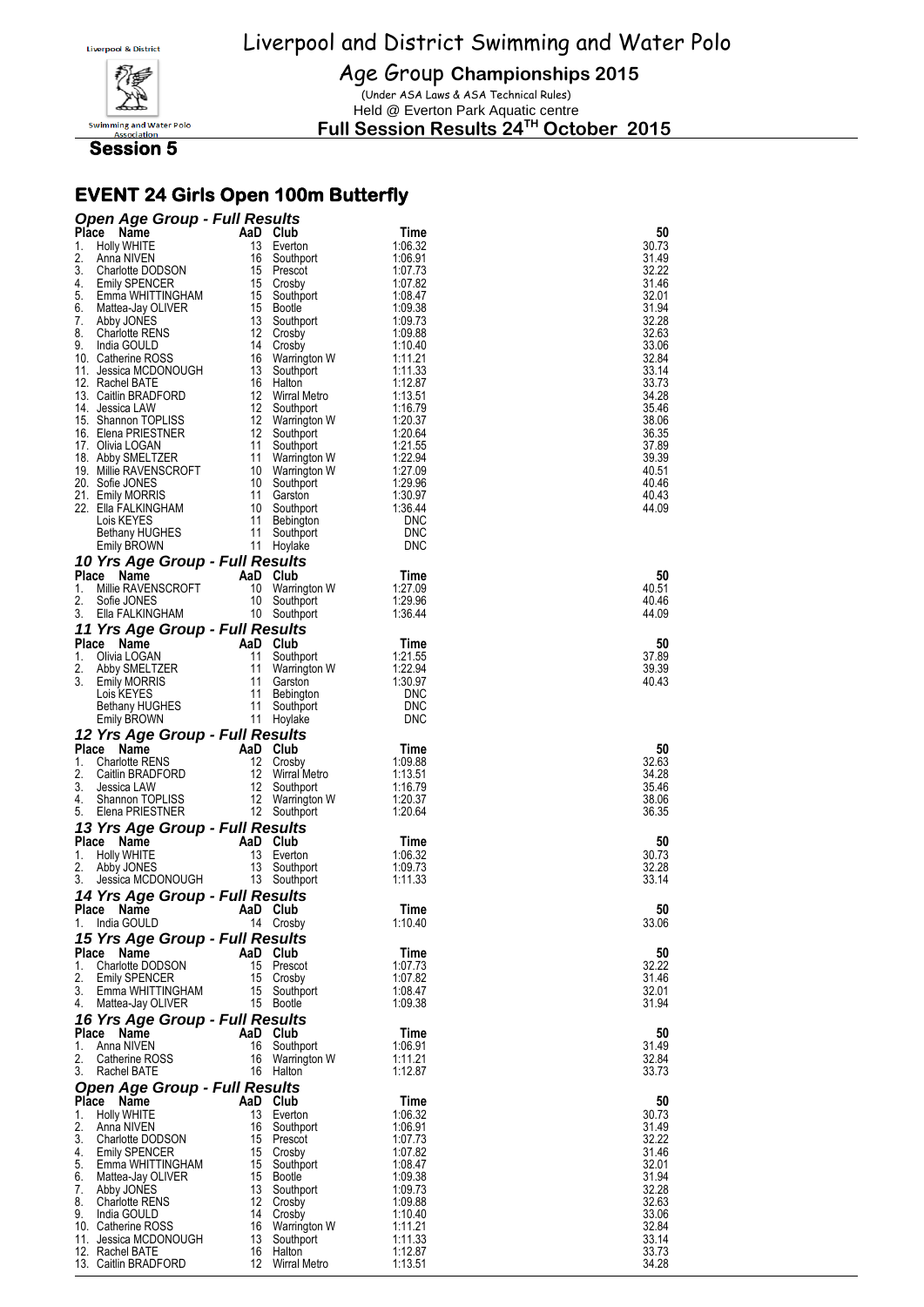# Liverpool and District Swimming and Water Polo

## Age Group Championships 2015

(Under ASA Laws & ASA Technical Rules)
Held @ Everton Park Aquatic centre

**Full Session Results 24TH October 2015**

**Session 5**

## EVENT 24 Girls Open 100m Butterfly

### Open Age Group - Full Results

| Place | Name | AaD | Club | Time | 50 |
|---|---|---|---|---|---|
| 1. | Holly WHITE | 13 | Everton | 1:06.32 | 30.73 |
| 2. | Anna NIVEN | 16 | Southport | 1:06.91 | 31.49 |
| 3. | Charlotte DODSON | 15 | Prescot | 1:07.73 | 32.22 |
| 4. | Emily SPENCER | 15 | Crosby | 1:07.82 | 31.46 |
| 5. | Emma WHITTINGHAM | 15 | Southport | 1:08.47 | 32.01 |
| 6. | Mattea-Jay OLIVER | 15 | Bootle | 1:09.38 | 31.94 |
| 7. | Abby JONES | 13 | Southport | 1:09.73 | 32.28 |
| 8. | Charlotte RENS | 12 | Crosby | 1:09.88 | 32.63 |
| 9. | India GOULD | 14 | Crosby | 1:10.40 | 33.06 |
| 10. | Catherine ROSS | 16 | Warrington W | 1:11.21 | 32.84 |
| 11. | Jessica MCDONOUGH | 13 | Southport | 1:11.33 | 33.14 |
| 12. | Rachel BATE | 16 | Halton | 1:12.87 | 33.73 |
| 13. | Caitlin BRADFORD | 12 | Wirral Metro | 1:13.51 | 34.28 |
| 14. | Jessica LAW | 12 | Southport | 1:16.79 | 35.46 |
| 15. | Shannon TOPLISS | 12 | Warrington W | 1:20.37 | 38.06 |
| 16. | Elena PRIESTNER | 12 | Southport | 1:20.64 | 36.35 |
| 17. | Olivia LOGAN | 11 | Southport | 1:21.55 | 37.89 |
| 18. | Abby SMELTZER | 11 | Warrington W | 1:22.94 | 39.39 |
| 19. | Millie RAVENSCROFT | 10 | Warrington W | 1:27.09 | 40.51 |
| 20. | Sofie JONES | 10 | Southport | 1:29.96 | 40.46 |
| 21. | Emily MORRIS | 11 | Garston | 1:30.97 | 40.43 |
| 22. | Ella FALKINGHAM | 10 | Southport | 1:36.44 | 44.09 |
| | Lois KEYES | 11 | Bebington | DNC | |
| | Bethany HUGHES | 11 | Southport | DNC | |
| | Emily BROWN | 11 | Hoylake | DNC | |

### 10 Yrs Age Group - Full Results

| Place | Name | AaD | Club | Time | 50 |
|---|---|---|---|---|---|
| 1. | Millie RAVENSCROFT | 10 | Warrington W | 1:27.09 | 40.51 |
| 2. | Sofie JONES | 10 | Southport | 1:29.96 | 40.46 |
| 3. | Ella FALKINGHAM | 10 | Southport | 1:36.44 | 44.09 |

### 11 Yrs Age Group - Full Results

| Place | Name | AaD | Club | Time | 50 |
|---|---|---|---|---|---|
| 1. | Olivia LOGAN | 11 | Southport | 1:21.55 | 37.89 |
| 2. | Abby SMELTZER | 11 | Warrington W | 1:22.94 | 39.39 |
| 3. | Emily MORRIS | 11 | Garston | 1:30.97 | 40.43 |
| | Lois KEYES | 11 | Bebington | DNC | |
| | Bethany HUGHES | 11 | Southport | DNC | |
| | Emily BROWN | 11 | Hoylake | DNC | |

### 12 Yrs Age Group - Full Results

| Place | Name | AaD | Club | Time | 50 |
|---|---|---|---|---|---|
| 1. | Charlotte RENS | 12 | Crosby | 1:09.88 | 32.63 |
| 2. | Caitlin BRADFORD | 12 | Wirral Metro | 1:13.51 | 34.28 |
| 3. | Jessica LAW | 12 | Southport | 1:16.79 | 35.46 |
| 4. | Shannon TOPLISS | 12 | Warrington W | 1:20.37 | 38.06 |
| 5. | Elena PRIESTNER | 12 | Southport | 1:20.64 | 36.35 |

### 13 Yrs Age Group - Full Results

| Place | Name | AaD | Club | Time | 50 |
|---|---|---|---|---|---|
| 1. | Holly WHITE | 13 | Everton | 1:06.32 | 30.73 |
| 2. | Abby JONES | 13 | Southport | 1:09.73 | 32.28 |
| 3. | Jessica MCDONOUGH | 13 | Southport | 1:11.33 | 33.14 |

### 14 Yrs Age Group - Full Results

| Place | Name | AaD | Club | Time | 50 |
|---|---|---|---|---|---|
| 1. | India GOULD | 14 | Crosby | 1:10.40 | 33.06 |

### 15 Yrs Age Group - Full Results

| Place | Name | AaD | Club | Time | 50 |
|---|---|---|---|---|---|
| 1. | Charlotte DODSON | 15 | Prescot | 1:07.73 | 32.22 |
| 2. | Emily SPENCER | 15 | Crosby | 1:07.82 | 31.46 |
| 3. | Emma WHITTINGHAM | 15 | Southport | 1:08.47 | 32.01 |
| 4. | Mattea-Jay OLIVER | 15 | Bootle | 1:09.38 | 31.94 |

### 16 Yrs Age Group - Full Results

| Place | Name | AaD | Club | Time | 50 |
|---|---|---|---|---|---|
| 1. | Anna NIVEN | 16 | Southport | 1:06.91 | 31.49 |
| 2. | Catherine ROSS | 16 | Warrington W | 1:11.21 | 32.84 |
| 3. | Rachel BATE | 16 | Halton | 1:12.87 | 33.73 |

### Open Age Group - Full Results

| Place | Name | AaD | Club | Time | 50 |
|---|---|---|---|---|---|
| 1. | Holly WHITE | 13 | Everton | 1:06.32 | 30.73 |
| 2. | Anna NIVEN | 16 | Southport | 1:06.91 | 31.49 |
| 3. | Charlotte DODSON | 15 | Prescot | 1:07.73 | 32.22 |
| 4. | Emily SPENCER | 15 | Crosby | 1:07.82 | 31.46 |
| 5. | Emma WHITTINGHAM | 15 | Southport | 1:08.47 | 32.01 |
| 6. | Mattea-Jay OLIVER | 15 | Bootle | 1:09.38 | 31.94 |
| 7. | Abby JONES | 13 | Southport | 1:09.73 | 32.28 |
| 8. | Charlotte RENS | 12 | Crosby | 1:09.88 | 32.63 |
| 9. | India GOULD | 14 | Crosby | 1:10.40 | 33.06 |
| 10. | Catherine ROSS | 16 | Warrington W | 1:11.21 | 32.84 |
| 11. | Jessica MCDONOUGH | 13 | Southport | 1:11.33 | 33.14 |
| 12. | Rachel BATE | 16 | Halton | 1:12.87 | 33.73 |
| 13. | Caitlin BRADFORD | 12 | Wirral Metro | 1:13.51 | 34.28 |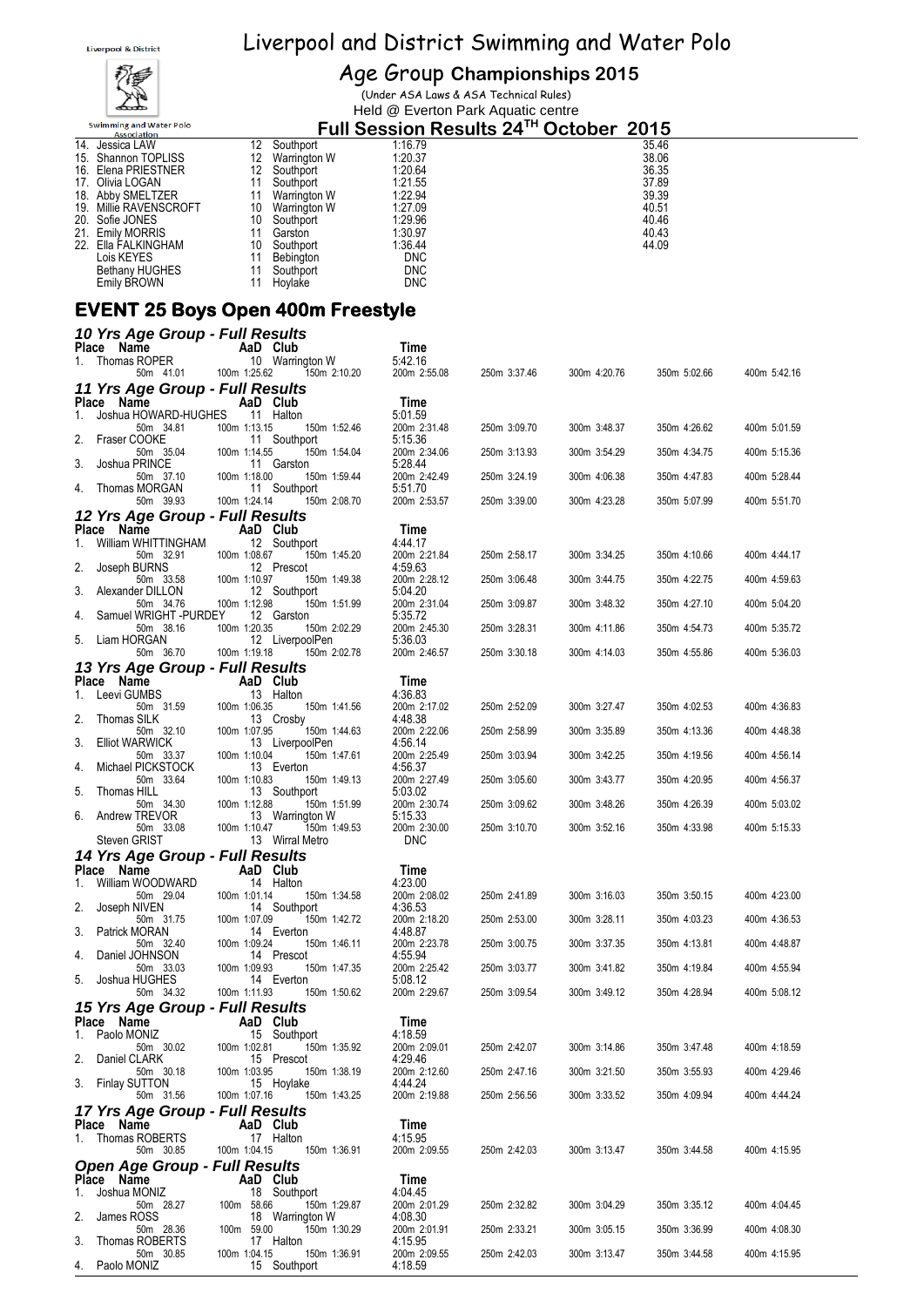# Liverpool and District Swimming and Water Polo

## Age Group Championships 2015

(Under ASA Laws & ASA Technical Rules)

Held @ Everton Park Aquatic centre

**Full Session Results 24[TH] October 2015**

| Place | Name | AaD | Club | Time | 50m |
|---|---|---|---|---|---|
| 14. | Jessica LAW | 12 | Southport | 1:16.79 | 35.46 |
| 15. | Shannon TOPLISS | 12 | Warrington W | 1:20.37 | 38.06 |
| 16. | Elena PRIESTNER | 12 | Southport | 1:20.64 | 36.35 |
| 17. | Olivia LOGAN | 11 | Southport | 1:21.55 | 37.89 |
| 18. | Abby SMELTZER | 11 | Warrington W | 1:22.94 | 39.39 |
| 19. | Millie RAVENSCROFT | 10 | Warrington W | 1:27.09 | 40.51 |
| 20. | Sofie JONES | 10 | Southport | 1:29.96 | 40.46 |
| 21. | Emily MORRIS | 11 | Garston | 1:30.97 | 40.43 |
| 22. | Ella FALKINGHAM | 10 | Southport | 1:36.44 | 44.09 |
| | Lois KEYES | 11 | Bebington | DNC | |
| | Bethany HUGHES | 11 | Southport | DNC | |
| | Emily BROWN | 11 | Hoylake | DNC | |

# EVENT 25 Boys Open 400m Freestyle

### 10 Yrs Age Group - Full Results

| Place | Name | AaD | Club | Time |
|---|---|---|---|---|
| 1. | Thomas ROPER | 10 | Warrington W | 5:42.16 |

| 50m | 100m | 150m | 200m | 250m | 300m | 350m | 400m |
|---|---|---|---|---|---|---|---|
| 41.01 | 1:25.62 | 2:10.20 | 2:55.08 | 3:37.46 | 4:20.76 | 5:02.66 | 5:42.16 |

### 11 Yrs Age Group - Full Results

| Place | Name | AaD | Club | Time | 50m | 100m | 150m | 200m | 250m | 300m | 350m | 400m |
|---|---|---|---|---|---|---|---|---|---|---|---|---|
| 1. | Joshua HOWARD-HUGHES | 11 | Halton | 5:01.59 | 34.81 | 1:13.15 | 1:52.46 | 2:31.48 | 3:09.70 | 3:48.37 | 4:26.62 | 5:01.59 |
| 2. | Fraser COOKE | 11 | Southport | 5:15.36 | 35.04 | 1:14.55 | 1:54.04 | 2:34.06 | 3:13.93 | 3:54.29 | 4:34.75 | 5:15.36 |
| 3. | Joshua PRINCE | 11 | Garston | 5:28.44 | 37.10 | 1:18.00 | 1:59.44 | 2:42.49 | 3:24.19 | 4:06.38 | 4:47.83 | 5:28.44 |
| 4. | Thomas MORGAN | 11 | Southport | 5:51.70 | 39.93 | 1:24.14 | 2:08.70 | 2:53.57 | 3:39.00 | 4:23.28 | 5:07.99 | 5:51.70 |

### 12 Yrs Age Group - Full Results

| Place | Name | AaD | Club | Time | 50m | 100m | 150m | 200m | 250m | 300m | 350m | 400m |
|---|---|---|---|---|---|---|---|---|---|---|---|---|
| 1. | William WHITTINGHAM | 12 | Southport | 4:44.17 | 32.91 | 1:08.67 | 1:45.20 | 2:21.84 | 2:58.17 | 3:34.25 | 4:10.66 | 4:44.17 |
| 2. | Joseph BURNS | 12 | Prescot | 4:59.63 | 33.58 | 1:10.97 | 1:49.38 | 2:28.12 | 3:06.48 | 3:44.75 | 4:22.75 | 4:59.63 |
| 3. | Alexander DILLON | 12 | Southport | 5:04.20 | 34.76 | 1:12.98 | 1:51.99 | 2:31.04 | 3:09.87 | 3:48.32 | 4:27.10 | 5:04.20 |
| 4. | Samuel WRIGHT -PURDEY | 12 | Garston | 5:35.72 | 38.16 | 1:20.35 | 2:02.29 | 2:45.30 | 3:28.31 | 4:11.86 | 4:54.73 | 5:35.72 |
| 5. | Liam HORGAN | 12 | LiverpoolPen | 5:36.03 | 36.70 | 1:19.18 | 2:02.78 | 2:46.57 | 3:30.18 | 4:14.03 | 4:55.86 | 5:36.03 |

### 13 Yrs Age Group - Full Results

| Place | Name | AaD | Club | Time | 50m | 100m | 150m | 200m | 250m | 300m | 350m | 400m |
|---|---|---|---|---|---|---|---|---|---|---|---|---|
| 1. | Leevi GUMBS | 13 | Halton | 4:36.83 | 31.59 | 1:06.35 | 1:41.56 | 2:17.02 | 2:52.09 | 3:27.47 | 4:02.53 | 4:36.83 |
| 2. | Thomas SILK | 13 | Crosby | 4:48.38 | 32.10 | 1:07.95 | 1:44.63 | 2:22.06 | 2:58.99 | 3:35.89 | 4:13.36 | 4:48.38 |
| 3. | Elliot WARWICK | 13 | LiverpoolPen | 4:56.14 | 33.37 | 1:10.04 | 1:47.61 | 2:25.49 | 3:03.94 | 3:42.25 | 4:19.56 | 4:56.14 |
| 4. | Michael PICKSTOCK | 13 | Everton | 4:56.37 | 33.64 | 1:10.83 | 1:49.13 | 2:27.49 | 3:05.60 | 3:43.77 | 4:20.95 | 4:56.37 |
| 5. | Thomas HILL | 13 | Southport | 5:03.02 | 34.30 | 1:12.88 | 1:51.99 | 2:30.74 | 3:09.62 | 3:48.26 | 4:26.39 | 5:03.02 |
| 6. | Andrew TREVOR | 13 | Warrington W | 5:15.33 | 33.08 | 1:10.47 | 1:49.53 | 2:30.00 | 3:10.70 | 3:52.16 | 4:33.98 | 5:15.33 |
| | Steven GRIST | 13 | Wirral Metro | DNC | | | | | | | | |

### 14 Yrs Age Group - Full Results

| Place | Name | AaD | Club | Time | 50m | 100m | 150m | 200m | 250m | 300m | 350m | 400m |
|---|---|---|---|---|---|---|---|---|---|---|---|---|
| 1. | William WOODWARD | 14 | Halton | 4:23.00 | 29.04 | 1:01.14 | 1:34.58 | 2:08.02 | 2:41.89 | 3:16.03 | 3:50.15 | 4:23.00 |
| 2. | Joseph NIVEN | 14 | Southport | 4:36.53 | 31.75 | 1:07.09 | 1:42.72 | 2:18.20 | 2:53.00 | 3:28.11 | 4:03.23 | 4:36.53 |
| 3. | Patrick MORAN | 14 | Everton | 4:48.87 | 32.40 | 1:09.24 | 1:46.11 | 2:23.78 | 3:00.75 | 3:37.35 | 4:13.81 | 4:48.87 |
| 4. | Daniel JOHNSON | 14 | Prescot | 4:55.94 | 33.03 | 1:09.93 | 1:47.35 | 2:25.42 | 3:03.77 | 3:41.82 | 4:19.84 | 4:55.94 |
| 5. | Joshua HUGHES | 14 | Everton | 5:08.12 | 34.32 | 1:11.93 | 1:50.62 | 2:29.67 | 3:09.54 | 3:49.12 | 4:28.94 | 5:08.12 |

### 15 Yrs Age Group - Full Results

| Place | Name | AaD | Club | Time | 50m | 100m | 150m | 200m | 250m | 300m | 350m | 400m |
|---|---|---|---|---|---|---|---|---|---|---|---|---|
| 1. | Paolo MONIZ | 15 | Southport | 4:18.59 | 30.02 | 1:02.81 | 1:35.92 | 2:09.01 | 2:42.07 | 3:14.86 | 3:47.48 | 4:18.59 |
| 2. | Daniel CLARK | 15 | Prescot | 4:29.46 | 30.18 | 1:03.95 | 1:38.19 | 2:12.60 | 2:47.16 | 3:21.50 | 3:55.93 | 4:29.46 |
| 3. | Finlay SUTTON | 15 | Hoylake | 4:44.24 | 31.56 | 1:07.16 | 1:43.25 | 2:19.88 | 2:56.56 | 3:33.52 | 4:09.94 | 4:44.24 |

### 17 Yrs Age Group - Full Results

| Place | Name | AaD | Club | Time | 50m | 100m | 150m | 200m | 250m | 300m | 350m | 400m |
|---|---|---|---|---|---|---|---|---|---|---|---|---|
| 1. | Thomas ROBERTS | 17 | Halton | 4:15.95 | 30.85 | 1:04.15 | 1:36.91 | 2:09.55 | 2:42.03 | 3:13.47 | 3:44.58 | 4:15.95 |

### Open Age Group - Full Results

| Place | Name | AaD | Club | Time | 50m | 100m | 150m | 200m | 250m | 300m | 350m | 400m |
|---|---|---|---|---|---|---|---|---|---|---|---|---|
| 1. | Joshua MONIZ | 18 | Southport | 4:04.45 | 28.27 | 58.66 | 1:29.87 | 2:01.29 | 2:32.82 | 3:04.29 | 3:35.12 | 4:04.45 |
| 2. | James ROSS | 18 | Warrington W | 4:08.30 | 28.36 | 59.00 | 1:30.29 | 2:01.91 | 2:33.21 | 3:05.15 | 3:36.99 | 4:08.30 |
| 3. | Thomas ROBERTS | 17 | Halton | 4:15.95 | 30.85 | 1:04.15 | 1:36.91 | 2:09.55 | 2:42.03 | 3:13.47 | 3:44.58 | 4:15.95 |
| 4. | Paolo MONIZ | 15 | Southport | 4:18.59 | | | | | | | | |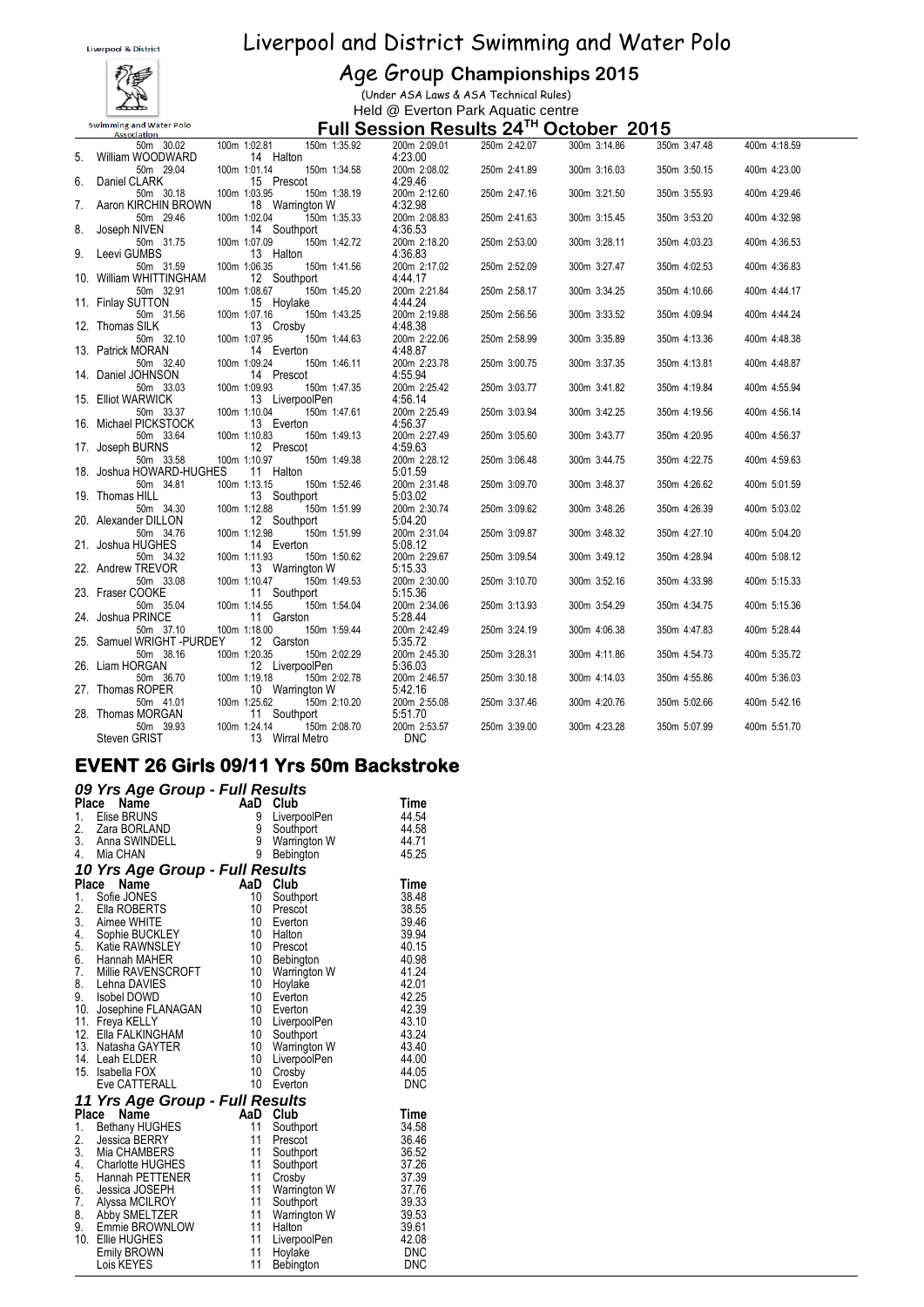# Liverpool and District Swimming and Water Polo

## Age Group Championships 2015

(Under ASA Laws & ASA Technical Rules)

Held @ Everton Park Aquatic centre

### Full Session Results 24TH October 2015

| Place | Name | AaD | Club | Time |
|---|---|---|---|---|
| | 50m 30.02 | 100m 1:02.81 | 150m 1:35.92 | 200m 2:09.01 · 250m 2:42.07 · 300m 3:14.86 · 350m 3:47.48 · 400m 4:18.59 |
| 5. | William WOODWARD | 14 | Halton | 4:23.00 |
| | 50m 29.04 | 100m 1:01.14 | 150m 1:34.58 | 200m 2:08.02 · 250m 2:41.89 · 300m 3:16.03 · 350m 3:50.15 · 400m 4:23.00 |
| 6. | Daniel CLARK | 15 | Prescot | 4:29.46 |
| | 50m 30.18 | 100m 1:03.95 | 150m 1:38.19 | 200m 2:12.60 · 250m 2:47.16 · 300m 3:21.50 · 350m 3:55.93 · 400m 4:29.46 |
| 7. | Aaron KIRCHIN BROWN | 18 | Warrington W | 4:32.98 |
| | 50m 29.46 | 100m 1:02.04 | 150m 1:35.33 | 200m 2:08.83 · 250m 2:41.63 · 300m 3:15.45 · 350m 3:53.20 · 400m 4:32.98 |
| 8. | Joseph NIVEN | 14 | Southport | 4:36.53 |
| | 50m 31.75 | 100m 1:07.09 | 150m 1:42.72 | 200m 2:18.20 · 250m 2:53.00 · 300m 3:28.11 · 350m 4:03.23 · 400m 4:36.53 |
| 9. | Leevi GUMBS | 13 | Halton | 4:36.83 |
| | 50m 31.59 | 100m 1:06.35 | 150m 1:41.56 | 200m 2:17.02 · 250m 2:52.09 · 300m 3:27.47 · 350m 4:02.53 · 400m 4:36.83 |
| 10. | William WHITTINGHAM | 12 | Southport | 4:44.17 |
| | 50m 32.91 | 100m 1:08.67 | 150m 1:45.20 | 200m 2:21.84 · 250m 2:58.17 · 300m 3:34.25 · 350m 4:10.66 · 400m 4:44.17 |
| 11. | Finlay SUTTON | 15 | Hoylake | 4:44.24 |
| | 50m 31.56 | 100m 1:07.16 | 150m 1:43.25 | 200m 2:19.88 · 250m 2:56.56 · 300m 3:33.52 · 350m 4:09.94 · 400m 4:44.24 |
| 12. | Thomas SILK | 13 | Crosby | 4:48.38 |
| | 50m 32.10 | 100m 1:07.95 | 150m 1:44.63 | 200m 2:22.06 · 250m 2:58.99 · 300m 3:35.89 · 350m 4:13.36 · 400m 4:48.38 |
| 13. | Patrick MORAN | 14 | Everton | 4:48.87 |
| | 50m 32.40 | 100m 1:09.24 | 150m 1:46.11 | 200m 2:23.78 · 250m 3:00.75 · 300m 3:37.35 · 350m 4:13.81 · 400m 4:48.87 |
| 14. | Daniel JOHNSON | 14 | Prescot | 4:55.94 |
| | 50m 33.03 | 100m 1:09.93 | 150m 1:47.35 | 200m 2:25.42 · 250m 3:03.77 · 300m 3:41.82 · 350m 4:19.84 · 400m 4:55.94 |
| 15. | Elliot WARWICK | 13 | LiverpoolPen | 4:56.14 |
| | 50m 33.37 | 100m 1:10.04 | 150m 1:47.61 | 200m 2:25.49 · 250m 3:03.94 · 300m 3:42.25 · 350m 4:19.56 · 400m 4:56.14 |
| 16. | Michael PICKSTOCK | 13 | Everton | 4:56.37 |
| | 50m 33.64 | 100m 1:10.83 | 150m 1:49.13 | 200m 2:27.49 · 250m 3:05.60 · 300m 3:43.77 · 350m 4:20.95 · 400m 4:56.37 |
| 17. | Joseph BURNS | 12 | Prescot | 4:59.63 |
| | 50m 33.58 | 100m 1:10.97 | 150m 1:49.38 | 200m 2:28.12 · 250m 3:06.48 · 300m 3:44.75 · 350m 4:22.75 · 400m 4:59.63 |
| 18. | Joshua HOWARD-HUGHES | 11 | Halton | 5:01.59 |
| | 50m 34.81 | 100m 1:13.15 | 150m 1:52.46 | 200m 2:31.48 · 250m 3:09.70 · 300m 3:48.37 · 350m 4:26.62 · 400m 5:01.59 |
| 19. | Thomas HILL | 13 | Southport | 5:03.02 |
| | 50m 34.30 | 100m 1:12.88 | 150m 1:51.99 | 200m 2:30.74 · 250m 3:09.62 · 300m 3:48.26 · 350m 4:26.39 · 400m 5:03.02 |
| 20. | Alexander DILLON | 12 | Southport | 5:04.20 |
| | 50m 34.76 | 100m 1:12.98 | 150m 1:51.99 | 200m 2:31.04 · 250m 3:09.87 · 300m 3:48.32 · 350m 4:27.10 · 400m 5:04.20 |
| 21. | Joshua HUGHES | 14 | Everton | 5:08.12 |
| | 50m 34.32 | 100m 1:11.93 | 150m 1:50.62 | 200m 2:29.67 · 250m 3:09.54 · 300m 3:49.12 · 350m 4:28.94 · 400m 5:08.12 |
| 22. | Andrew TREVOR | 13 | Warrington W | 5:15.33 |
| | 50m 33.08 | 100m 1:10.47 | 150m 1:49.53 | 200m 2:30.00 · 250m 3:10.70 · 300m 3:52.16 · 350m 4:33.98 · 400m 5:15.33 |
| 23. | Fraser COOKE | 11 | Southport | 5:15.36 |
| | 50m 35.04 | 100m 1:14.55 | 150m 1:54.04 | 200m 2:34.06 · 250m 3:13.93 · 300m 3:54.29 · 350m 4:34.75 · 400m 5:15.36 |
| 24. | Joshua PRINCE | 11 | Garston | 5:28.44 |
| | 50m 37.10 | 100m 1:18.00 | 150m 1:59.44 | 200m 2:42.49 · 250m 3:24.19 · 300m 4:06.38 · 350m 4:47.83 · 400m 5:28.44 |
| 25. | Samuel WRIGHT -PURDEY | 12 | Garston | 5:35.72 |
| | 50m 38.16 | 100m 1:20.35 | 150m 2:02.29 | 200m 2:45.30 · 250m 3:28.31 · 300m 4:11.86 · 350m 4:54.73 · 400m 5:35.72 |
| 26. | Liam HORGAN | 12 | LiverpoolPen | 5:36.03 |
| | 50m 36.70 | 100m 1:19.18 | 150m 2:02.78 | 200m 2:46.57 · 250m 3:30.18 · 300m 4:14.03 · 350m 4:55.86 · 400m 5:36.03 |
| 27. | Thomas ROPER | 10 | Warrington W | 5:42.16 |
| | 50m 41.01 | 100m 1:25.62 | 150m 2:10.20 | 200m 2:55.08 · 250m 3:37.46 · 300m 4:20.76 · 350m 5:02.66 · 400m 5:42.16 |
| 28. | Thomas MORGAN | 11 | Southport | 5:51.70 |
| | 50m 39.93 | 100m 1:24.14 | 150m 2:08.70 | 200m 2:53.57 · 250m 3:39.00 · 300m 4:23.28 · 350m 5:07.99 · 400m 5:51.70 |
| | Steven GRIST | 13 | Wirral Metro | DNC |

## EVENT 26 Girls 09/11 Yrs 50m Backstroke

### 09 Yrs Age Group - Full Results

| Place | Name | AaD | Club | Time |
|---|---|---|---|---|
| 1. | Elise BRUNS | 9 | LiverpoolPen | 44.54 |
| 2. | Zara BORLAND | 9 | Southport | 44.58 |
| 3. | Anna SWINDELL | 9 | Warrington W | 44.71 |
| 4. | Mia CHAN | 9 | Bebington | 45.25 |

### 10 Yrs Age Group - Full Results

| Place | Name | AaD | Club | Time |
|---|---|---|---|---|
| 1. | Sofie JONES | 10 | Southport | 38.48 |
| 2. | Ella ROBERTS | 10 | Prescot | 38.55 |
| 3. | Aimee WHITE | 10 | Everton | 39.46 |
| 4. | Sophie BUCKLEY | 10 | Halton | 39.94 |
| 5. | Katie RAWNSLEY | 10 | Prescot | 40.15 |
| 6. | Hannah MAHER | 10 | Bebington | 40.98 |
| 7. | Millie RAVENSCROFT | 10 | Warrington W | 41.24 |
| 8. | Lehna DAVIES | 10 | Hoylake | 42.01 |
| 9. | Isobel DOWD | 10 | Everton | 42.25 |
| 10. | Josephine FLANAGAN | 10 | Everton | 42.39 |
| 11. | Freya KELLY | 10 | LiverpoolPen | 43.10 |
| 12. | Ella FALKINGHAM | 10 | Southport | 43.24 |
| 13. | Natasha GAYTER | 10 | Warrington W | 43.40 |
| 14. | Leah ELDER | 10 | LiverpoolPen | 44.00 |
| 15. | Isabella FOX | 10 | Crosby | 44.05 |
| | Eve CATTERALL | 10 | Everton | DNC |

### 11 Yrs Age Group - Full Results

| Place | Name | AaD | Club | Time |
|---|---|---|---|---|
| 1. | Bethany HUGHES | 11 | Southport | 34.58 |
| 2. | Jessica BERRY | 11 | Prescot | 36.46 |
| 3. | Mia CHAMBERS | 11 | Southport | 36.52 |
| 4. | Charlotte HUGHES | 11 | Southport | 37.26 |
| 5. | Hannah PETTENER | 11 | Crosby | 37.39 |
| 6. | Jessica JOSEPH | 11 | Warrington W | 37.76 |
| 7. | Alyssa MCILROY | 11 | Southport | 39.33 |
| 8. | Abby SMELTZER | 11 | Warrington W | 39.53 |
| 9. | Emmie BROWNLOW | 11 | Halton | 39.61 |
| 10. | Ellie HUGHES | 11 | LiverpoolPen | 42.08 |
| | Emily BROWN | 11 | Hoylake | DNC |
| | Lois KEYES | 11 | Bebington | DNC |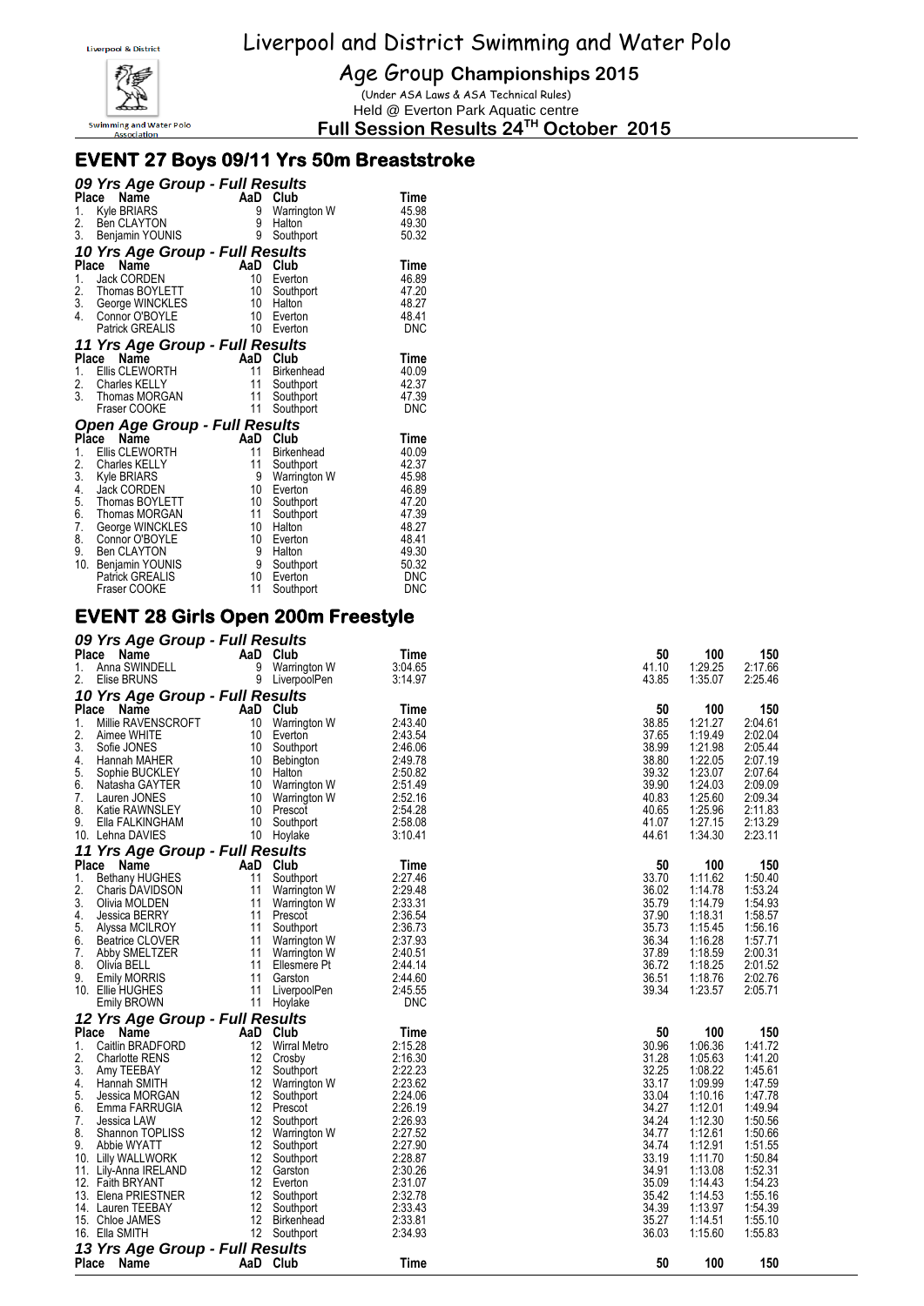# Liverpool and District Swimming and Water Polo

## Age Group Championships 2015

(Under ASA Laws & ASA Technical Rules)

Held @ Everton Park Aquatic centre

**Full Session Results 24TH October 2015**

## EVENT 27 Boys 09/11 Yrs 50m Breaststroke

### 09 Yrs Age Group - Full Results

| Place | Name | AaD | Club | Time |
|---|---|---|---|---|
| 1. | Kyle BRIARS | 9 | Warrington W | 45.98 |
| 2. | Ben CLAYTON | 9 | Halton | 49.30 |
| 3. | Benjamin YOUNIS | 9 | Southport | 50.32 |

### 10 Yrs Age Group - Full Results

| Place | Name | AaD | Club | Time |
|---|---|---|---|---|
| 1. | Jack CORDEN | 10 | Everton | 46.89 |
| 2. | Thomas BOYLETT | 10 | Southport | 47.20 |
| 3. | George WINCKLES | 10 | Halton | 48.27 |
| 4. | Connor O'BOYLE | 10 | Everton | 48.41 |
| | Patrick GREALIS | 10 | Everton | DNC |

### 11 Yrs Age Group - Full Results

| Place | Name | AaD | Club | Time |
|---|---|---|---|---|
| 1. | Ellis CLEWORTH | 11 | Birkenhead | 40.09 |
| 2. | Charles KELLY | 11 | Southport | 42.37 |
| 3. | Thomas MORGAN | 11 | Southport | 47.39 |
| | Fraser COOKE | 11 | Southport | DNC |

### Open Age Group - Full Results

| Place | Name | AaD | Club | Time |
|---|---|---|---|---|
| 1. | Ellis CLEWORTH | 11 | Birkenhead | 40.09 |
| 2. | Charles KELLY | 11 | Southport | 42.37 |
| 3. | Kyle BRIARS | 9 | Warrington W | 45.98 |
| 4. | Jack CORDEN | 10 | Everton | 46.89 |
| 5. | Thomas BOYLETT | 10 | Southport | 47.20 |
| 6. | Thomas MORGAN | 11 | Southport | 47.39 |
| 7. | George WINCKLES | 10 | Halton | 48.27 |
| 8. | Connor O'BOYLE | 10 | Everton | 48.41 |
| 9. | Ben CLAYTON | 9 | Halton | 49.30 |
| 10. | Benjamin YOUNIS | 9 | Southport | 50.32 |
| | Patrick GREALIS | 10 | Everton | DNC |
| | Fraser COOKE | 11 | Southport | DNC |

## EVENT 28 Girls Open 200m Freestyle

### 09 Yrs Age Group - Full Results

| Place | Name | AaD | Club | Time | 50 | 100 | 150 |
|---|---|---|---|---|---|---|---|
| 1. | Anna SWINDELL | 9 | Warrington W | 3:04.65 | 41.10 | 1:29.25 | 2:17.66 |
| 2. | Elise BRUNS | 9 | LiverpoolPen | 3:14.97 | 43.85 | 1:35.07 | 2:25.46 |

### 10 Yrs Age Group - Full Results

| Place | Name | AaD | Club | Time | 50 | 100 | 150 |
|---|---|---|---|---|---|---|---|
| 1. | Millie RAVENSCROFT | 10 | Warrington W | 2:43.40 | 38.85 | 1:21.27 | 2:04.61 |
| 2. | Aimee WHITE | 10 | Everton | 2:43.54 | 37.65 | 1:19.49 | 2:02.04 |
| 3. | Sofie JONES | 10 | Southport | 2:46.06 | 38.99 | 1:21.98 | 2:05.44 |
| 4. | Hannah MAHER | 10 | Bebington | 2:49.78 | 38.80 | 1:22.05 | 2:07.19 |
| 5. | Sophie BUCKLEY | 10 | Halton | 2:50.82 | 39.32 | 1:23.07 | 2:07.64 |
| 6. | Natasha GAYTER | 10 | Warrington W | 2:51.49 | 39.90 | 1:24.03 | 2:09.09 |
| 7. | Lauren JONES | 10 | Warrington W | 2:52.16 | 40.83 | 1:25.60 | 2:09.34 |
| 8. | Katie RAWNSLEY | 10 | Prescot | 2:54.28 | 40.65 | 1:25.96 | 2:11.83 |
| 9. | Ella FALKINGHAM | 10 | Southport | 2:58.08 | 41.07 | 1:27.15 | 2:13.29 |
| 10. | Lehna DAVIES | 10 | Hoylake | 3:10.41 | 44.61 | 1:34.30 | 2:23.11 |

### 11 Yrs Age Group - Full Results

| Place | Name | AaD | Club | Time | 50 | 100 | 150 |
|---|---|---|---|---|---|---|---|
| 1. | Bethany HUGHES | 11 | Southport | 2:27.46 | 33.70 | 1:11.62 | 1:50.40 |
| 2. | Charis DAVIDSON | 11 | Warrington W | 2:29.48 | 36.02 | 1:14.78 | 1:53.24 |
| 3. | Olivia MOLDEN | 11 | Warrington W | 2:33.31 | 35.79 | 1:14.79 | 1:54.93 |
| 4. | Jessica BERRY | 11 | Prescot | 2:36.54 | 37.90 | 1:18.31 | 1:58.57 |
| 5. | Alyssa MCILROY | 11 | Southport | 2:36.73 | 35.73 | 1:15.45 | 1:56.16 |
| 6. | Beatrice CLOVER | 11 | Warrington W | 2:37.93 | 36.34 | 1:16.28 | 1:57.71 |
| 7. | Abby SMELTZER | 11 | Warrington W | 2:40.51 | 37.89 | 1:18.59 | 2:00.31 |
| 8. | Olivia BELL | 11 | Ellesmere Pt | 2:44.14 | 36.72 | 1:18.25 | 2:01.52 |
| 9. | Emily MORRIS | 11 | Garston | 2:44.60 | 36.51 | 1:18.76 | 2:02.76 |
| 10. | Ellie HUGHES | 11 | LiverpoolPen | 2:45.55 | 39.34 | 1:23.57 | 2:05.71 |
| | Emily BROWN | 11 | Hoylake | DNC | | | |

### 12 Yrs Age Group - Full Results

| Place | Name | AaD | Club | Time | 50 | 100 | 150 |
|---|---|---|---|---|---|---|---|
| 1. | Caitlin BRADFORD | 12 | Wirral Metro | 2:15.28 | 30.96 | 1:06.36 | 1:41.72 |
| 2. | Charlotte RENS | 12 | Crosby | 2:16.30 | 31.28 | 1:05.63 | 1:41.20 |
| 3. | Amy TEEBAY | 12 | Southport | 2:22.23 | 32.25 | 1:08.22 | 1:45.61 |
| 4. | Hannah SMITH | 12 | Warrington W | 2:23.62 | 33.17 | 1:09.99 | 1:47.59 |
| 5. | Jessica MORGAN | 12 | Southport | 2:24.06 | 33.04 | 1:10.16 | 1:47.78 |
| 6. | Emma FARRUGIA | 12 | Prescot | 2:26.19 | 34.27 | 1:12.01 | 1:49.94 |
| 7. | Jessica LAW | 12 | Southport | 2:26.93 | 34.24 | 1:12.30 | 1:50.56 |
| 8. | Shannon TOPLISS | 12 | Warrington W | 2:27.52 | 34.77 | 1:12.61 | 1:50.66 |
| 9. | Abbie WYATT | 12 | Southport | 2:27.90 | 34.74 | 1:12.91 | 1:51.55 |
| 10. | Lilly WALLWORK | 12 | Southport | 2:28.87 | 33.19 | 1:11.70 | 1:50.84 |
| 11. | Lily-Anna IRELAND | 12 | Garston | 2:30.26 | 34.91 | 1:13.08 | 1:52.31 |
| 12. | Faith BRYANT | 12 | Everton | 2:31.07 | 35.09 | 1:14.43 | 1:54.23 |
| 13. | Elena PRIESTNER | 12 | Southport | 2:32.78 | 35.42 | 1:14.53 | 1:55.16 |
| 14. | Lauren TEEBAY | 12 | Southport | 2:33.43 | 34.39 | 1:13.97 | 1:54.39 |
| 15. | Chloe JAMES | 12 | Birkenhead | 2:33.81 | 35.27 | 1:14.51 | 1:55.10 |
| 16. | Ella SMITH | 12 | Southport | 2:34.93 | 36.03 | 1:15.60 | 1:55.83 |

### 13 Yrs Age Group - Full Results

| Place | Name | AaD | Club | Time | 50 | 100 | 150 |
|---|---|---|---|---|---|---|---|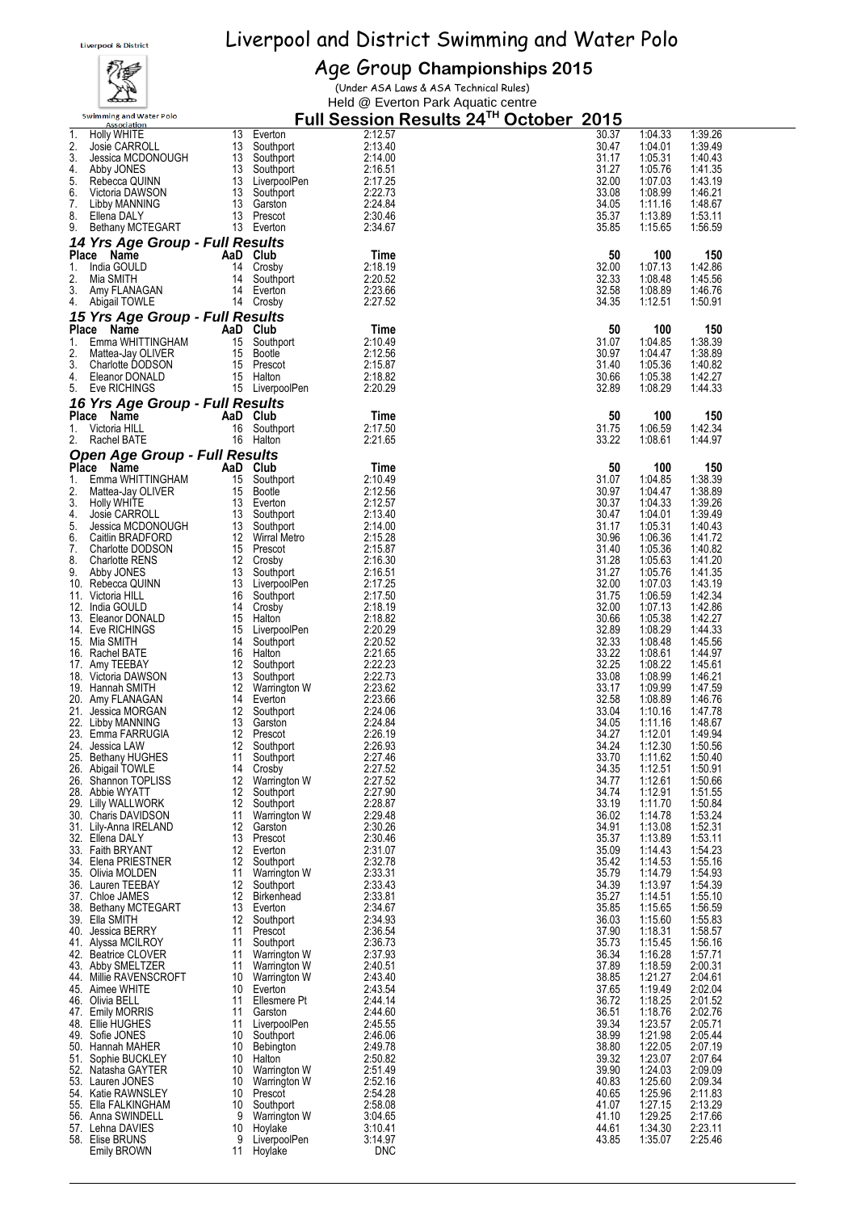# Liverpool and District Swimming and Water Polo

## Age Group Championships 2015

(Under ASA Laws & ASA Technical Rules)

Held @ Everton Park Aquatic centre

### Full Session Results 24TH October 2015

| Place | Name | AaD | Club | Time | 50 | 100 | 150 |
|---|---|---|---|---|---|---|---|
| 1. | Holly WHITE | 13 | Everton | 2:12.57 | 30.37 | 1:04.33 | 1:39.26 |
| 2. | Josie CARROLL | 13 | Southport | 2:13.40 | 30.47 | 1:04.01 | 1:39.49 |
| 3. | Jessica MCDONOUGH | 13 | Southport | 2:14.00 | 31.17 | 1:05.31 | 1:40.43 |
| 4. | Abby JONES | 13 | Southport | 2:16.51 | 31.27 | 1:05.76 | 1:41.35 |
| 5. | Rebecca QUINN | 13 | LiverpoolPen | 2:17.25 | 32.00 | 1:07.03 | 1:43.19 |
| 6. | Victoria DAWSON | 13 | Southport | 2:22.73 | 33.08 | 1:08.99 | 1:46.21 |
| 7. | Libby MANNING | 13 | Garston | 2:24.84 | 34.05 | 1:11.16 | 1:48.67 |
| 8. | Ellena DALY | 13 | Prescot | 2:30.46 | 35.37 | 1:13.89 | 1:53.11 |
| 9. | Bethany MCTEGART | 13 | Everton | 2:34.67 | 35.85 | 1:15.65 | 1:56.59 |

### 14 Yrs Age Group - Full Results

| Place | Name | AaD | Club | Time | 50 | 100 | 150 |
|---|---|---|---|---|---|---|---|
| 1. | India GOULD | 14 | Crosby | 2:18.19 | 32.00 | 1:07.13 | 1:42.86 |
| 2. | Mia SMITH | 14 | Southport | 2:20.52 | 32.33 | 1:08.48 | 1:45.56 |
| 3. | Amy FLANAGAN | 14 | Everton | 2:23.66 | 32.58 | 1:08.89 | 1:46.76 |
| 4. | Abigail TOWLE | 14 | Crosby | 2:27.52 | 34.35 | 1:12.51 | 1:50.91 |

### 15 Yrs Age Group - Full Results

| Place | Name | AaD | Club | Time | 50 | 100 | 150 |
|---|---|---|---|---|---|---|---|
| 1. | Emma WHITTINGHAM | 15 | Southport | 2:10.49 | 31.07 | 1:04.85 | 1:38.39 |
| 2. | Mattea-Jay OLIVER | 15 | Bootle | 2:12.56 | 30.97 | 1:04.47 | 1:38.89 |
| 3. | Charlotte DODSON | 15 | Prescot | 2:15.87 | 31.40 | 1:05.36 | 1:40.82 |
| 4. | Eleanor DONALD | 15 | Halton | 2:18.82 | 30.66 | 1:05.38 | 1:42.27 |
| 5. | Eve RICHINGS | 15 | LiverpoolPen | 2:20.29 | 32.89 | 1:08.29 | 1:44.33 |

### 16 Yrs Age Group - Full Results

| Place | Name | AaD | Club | Time | 50 | 100 | 150 |
|---|---|---|---|---|---|---|---|
| 1. | Victoria HILL | 16 | Southport | 2:17.50 | 31.75 | 1:06.59 | 1:42.34 |
| 2. | Rachel BATE | 16 | Halton | 2:21.65 | 33.22 | 1:08.61 | 1:44.97 |

### Open Age Group - Full Results

| Place | Name | AaD | Club | Time | 50 | 100 | 150 |
|---|---|---|---|---|---|---|---|
| 1. | Emma WHITTINGHAM | 15 | Southport | 2:10.49 | 31.07 | 1:04.85 | 1:38.39 |
| 2. | Mattea-Jay OLIVER | 15 | Bootle | 2:12.56 | 30.97 | 1:04.47 | 1:38.89 |
| 3. | Holly WHITE | 13 | Everton | 2:12.57 | 30.37 | 1:04.33 | 1:39.26 |
| 4. | Josie CARROLL | 13 | Southport | 2:13.40 | 30.47 | 1:04.01 | 1:39.49 |
| 5. | Jessica MCDONOUGH | 13 | Southport | 2:14.00 | 31.17 | 1:05.31 | 1:40.43 |
| 6. | Caitlin BRADFORD | 12 | Wirral Metro | 2:15.28 | 30.96 | 1:06.36 | 1:41.72 |
| 7. | Charlotte DODSON | 15 | Prescot | 2:15.87 | 31.40 | 1:05.36 | 1:40.82 |
| 8. | Charlotte RENS | 12 | Crosby | 2:16.30 | 31.28 | 1:05.63 | 1:41.20 |
| 9. | Abby JONES | 13 | Southport | 2:16.51 | 31.27 | 1:05.76 | 1:41.35 |
| 10. | Rebecca QUINN | 13 | LiverpoolPen | 2:17.25 | 32.00 | 1:07.03 | 1:43.19 |
| 11. | Victoria HILL | 16 | Southport | 2:17.50 | 31.75 | 1:06.59 | 1:42.34 |
| 12. | India GOULD | 14 | Crosby | 2:18.19 | 32.00 | 1:07.13 | 1:42.86 |
| 13. | Eleanor DONALD | 15 | Halton | 2:18.82 | 30.66 | 1:05.38 | 1:42.27 |
| 14. | Eve RICHINGS | 15 | LiverpoolPen | 2:20.29 | 32.89 | 1:08.29 | 1:44.33 |
| 15. | Mia SMITH | 14 | Southport | 2:20.52 | 32.33 | 1:08.48 | 1:45.56 |
| 16. | Rachel BATE | 16 | Halton | 2:21.65 | 33.22 | 1:08.61 | 1:44.97 |
| 17. | Amy TEEBAY | 12 | Southport | 2:22.23 | 32.25 | 1:08.22 | 1:45.61 |
| 18. | Victoria DAWSON | 13 | Southport | 2:22.73 | 33.08 | 1:08.99 | 1:46.21 |
| 19. | Hannah SMITH | 12 | Warrington W | 2:23.62 | 33.17 | 1:09.99 | 1:47.59 |
| 20. | Amy FLANAGAN | 14 | Everton | 2:23.66 | 32.58 | 1:08.89 | 1:46.76 |
| 21. | Jessica MORGAN | 12 | Southport | 2:24.06 | 33.04 | 1:10.16 | 1:47.78 |
| 22. | Libby MANNING | 13 | Garston | 2:24.84 | 34.05 | 1:11.16 | 1:48.67 |
| 23. | Emma FARRUGIA | 12 | Prescot | 2:26.19 | 34.27 | 1:12.01 | 1:49.94 |
| 24. | Jessica LAW | 12 | Southport | 2:26.93 | 34.24 | 1:12.30 | 1:50.56 |
| 25. | Bethany HUGHES | 11 | Southport | 2:27.46 | 33.70 | 1:11.62 | 1:50.40 |
| 26. | Abigail TOWLE | 14 | Crosby | 2:27.52 | 34.35 | 1:12.51 | 1:50.91 |
| 26. | Shannon TOPLISS | 12 | Warrington W | 2:27.52 | 34.77 | 1:12.61 | 1:50.66 |
| 28. | Abbie WYATT | 12 | Southport | 2:27.90 | 34.74 | 1:12.91 | 1:51.55 |
| 29. | Lilly WALLWORK | 12 | Southport | 2:28.87 | 33.19 | 1:11.70 | 1:50.84 |
| 30. | Charis DAVIDSON | 11 | Warrington W | 2:29.48 | 36.02 | 1:14.78 | 1:53.24 |
| 31. | Lily-Anna IRELAND | 12 | Garston | 2:30.26 | 34.91 | 1:13.08 | 1:52.31 |
| 32. | Ellena DALY | 13 | Prescot | 2:30.46 | 35.37 | 1:13.89 | 1:53.11 |
| 33. | Faith BRYANT | 12 | Everton | 2:31.07 | 35.09 | 1:14.43 | 1:54.23 |
| 34. | Elena PRIESTNER | 12 | Southport | 2:32.78 | 35.42 | 1:14.53 | 1:55.16 |
| 35. | Olivia MOLDEN | 11 | Warrington W | 2:33.31 | 35.79 | 1:14.79 | 1:54.93 |
| 36. | Lauren TEEBAY | 12 | Southport | 2:33.43 | 34.39 | 1:13.97 | 1:54.39 |
| 37. | Chloe JAMES | 12 | Birkenhead | 2:33.81 | 35.27 | 1:14.51 | 1:55.10 |
| 38. | Bethany MCTEGART | 13 | Everton | 2:34.67 | 35.85 | 1:15.65 | 1:56.59 |
| 39. | Ella SMITH | 12 | Southport | 2:34.93 | 36.03 | 1:15.60 | 1:55.83 |
| 40. | Jessica BERRY | 11 | Prescot | 2:36.54 | 37.90 | 1:18.31 | 1:58.57 |
| 41. | Alyssa MCILROY | 11 | Southport | 2:36.73 | 35.73 | 1:15.45 | 1:56.16 |
| 42. | Beatrice CLOVER | 11 | Warrington W | 2:37.93 | 36.34 | 1:16.28 | 1:57.71 |
| 43. | Abby SMELTZER | 11 | Warrington W | 2:40.51 | 37.89 | 1:18.59 | 2:00.31 |
| 44. | Millie RAVENSCROFT | 10 | Warrington W | 2:43.40 | 38.85 | 1:21.27 | 2:04.61 |
| 45. | Aimee WHITE | 10 | Everton | 2:43.54 | 37.65 | 1:19.49 | 2:02.04 |
| 46. | Olivia BELL | 11 | Ellesmere Pt | 2:44.14 | 36.72 | 1:18.25 | 2:01.52 |
| 47. | Emily MORRIS | 11 | Garston | 2:44.60 | 36.51 | 1:18.76 | 2:02.76 |
| 48. | Ellie HUGHES | 11 | LiverpoolPen | 2:45.55 | 39.34 | 1:23.57 | 2:05.71 |
| 49. | Sofie JONES | 10 | Southport | 2:46.06 | 38.99 | 1:21.98 | 2:05.44 |
| 50. | Hannah MAHER | 10 | Bebington | 2:49.78 | 38.80 | 1:22.05 | 2:07.19 |
| 51. | Sophie BUCKLEY | 10 | Halton | 2:50.82 | 39.32 | 1:23.07 | 2:07.64 |
| 52. | Natasha GAYTER | 10 | Warrington W | 2:51.49 | 39.90 | 1:24.03 | 2:09.09 |
| 53. | Lauren JONES | 10 | Warrington W | 2:52.16 | 40.83 | 1:25.60 | 2:09.34 |
| 54. | Katie RAWNSLEY | 10 | Prescot | 2:54.28 | 40.65 | 1:25.96 | 2:11.83 |
| 55. | Ella FALKINGHAM | 10 | Southport | 2:58.08 | 41.07 | 1:27.15 | 2:13.29 |
| 56. | Anna SWINDELL | 9 | Warrington W | 3:04.65 | 41.10 | 1:29.25 | 2:17.66 |
| 57. | Lehna DAVIES | 10 | Hoylake | 3:10.41 | 44.61 | 1:34.30 | 2:23.11 |
| 58. | Elise BRUNS | 9 | LiverpoolPen | 3:14.97 | 43.85 | 1:35.07 | 2:25.46 |
| | Emily BROWN | 11 | Hoylake | DNC | | | |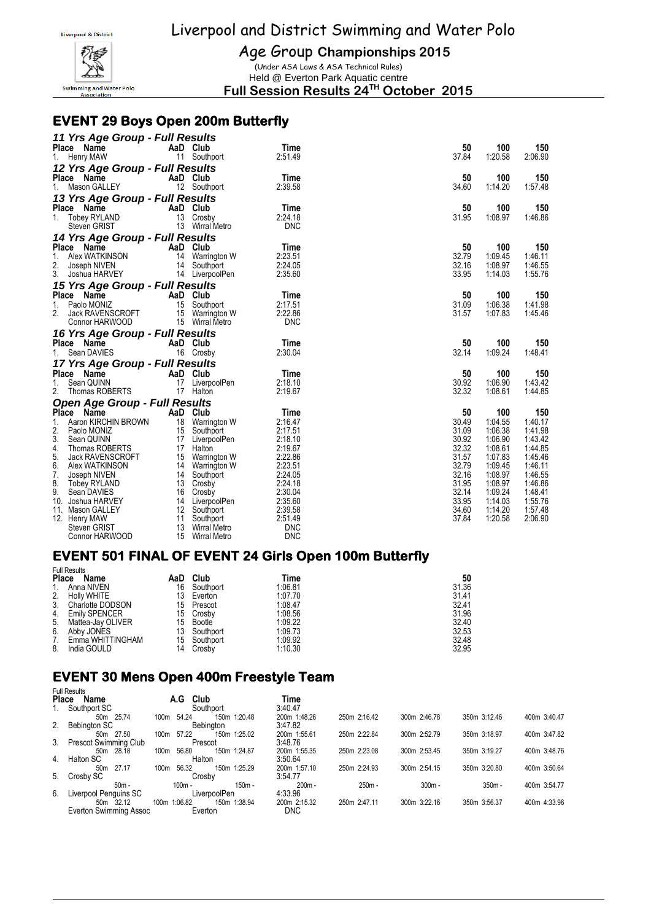# Liverpool and District Swimming and Water Polo

## Age Group Championships 2015

(Under ASA Laws & ASA Technical Rules)
Held @ Everton Park Aquatic centre

**Full Session Results 24TH October 2015**

## EVENT 29 Boys Open 200m Butterfly

### 11 Yrs Age Group - Full Results

| Place | Name | AaD | Club | Time | 50 | 100 | 150 |
|---|---|---|---|---|---|---|---|
| 1. | Henry MAW | 11 | Southport | 2:51.49 | 37.84 | 1:20.58 | 2:06.90 |

### 12 Yrs Age Group - Full Results

| Place | Name | AaD | Club | Time | 50 | 100 | 150 |
|---|---|---|---|---|---|---|---|
| 1. | Mason GALLEY | 12 | Southport | 2:39.58 | 34.60 | 1:14.20 | 1:57.48 |

### 13 Yrs Age Group - Full Results

| Place | Name | AaD | Club | Time | 50 | 100 | 150 |
|---|---|---|---|---|---|---|---|
| 1. | Tobey RYLAND | 13 | Crosby | 2:24.18 | 31.95 | 1:08.97 | 1:46.86 |
| | Steven GRIST | 13 | Wirral Metro | DNC | | | |

### 14 Yrs Age Group - Full Results

| Place | Name | AaD | Club | Time | 50 | 100 | 150 |
|---|---|---|---|---|---|---|---|
| 1. | Alex WATKINSON | 14 | Warrington W | 2:23.51 | 32.79 | 1:09.45 | 1:46.11 |
| 2. | Joseph NIVEN | 14 | Southport | 2:24.05 | 32.16 | 1:08.97 | 1:46.55 |
| 3. | Joshua HARVEY | 14 | LiverpoolPen | 2:35.60 | 33.95 | 1:14.03 | 1:55.76 |

### 15 Yrs Age Group - Full Results

| Place | Name | AaD | Club | Time | 50 | 100 | 150 |
|---|---|---|---|---|---|---|---|
| 1. | Paolo MONIZ | 15 | Southport | 2:17.51 | 31.09 | 1:06.38 | 1:41.98 |
| 2. | Jack RAVENSCROFT | 15 | Warrington W | 2:22.86 | 31.57 | 1:07.83 | 1:45.46 |
| | Connor HARWOOD | 15 | Wirral Metro | DNC | | | |

### 16 Yrs Age Group - Full Results

| Place | Name | AaD | Club | Time | 50 | 100 | 150 |
|---|---|---|---|---|---|---|---|
| 1. | Sean DAVIES | 16 | Crosby | 2:30.04 | 32.14 | 1:09.24 | 1:48.41 |

### 17 Yrs Age Group - Full Results

| Place | Name | AaD | Club | Time | 50 | 100 | 150 |
|---|---|---|---|---|---|---|---|
| 1. | Sean QUINN | 17 | LiverpoolPen | 2:18.10 | 30.92 | 1:06.90 | 1:43.42 |
| 2. | Thomas ROBERTS | 17 | Halton | 2:19.67 | 32.32 | 1:08.61 | 1:44.85 |

### Open Age Group - Full Results

| Place | Name | AaD | Club | Time | 50 | 100 | 150 |
|---|---|---|---|---|---|---|---|
| 1. | Aaron KIRCHIN BROWN | 18 | Warrington W | 2:16.47 | 30.49 | 1:04.55 | 1:40.17 |
| 2. | Paolo MONIZ | 15 | Southport | 2:17.51 | 31.09 | 1:06.38 | 1:41.98 |
| 3. | Sean QUINN | 17 | LiverpoolPen | 2:18.10 | 30.92 | 1:06.90 | 1:43.42 |
| 4. | Thomas ROBERTS | 17 | Halton | 2:19.67 | 32.32 | 1:08.61 | 1:44.85 |
| 5. | Jack RAVENSCROFT | 15 | Warrington W | 2:22.86 | 31.57 | 1:07.83 | 1:45.46 |
| 6. | Alex WATKINSON | 14 | Warrington W | 2:23.51 | 32.79 | 1:09.45 | 1:46.11 |
| 7. | Joseph NIVEN | 14 | Southport | 2:24.05 | 32.16 | 1:08.97 | 1:46.55 |
| 8. | Tobey RYLAND | 13 | Crosby | 2:24.18 | 31.95 | 1:08.97 | 1:46.86 |
| 9. | Sean DAVIES | 16 | Crosby | 2:30.04 | 32.14 | 1:09.24 | 1:48.41 |
| 10. | Joshua HARVEY | 14 | LiverpoolPen | 2:35.60 | 33.95 | 1:14.03 | 1:55.76 |
| 11. | Mason GALLEY | 12 | Southport | 2:39.58 | 34.60 | 1:14.20 | 1:57.48 |
| 12. | Henry MAW | 11 | Southport | 2:51.49 | 37.84 | 1:20.58 | 2:06.90 |
| | Steven GRIST | 13 | Wirral Metro | DNC | | | |
| | Connor HARWOOD | 15 | Wirral Metro | DNC | | | |

## EVENT 501 FINAL OF EVENT 24 Girls Open 100m Butterfly

Full Results

| Place | Name | AaD | Club | Time | 50 |
|---|---|---|---|---|---|
| 1. | Anna NIVEN | 16 | Southport | 1:06.81 | 31.36 |
| 2. | Holly WHITE | 13 | Everton | 1:07.70 | 31.41 |
| 3. | Charlotte DODSON | 15 | Prescot | 1:08.47 | 32.41 |
| 4. | Emily SPENCER | 15 | Crosby | 1:08.56 | 31.96 |
| 5. | Mattea-Jay OLIVER | 15 | Bootle | 1:09.22 | 32.40 |
| 6. | Abby JONES | 13 | Southport | 1:09.73 | 32.53 |
| 7. | Emma WHITTINGHAM | 15 | Southport | 1:09.92 | 32.48 |
| 8. | India GOULD | 14 | Crosby | 1:10.30 | 32.95 |

## EVENT 30 Mens Open 400m Freestyle Team

Full Results

| Place | Name | A.G | Club | Time | | | | |
|---|---|---|---|---|---|---|---|---|
| 1. | Southport SC | | Southport | 3:40.47 | | | | |
| | 50m 25.74 | 100m 54.24 | 150m 1:20.48 | 200m 1:48.26 | 250m 2:16.42 | 300m 2:46.78 | 350m 3:12.46 | 400m 3:40.47 |
| 2. | Bebington SC | | Bebington | 3:47.82 | | | | |
| | 50m 27.50 | 100m 57.22 | 150m 1:25.02 | 200m 1:55.61 | 250m 2:22.84 | 300m 2:52.79 | 350m 3:18.97 | 400m 3:47.82 |
| 3. | Prescot Swimming Club | | Prescot | 3:48.76 | | | | |
| | 50m 28.18 | 100m 56.80 | 150m 1:24.87 | 200m 1:55.35 | 250m 2:23.08 | 300m 2:53.45 | 350m 3:19.27 | 400m 3:48.76 |
| 4. | Halton SC | | Halton | 3:50.64 | | | | |
| | 50m 27.17 | 100m 56.32 | 150m 1:25.29 | 200m 1:57.10 | 250m 2:24.93 | 300m 2:54.15 | 350m 3:20.80 | 400m 3:50.64 |
| 5. | Crosby SC | | Crosby | 3:54.77 | | | | |
| | 50m - | 100m - | 150m - | 200m - | 250m - | 300m - | 350m - | 400m 3:54.77 |
| 6. | Liverpool Penguins SC | | LiverpoolPen | 4:33.96 | | | | |
| | 50m 32.12 | 100m 1:06.82 | 150m 1:38.94 | 200m 2:15.32 | 250m 2:47.11 | 300m 3:22.16 | 350m 3:56.37 | 400m 4:33.96 |
| | Everton Swimming Assoc | | Everton | DNC | | | | |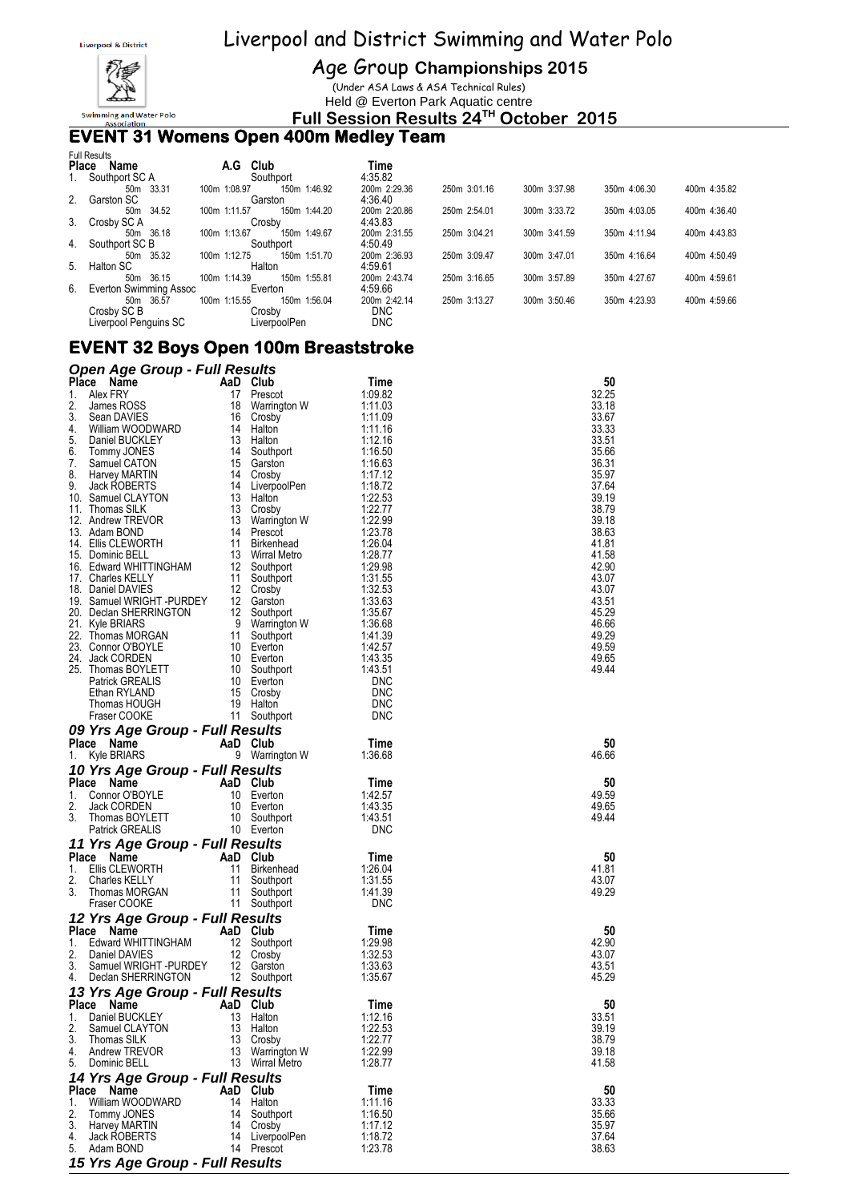# Liverpool and District Swimming and Water Polo

## Age Group Championships 2015

(Under ASA Laws & ASA Technical Rules)

Held @ Everton Park Aquatic centre

**Full Session Results 24TH October 2015**

## EVENT 31 Womens Open 400m Medley Team

Full Results

| Place | Name | A.G | Club | Time | | | | |
|---|---|---|---|---|---|---|---|---|
| 1. | Southport SC A | | Southport | 4:35.82 | | | | |
| | 50m 33.31 | 100m 1:08.97 | 150m 1:46.92 | 200m 2:29.36 | 250m 3:01.16 | 300m 3:37.98 | 350m 4:06.30 | 400m 4:35.82 |
| 2. | Garston SC | | Garston | 4:36.40 | | | | |
| | 50m 34.52 | 100m 1:11.57 | 150m 1:44.20 | 200m 2:20.86 | 250m 2:54.01 | 300m 3:33.72 | 350m 4:03.05 | 400m 4:36.40 |
| 3. | Crosby SC A | | Crosby | 4:43.83 | | | | |
| | 50m 36.18 | 100m 1:13.67 | 150m 1:49.67 | 200m 2:31.55 | 250m 3:04.21 | 300m 3:41.59 | 350m 4:11.94 | 400m 4:43.83 |
| 4. | Southport SC B | | Southport | 4:50.49 | | | | |
| | 50m 35.32 | 100m 1:12.75 | 150m 1:51.70 | 200m 2:36.93 | 250m 3:09.47 | 300m 3:47.01 | 350m 4:16.64 | 400m 4:50.49 |
| 5. | Halton SC | | Halton | 4:59.61 | | | | |
| | 50m 36.15 | 100m 1:14.39 | 150m 1:55.81 | 200m 2:43.74 | 250m 3:16.65 | 300m 3:57.89 | 350m 4:27.67 | 400m 4:59.61 |
| 6. | Everton Swimming Assoc | | Everton | 4:59.66 | | | | |
| | 50m 36.57 | 100m 1:15.55 | 150m 1:56.04 | 200m 2:42.14 | 250m 3:13.27 | 300m 3:50.46 | 350m 4:23.93 | 400m 4:59.66 |
| | Crosby SC B | | Crosby | DNC | | | | |
| | Liverpool Penguins SC | | LiverpoolPen | DNC | | | | |

## EVENT 32 Boys Open 100m Breaststroke

### Open Age Group - Full Results

| Place | Name | AaD | Club | Time | 50 |
|---|---|---|---|---|---|
| 1. | Alex FRY | 17 | Prescot | 1:09.82 | 32.25 |
| 2. | James ROSS | 18 | Warrington W | 1:11.03 | 33.18 |
| 3. | Sean DAVIES | 16 | Crosby | 1:11.09 | 33.67 |
| 4. | William WOODWARD | 14 | Halton | 1:11.16 | 33.33 |
| 5. | Daniel BUCKLEY | 13 | Halton | 1:12.16 | 33.51 |
| 6. | Tommy JONES | 14 | Southport | 1:16.50 | 35.66 |
| 7. | Samuel CATON | 15 | Garston | 1:16.63 | 36.31 |
| 8. | Harvey MARTIN | 14 | Crosby | 1:17.12 | 35.97 |
| 9. | Jack ROBERTS | 14 | LiverpoolPen | 1:18.72 | 37.64 |
| 10. | Samuel CLAYTON | 13 | Halton | 1:22.53 | 39.19 |
| 11. | Thomas SILK | 13 | Crosby | 1:22.77 | 38.79 |
| 12. | Andrew TREVOR | 13 | Warrington W | 1:22.99 | 39.18 |
| 13. | Adam BOND | 14 | Prescot | 1:23.78 | 38.63 |
| 14. | Ellis CLEWORTH | 11 | Birkenhead | 1:26.04 | 41.81 |
| 15. | Dominic BELL | 13 | Wirral Metro | 1:28.77 | 41.58 |
| 16. | Edward WHITTINGHAM | 12 | Southport | 1:29.98 | 42.90 |
| 17. | Charles KELLY | 11 | Southport | 1:31.55 | 43.07 |
| 18. | Daniel DAVIES | 12 | Crosby | 1:32.53 | 43.07 |
| 19. | Samuel WRIGHT -PURDEY | 12 | Garston | 1:33.63 | 43.51 |
| 20. | Declan SHERRINGTON | 12 | Southport | 1:35.67 | 45.29 |
| 21. | Kyle BRIARS | 9 | Warrington W | 1:36.68 | 46.66 |
| 22. | Thomas MORGAN | 11 | Southport | 1:41.39 | 49.29 |
| 23. | Connor O'BOYLE | 10 | Everton | 1:42.57 | 49.59 |
| 24. | Jack CORDEN | 10 | Everton | 1:43.35 | 49.65 |
| 25. | Thomas BOYLETT | 10 | Southport | 1:43.51 | 49.44 |
| | Patrick GREALIS | 10 | Everton | DNC | |
| | Ethan RYLAND | 15 | Crosby | DNC | |
| | Thomas HOUGH | 19 | Halton | DNC | |
| | Fraser COOKE | 11 | Southport | DNC | |

### 09 Yrs Age Group - Full Results

| Place | Name | AaD | Club | Time | 50 |
|---|---|---|---|---|---|
| 1. | Kyle BRIARS | 9 | Warrington W | 1:36.68 | 46.66 |

### 10 Yrs Age Group - Full Results

| Place | Name | AaD | Club | Time | 50 |
|---|---|---|---|---|---|
| 1. | Connor O'BOYLE | 10 | Everton | 1:42.57 | 49.59 |
| 2. | Jack CORDEN | 10 | Everton | 1:43.35 | 49.65 |
| 3. | Thomas BOYLETT | 10 | Southport | 1:43.51 | 49.44 |
| | Patrick GREALIS | 10 | Everton | DNC | |

### 11 Yrs Age Group - Full Results

| Place | Name | AaD | Club | Time | 50 |
|---|---|---|---|---|---|
| 1. | Ellis CLEWORTH | 11 | Birkenhead | 1:26.04 | 41.81 |
| 2. | Charles KELLY | 11 | Southport | 1:31.55 | 43.07 |
| 3. | Thomas MORGAN | 11 | Southport | 1:41.39 | 49.29 |
| | Fraser COOKE | 11 | Southport | DNC | |

### 12 Yrs Age Group - Full Results

| Place | Name | AaD | Club | Time | 50 |
|---|---|---|---|---|---|
| 1. | Edward WHITTINGHAM | 12 | Southport | 1:29.98 | 42.90 |
| 2. | Daniel DAVIES | 12 | Crosby | 1:32.53 | 43.07 |
| 3. | Samuel WRIGHT -PURDEY | 12 | Garston | 1:33.63 | 43.51 |
| 4. | Declan SHERRINGTON | 12 | Southport | 1:35.67 | 45.29 |

### 13 Yrs Age Group - Full Results

| Place | Name | AaD | Club | Time | 50 |
|---|---|---|---|---|---|
| 1. | Daniel BUCKLEY | 13 | Halton | 1:12.16 | 33.51 |
| 2. | Samuel CLAYTON | 13 | Halton | 1:22.53 | 39.19 |
| 3. | Thomas SILK | 13 | Crosby | 1:22.77 | 38.79 |
| 4. | Andrew TREVOR | 13 | Warrington W | 1:22.99 | 39.18 |
| 5. | Dominic BELL | 13 | Wirral Metro | 1:28.77 | 41.58 |

### 14 Yrs Age Group - Full Results

| Place | Name | AaD | Club | Time | 50 |
|---|---|---|---|---|---|
| 1. | William WOODWARD | 14 | Halton | 1:11.16 | 33.33 |
| 2. | Tommy JONES | 14 | Southport | 1:16.50 | 35.66 |
| 3. | Harvey MARTIN | 14 | Crosby | 1:17.12 | 35.97 |
| 4. | Jack ROBERTS | 14 | LiverpoolPen | 1:18.72 | 37.64 |
| 5. | Adam BOND | 14 | Prescot | 1:23.78 | 38.63 |

### 15 Yrs Age Group - Full Results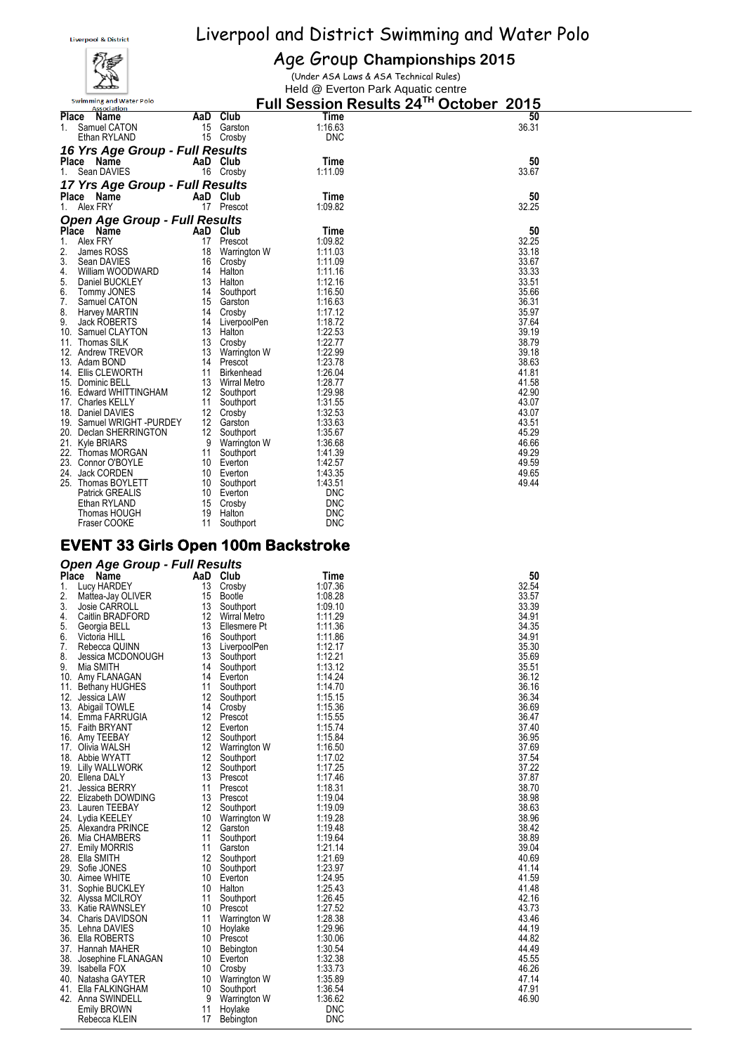# Liverpool and District Swimming and Water Polo

## Age Group Championships 2015

(Under ASA Laws & ASA Technical Rules)

Held @ Everton Park Aquatic centre

**Full Session Results 24TH October 2015**

| Place | Name | AaD | Club | Time | 50 |
|---|---|---|---|---|---|
| 1. | Samuel CATON | 15 | Garston | 1:16.63 | 36.31 |
| | Ethan RYLAND | 15 | Crosby | DNC | |

### 16 Yrs Age Group - Full Results

| Place | Name | AaD | Club | Time | 50 |
|---|---|---|---|---|---|
| 1. | Sean DAVIES | 16 | Crosby | 1:11.09 | 33.67 |

### 17 Yrs Age Group - Full Results

| Place | Name | AaD | Club | Time | 50 |
|---|---|---|---|---|---|
| 1. | Alex FRY | 17 | Prescot | 1:09.82 | 32.25 |

### Open Age Group - Full Results

| Place | Name | AaD | Club | Time | 50 |
|---|---|---|---|---|---|
| 1. | Alex FRY | 17 | Prescot | 1:09.82 | 32.25 |
| 2. | James ROSS | 18 | Warrington W | 1:11.03 | 33.18 |
| 3. | Sean DAVIES | 16 | Crosby | 1:11.09 | 33.67 |
| 4. | William WOODWARD | 14 | Halton | 1:11.16 | 33.33 |
| 5. | Daniel BUCKLEY | 13 | Halton | 1:12.16 | 33.51 |
| 6. | Tommy JONES | 14 | Southport | 1:16.50 | 35.66 |
| 7. | Samuel CATON | 15 | Garston | 1:16.63 | 36.31 |
| 8. | Harvey MARTIN | 14 | Crosby | 1:17.12 | 35.97 |
| 9. | Jack ROBERTS | 14 | LiverpoolPen | 1:18.72 | 37.64 |
| 10. | Samuel CLAYTON | 13 | Halton | 1:22.53 | 39.19 |
| 11. | Thomas SILK | 13 | Crosby | 1:22.77 | 38.79 |
| 12. | Andrew TREVOR | 13 | Warrington W | 1:22.99 | 39.18 |
| 13. | Adam BOND | 14 | Prescot | 1:23.78 | 38.63 |
| 14. | Ellis CLEWORTH | 11 | Birkenhead | 1:26.04 | 41.81 |
| 15. | Dominic BELL | 13 | Wirral Metro | 1:28.77 | 41.58 |
| 16. | Edward WHITTINGHAM | 12 | Southport | 1:29.98 | 42.90 |
| 17. | Charles KELLY | 11 | Southport | 1:31.55 | 43.07 |
| 18. | Daniel DAVIES | 12 | Crosby | 1:32.53 | 43.07 |
| 19. | Samuel WRIGHT -PURDEY | 12 | Garston | 1:33.63 | 43.51 |
| 20. | Declan SHERRINGTON | 12 | Southport | 1:35.67 | 45.29 |
| 21. | Kyle BRIARS | 9 | Warrington W | 1:36.68 | 46.66 |
| 22. | Thomas MORGAN | 11 | Southport | 1:41.39 | 49.29 |
| 23. | Connor O'BOYLE | 10 | Everton | 1:42.57 | 49.59 |
| 24. | Jack CORDEN | 10 | Everton | 1:43.35 | 49.65 |
| 25. | Thomas BOYLETT | 10 | Southport | 1:43.51 | 49.44 |
| | Patrick GREALIS | 10 | Everton | DNC | |
| | Ethan RYLAND | 15 | Crosby | DNC | |
| | Thomas HOUGH | 19 | Halton | DNC | |
| | Fraser COOKE | 11 | Southport | DNC | |

## EVENT 33 Girls Open 100m Backstroke

### Open Age Group - Full Results

| Place | Name | AaD | Club | Time | 50 |
|---|---|---|---|---|---|
| 1. | Lucy HARDEY | 13 | Crosby | 1:07.36 | 32.54 |
| 2. | Mattea-Jay OLIVER | 15 | Bootle | 1:08.28 | 33.57 |
| 3. | Josie CARROLL | 13 | Southport | 1:09.10 | 33.39 |
| 4. | Caitlin BRADFORD | 12 | Wirral Metro | 1:11.29 | 34.91 |
| 5. | Georgia BELL | 13 | Ellesmere Pt | 1:11.36 | 34.35 |
| 6. | Victoria HILL | 16 | Southport | 1:11.86 | 34.91 |
| 7. | Rebecca QUINN | 13 | LiverpoolPen | 1:12.17 | 35.30 |
| 8. | Jessica MCDONOUGH | 13 | Southport | 1:12.21 | 35.69 |
| 9. | Mia SMITH | 14 | Southport | 1:13.12 | 35.51 |
| 10. | Amy FLANAGAN | 14 | Everton | 1:14.24 | 36.12 |
| 11. | Bethany HUGHES | 11 | Southport | 1:14.70 | 36.16 |
| 12. | Jessica LAW | 12 | Southport | 1:15.15 | 36.34 |
| 13. | Abigail TOWLE | 14 | Crosby | 1:15.36 | 36.69 |
| 14. | Emma FARRUGIA | 12 | Prescot | 1:15.55 | 36.47 |
| 15. | Faith BRYANT | 12 | Everton | 1:15.74 | 37.40 |
| 16. | Amy TEEBAY | 12 | Southport | 1:15.84 | 36.95 |
| 17. | Olivia WALSH | 12 | Warrington W | 1:16.50 | 37.69 |
| 18. | Abbie WYATT | 12 | Southport | 1:17.02 | 37.54 |
| 19. | Lilly WALLWORK | 12 | Southport | 1:17.25 | 37.22 |
| 20. | Ellena DALY | 13 | Prescot | 1:17.46 | 37.87 |
| 21. | Jessica BERRY | 11 | Prescot | 1:18.31 | 38.70 |
| 22. | Elizabeth DOWDING | 13 | Prescot | 1:19.04 | 38.98 |
| 23. | Lauren TEEBAY | 12 | Southport | 1:19.09 | 38.63 |
| 24. | Lydia KEELEY | 10 | Warrington W | 1:19.28 | 38.96 |
| 25. | Alexandra PRINCE | 12 | Garston | 1:19.48 | 38.42 |
| 26. | Mia CHAMBERS | 11 | Southport | 1:19.64 | 38.89 |
| 27. | Emily MORRIS | 11 | Garston | 1:21.14 | 39.04 |
| 28. | Ella SMITH | 12 | Southport | 1:21.69 | 40.69 |
| 29. | Sofie JONES | 10 | Southport | 1:23.97 | 41.14 |
| 30. | Aimee WHITE | 10 | Everton | 1:24.95 | 41.59 |
| 31. | Sophie BUCKLEY | 10 | Halton | 1:25.43 | 41.48 |
| 32. | Alyssa MCILROY | 11 | Southport | 1:26.45 | 42.16 |
| 33. | Katie RAWNSLEY | 10 | Prescot | 1:27.52 | 43.73 |
| 34. | Charis DAVIDSON | 11 | Warrington W | 1:28.38 | 43.46 |
| 35. | Lehna DAVIES | 10 | Hoylake | 1:29.96 | 44.19 |
| 36. | Ella ROBERTS | 10 | Prescot | 1:30.06 | 44.82 |
| 37. | Hannah MAHER | 10 | Bebington | 1:30.54 | 44.49 |
| 38. | Josephine FLANAGAN | 10 | Everton | 1:32.38 | 45.55 |
| 39. | Isabella FOX | 10 | Crosby | 1:33.73 | 46.26 |
| 40. | Natasha GAYTER | 10 | Warrington W | 1:35.89 | 47.14 |
| 41. | Ella FALKINGHAM | 10 | Southport | 1:36.54 | 47.91 |
| 42. | Anna SWINDELL | 9 | Warrington W | 1:36.62 | 46.90 |
| | Emily BROWN | 11 | Hoylake | DNC | |
| | Rebecca KLEIN | 17 | Bebington | DNC | |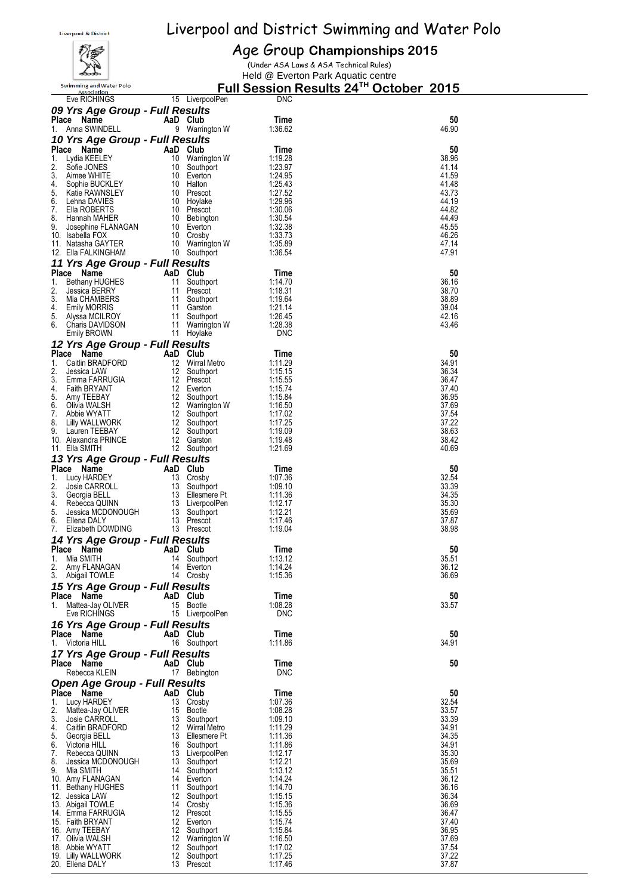# Liverpool and District Swimming and Water Polo

## Age Group Championships 2015

(Under ASA Laws & ASA Technical Rules)

Held @ Everton Park Aquatic centre

## Full Session Results 24TH October 2015

| | | | | | |
|---|---|---|---|---|---|
| | Eve RICHINGS | 15 | LiverpoolPen | DNC | |

### 09 Yrs Age Group - Full Results

| Place | Name | AaD | Club | Time | 50 |
|---|---|---|---|---|---|
| 1. | Anna SWINDELL | 9 | Warrington W | 1:36.62 | 46.90 |

### 10 Yrs Age Group - Full Results

| Place | Name | AaD | Club | Time | 50 |
|---|---|---|---|---|---|
| 1. | Lydia KEELEY | 10 | Warrington W | 1:19.28 | 38.96 |
| 2. | Sofie JONES | 10 | Southport | 1:23.97 | 41.14 |
| 3. | Aimee WHITE | 10 | Everton | 1:24.95 | 41.59 |
| 4. | Sophie BUCKLEY | 10 | Halton | 1:25.43 | 41.48 |
| 5. | Katie RAWNSLEY | 10 | Prescot | 1:27.52 | 43.73 |
| 6. | Lehna DAVIES | 10 | Hoylake | 1:29.96 | 44.19 |
| 7. | Ella ROBERTS | 10 | Prescot | 1:30.06 | 44.82 |
| 8. | Hannah MAHER | 10 | Bebington | 1:30.54 | 44.49 |
| 9. | Josephine FLANAGAN | 10 | Everton | 1:32.38 | 45.55 |
| 10. | Isabella FOX | 10 | Crosby | 1:33.73 | 46.26 |
| 11. | Natasha GAYTER | 10 | Warrington W | 1:35.89 | 47.14 |
| 12. | Ella FALKINGHAM | 10 | Southport | 1:36.54 | 47.91 |

### 11 Yrs Age Group - Full Results

| Place | Name | AaD | Club | Time | 50 |
|---|---|---|---|---|---|
| 1. | Bethany HUGHES | 11 | Southport | 1:14.70 | 36.16 |
| 2. | Jessica BERRY | 11 | Prescot | 1:18.31 | 38.70 |
| 3. | Mia CHAMBERS | 11 | Southport | 1:19.64 | 38.89 |
| 4. | Emily MORRIS | 11 | Garston | 1:21.14 | 39.04 |
| 5. | Alyssa MCILROY | 11 | Southport | 1:26.45 | 42.16 |
| 6. | Charis DAVIDSON | 11 | Warrington W | 1:28.38 | 43.46 |
| | Emily BROWN | 11 | Hoylake | DNC | |

### 12 Yrs Age Group - Full Results

| Place | Name | AaD | Club | Time | 50 |
|---|---|---|---|---|---|
| 1. | Caitlin BRADFORD | 12 | Wirral Metro | 1:11.29 | 34.91 |
| 2. | Jessica LAW | 12 | Southport | 1:15.15 | 36.34 |
| 3. | Emma FARRUGIA | 12 | Prescot | 1:15.55 | 36.47 |
| 4. | Faith BRYANT | 12 | Everton | 1:15.74 | 37.40 |
| 5. | Amy TEEBAY | 12 | Southport | 1:15.84 | 36.95 |
| 6. | Olivia WALSH | 12 | Warrington W | 1:16.50 | 37.69 |
| 7. | Abbie WYATT | 12 | Southport | 1:17.02 | 37.54 |
| 8. | Lilly WALLWORK | 12 | Southport | 1:17.25 | 37.22 |
| 9. | Lauren TEEBAY | 12 | Southport | 1:19.09 | 38.63 |
| 10. | Alexandra PRINCE | 12 | Garston | 1:19.48 | 38.42 |
| 11. | Ella SMITH | 12 | Southport | 1:21.69 | 40.69 |

### 13 Yrs Age Group - Full Results

| Place | Name | AaD | Club | Time | 50 |
|---|---|---|---|---|---|
| 1. | Lucy HARDEY | 13 | Crosby | 1:07.36 | 32.54 |
| 2. | Josie CARROLL | 13 | Southport | 1:09.10 | 33.39 |
| 3. | Georgia BELL | 13 | Ellesmere Pt | 1:11.36 | 34.35 |
| 4. | Rebecca QUINN | 13 | LiverpoolPen | 1:12.17 | 35.30 |
| 5. | Jessica MCDONOUGH | 13 | Southport | 1:12.21 | 35.69 |
| 6. | Ellena DALY | 13 | Prescot | 1:17.46 | 37.87 |
| 7. | Elizabeth DOWDING | 13 | Prescot | 1:19.04 | 38.98 |

### 14 Yrs Age Group - Full Results

| Place | Name | AaD | Club | Time | 50 |
|---|---|---|---|---|---|
| 1. | Mia SMITH | 14 | Southport | 1:13.12 | 35.51 |
| 2. | Amy FLANAGAN | 14 | Everton | 1:14.24 | 36.12 |
| 3. | Abigail TOWLE | 14 | Crosby | 1:15.36 | 36.69 |

### 15 Yrs Age Group - Full Results

| Place | Name | AaD | Club | Time | 50 |
|---|---|---|---|---|---|
| 1. | Mattea-Jay OLIVER | 15 | Bootle | 1:08.28 | 33.57 |
| | Eve RICHINGS | 15 | LiverpoolPen | DNC | |

### 16 Yrs Age Group - Full Results

| Place | Name | AaD | Club | Time | 50 |
|---|---|---|---|---|---|
| 1. | Victoria HILL | 16 | Southport | 1:11.86 | 34.91 |

### 17 Yrs Age Group - Full Results

| Place | Name | AaD | Club | Time | 50 |
|---|---|---|---|---|---|
| | Rebecca KLEIN | 17 | Bebington | DNC | |

### Open Age Group - Full Results

| Place | Name | AaD | Club | Time | 50 |
|---|---|---|---|---|---|
| 1. | Lucy HARDEY | 13 | Crosby | 1:07.36 | 32.54 |
| 2. | Mattea-Jay OLIVER | 15 | Bootle | 1:08.28 | 33.57 |
| 3. | Josie CARROLL | 13 | Southport | 1:09.10 | 33.39 |
| 4. | Caitlin BRADFORD | 12 | Wirral Metro | 1:11.29 | 34.91 |
| 5. | Georgia BELL | 13 | Ellesmere Pt | 1:11.36 | 34.35 |
| 6. | Victoria HILL | 16 | Southport | 1:11.86 | 34.91 |
| 7. | Rebecca QUINN | 13 | LiverpoolPen | 1:12.17 | 35.30 |
| 8. | Jessica MCDONOUGH | 13 | Southport | 1:12.21 | 35.69 |
| 9. | Mia SMITH | 14 | Southport | 1:13.12 | 35.51 |
| 10. | Amy FLANAGAN | 14 | Everton | 1:14.24 | 36.12 |
| 11. | Bethany HUGHES | 11 | Southport | 1:14.70 | 36.16 |
| 12. | Jessica LAW | 12 | Southport | 1:15.15 | 36.34 |
| 13. | Abigail TOWLE | 14 | Crosby | 1:15.36 | 36.69 |
| 14. | Emma FARRUGIA | 12 | Prescot | 1:15.55 | 36.47 |
| 15. | Faith BRYANT | 12 | Everton | 1:15.74 | 37.40 |
| 16. | Amy TEEBAY | 12 | Southport | 1:15.84 | 36.95 |
| 17. | Olivia WALSH | 12 | Warrington W | 1:16.50 | 37.69 |
| 18. | Abbie WYATT | 12 | Southport | 1:17.02 | 37.54 |
| 19. | Lilly WALLWORK | 12 | Southport | 1:17.25 | 37.22 |
| 20. | Ellena DALY | 13 | Prescot | 1:17.46 | 37.87 |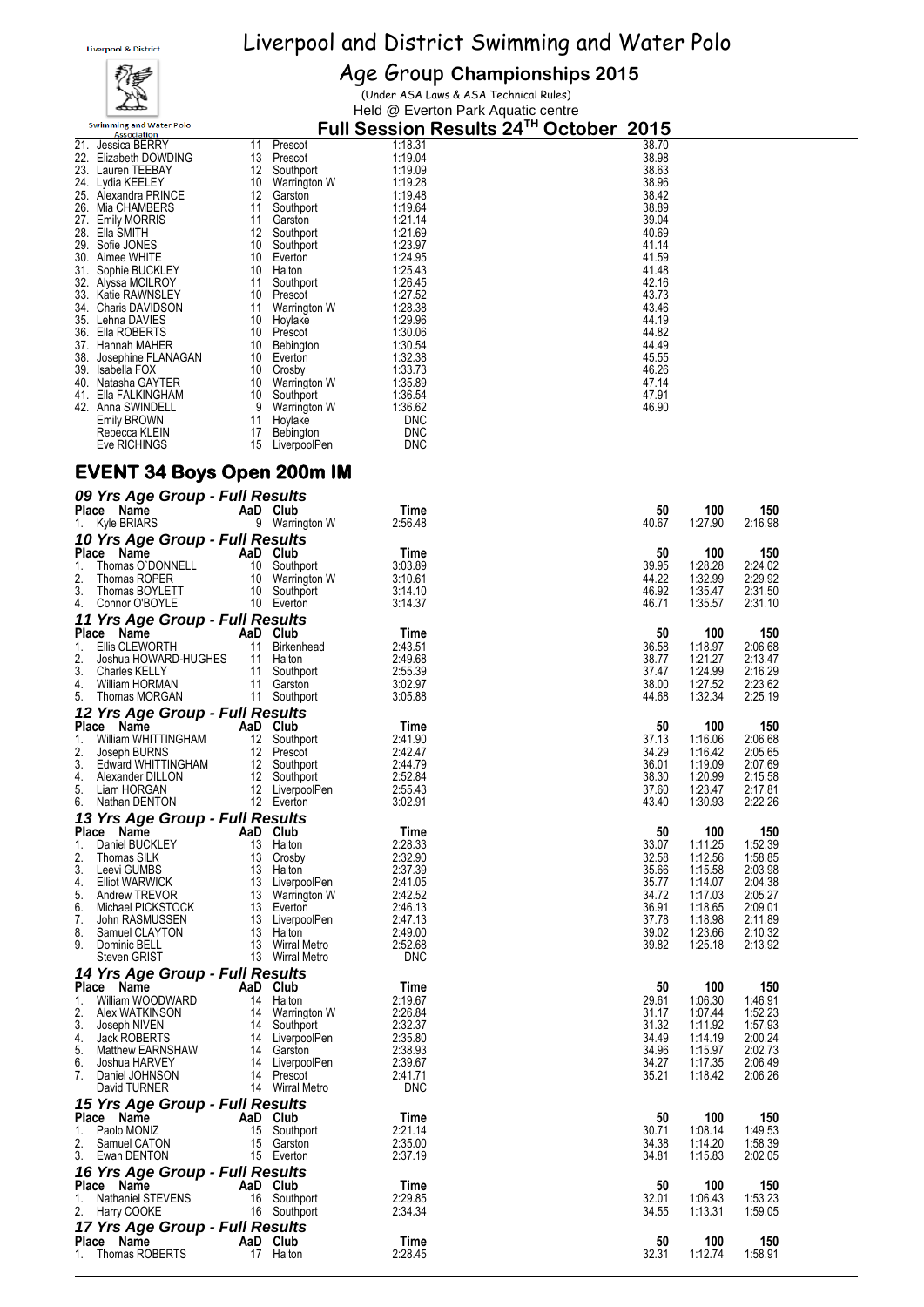# Liverpool and District Swimming and Water Polo

## Age Group Championships 2015

(Under ASA Laws & ASA Technical Rules)
Held @ Everton Park Aquatic centre

### Full Session Results 24TH October 2015

| Place | Name | AaD | Club | Time | 50 |
|---|---|---|---|---|---|
| 21. | Jessica BERRY | 11 | Prescot | 1:18.31 | 38.70 |
| 22. | Elizabeth DOWDING | 13 | Prescot | 1:19.04 | 38.98 |
| 23. | Lauren TEEBAY | 12 | Southport | 1:19.09 | 38.63 |
| 24. | Lydia KEELEY | 10 | Warrington W | 1:19.28 | 38.96 |
| 25. | Alexandra PRINCE | 12 | Garston | 1:19.48 | 38.42 |
| 26. | Mia CHAMBERS | 11 | Southport | 1:19.64 | 38.89 |
| 27. | Emily MORRIS | 11 | Garston | 1:21.14 | 39.04 |
| 28. | Ella SMITH | 12 | Southport | 1:21.69 | 40.69 |
| 29. | Sofie JONES | 10 | Southport | 1:23.97 | 41.14 |
| 30. | Aimee WHITE | 10 | Everton | 1:24.95 | 41.59 |
| 31. | Sophie BUCKLEY | 10 | Halton | 1:25.43 | 41.48 |
| 32. | Alyssa MCILROY | 11 | Southport | 1:26.45 | 42.16 |
| 33. | Katie RAWNSLEY | 10 | Prescot | 1:27.52 | 43.73 |
| 34. | Charis DAVIDSON | 11 | Warrington W | 1:28.38 | 43.46 |
| 35. | Lehna DAVIES | 10 | Hoylake | 1:29.96 | 44.19 |
| 36. | Ella ROBERTS | 10 | Prescot | 1:30.06 | 44.82 |
| 37. | Hannah MAHER | 10 | Bebington | 1:30.54 | 44.49 |
| 38. | Josephine FLANAGAN | 10 | Everton | 1:32.38 | 45.55 |
| 39. | Isabella FOX | 10 | Crosby | 1:33.73 | 46.26 |
| 40. | Natasha GAYTER | 10 | Warrington W | 1:35.89 | 47.14 |
| 41. | Ella FALKINGHAM | 10 | Southport | 1:36.54 | 47.91 |
| 42. | Anna SWINDELL | 9 | Warrington W | 1:36.62 | 46.90 |
| | Emily BROWN | 11 | Hoylake | DNC | |
| | Rebecca KLEIN | 17 | Bebington | DNC | |
| | Eve RICHINGS | 15 | LiverpoolPen | DNC | |

## EVENT 34 Boys Open 200m IM

### 09 Yrs Age Group - Full Results

| Place | Name | AaD | Club | Time | 50 | 100 | 150 |
|---|---|---|---|---|---|---|---|
| 1. | Kyle BRIARS | 9 | Warrington W | 2:56.48 | 40.67 | 1:27.90 | 2:16.98 |

### 10 Yrs Age Group - Full Results

| Place | Name | AaD | Club | Time | 50 | 100 | 150 |
|---|---|---|---|---|---|---|---|
| 1. | Thomas O`DONNELL | 10 | Southport | 3:03.89 | 39.95 | 1:28.28 | 2:24.02 |
| 2. | Thomas ROPER | 10 | Warrington W | 3:10.61 | 44.22 | 1:32.99 | 2:29.92 |
| 3. | Thomas BOYLETT | 10 | Southport | 3:14.10 | 46.92 | 1:35.47 | 2:31.50 |
| 4. | Connor O'BOYLE | 10 | Everton | 3:14.37 | 46.71 | 1:35.57 | 2:31.10 |

### 11 Yrs Age Group - Full Results

| Place | Name | AaD | Club | Time | 50 | 100 | 150 |
|---|---|---|---|---|---|---|---|
| 1. | Ellis CLEWORTH | 11 | Birkenhead | 2:43.51 | 36.58 | 1:18.97 | 2:06.68 |
| 2. | Joshua HOWARD-HUGHES | 11 | Halton | 2:49.68 | 38.77 | 1:21.27 | 2:13.47 |
| 3. | Charles KELLY | 11 | Southport | 2:55.39 | 37.47 | 1:24.99 | 2:16.29 |
| 4. | William HORMAN | 11 | Garston | 3:02.97 | 38.00 | 1:27.52 | 2:23.62 |
| 5. | Thomas MORGAN | 11 | Southport | 3:05.88 | 44.68 | 1:32.34 | 2:25.19 |

### 12 Yrs Age Group - Full Results

| Place | Name | AaD | Club | Time | 50 | 100 | 150 |
|---|---|---|---|---|---|---|---|
| 1. | William WHITTINGHAM | 12 | Southport | 2:41.90 | 37.13 | 1:16.06 | 2:06.68 |
| 2. | Joseph BURNS | 12 | Prescot | 2:42.47 | 34.29 | 1:16.42 | 2:05.65 |
| 3. | Edward WHITTINGHAM | 12 | Southport | 2:44.79 | 36.01 | 1:19.09 | 2:07.69 |
| 4. | Alexander DILLON | 12 | Southport | 2:52.84 | 38.30 | 1:20.99 | 2:15.58 |
| 5. | Liam HORGAN | 12 | LiverpoolPen | 2:55.43 | 37.60 | 1:23.47 | 2:17.81 |
| 6. | Nathan DENTON | 12 | Everton | 3:02.91 | 43.40 | 1:30.93 | 2:22.26 |

### 13 Yrs Age Group - Full Results

| Place | Name | AaD | Club | Time | 50 | 100 | 150 |
|---|---|---|---|---|---|---|---|
| 1. | Daniel BUCKLEY | 13 | Halton | 2:28.33 | 33.07 | 1:11.25 | 1:52.39 |
| 2. | Thomas SILK | 13 | Crosby | 2:32.90 | 32.58 | 1:12.56 | 1:58.85 |
| 3. | Leevi GUMBS | 13 | Halton | 2:37.39 | 35.66 | 1:15.58 | 2:03.98 |
| 4. | Elliot WARWICK | 13 | LiverpoolPen | 2:41.05 | 35.77 | 1:14.07 | 2:04.38 |
| 5. | Andrew TREVOR | 13 | Warrington W | 2:42.52 | 34.72 | 1:17.03 | 2:05.27 |
| 6. | Michael PICKSTOCK | 13 | Everton | 2:46.13 | 36.91 | 1:18.65 | 2:09.01 |
| 7. | John RASMUSSEN | 13 | LiverpoolPen | 2:47.13 | 37.78 | 1:18.98 | 2:11.89 |
| 8. | Samuel CLAYTON | 13 | Halton | 2:49.00 | 39.02 | 1:23.66 | 2:10.32 |
| 9. | Dominic BELL | 13 | Wirral Metro | 2:52.68 | 39.82 | 1:25.18 | 2:13.92 |
| | Steven GRIST | 13 | Wirral Metro | DNC | | | |

### 14 Yrs Age Group - Full Results

| Place | Name | AaD | Club | Time | 50 | 100 | 150 |
|---|---|---|---|---|---|---|---|
| 1. | William WOODWARD | 14 | Halton | 2:19.67 | 29.61 | 1:06.30 | 1:46.91 |
| 2. | Alex WATKINSON | 14 | Warrington W | 2:26.84 | 31.17 | 1:07.44 | 1:52.23 |
| 3. | Joseph NIVEN | 14 | Southport | 2:32.37 | 31.32 | 1:11.92 | 1:57.93 |
| 4. | Jack ROBERTS | 14 | LiverpoolPen | 2:35.80 | 34.49 | 1:14.19 | 2:00.24 |
| 5. | Matthew EARNSHAW | 14 | Garston | 2:38.93 | 34.96 | 1:15.97 | 2:02.73 |
| 6. | Joshua HARVEY | 14 | LiverpoolPen | 2:39.67 | 34.27 | 1:17.35 | 2:06.49 |
| 7. | Daniel JOHNSON | 14 | Prescot | 2:41.71 | 35.21 | 1:18.42 | 2:06.26 |
| | David TURNER | 14 | Wirral Metro | DNC | | | |

### 15 Yrs Age Group - Full Results

| Place | Name | AaD | Club | Time | 50 | 100 | 150 |
|---|---|---|---|---|---|---|---|
| 1. | Paolo MONIZ | 15 | Southport | 2:21.14 | 30.71 | 1:08.14 | 1:49.53 |
| 2. | Samuel CATON | 15 | Garston | 2:35.00 | 34.38 | 1:14.20 | 1:58.39 |
| 3. | Ewan DENTON | 15 | Everton | 2:37.19 | 34.81 | 1:15.83 | 2:02.05 |

### 16 Yrs Age Group - Full Results

| Place | Name | AaD | Club | Time | 50 | 100 | 150 |
|---|---|---|---|---|---|---|---|
| 1. | Nathaniel STEVENS | 16 | Southport | 2:29.85 | 32.01 | 1:06.43 | 1:53.23 |
| 2. | Harry COOKE | 16 | Southport | 2:34.34 | 34.55 | 1:13.31 | 1:59.05 |

### 17 Yrs Age Group - Full Results

| Place | Name | AaD | Club | Time | 50 | 100 | 150 |
|---|---|---|---|---|---|---|---|
| 1. | Thomas ROBERTS | 17 | Halton | 2:28.45 | 32.31 | 1:12.74 | 1:58.91 |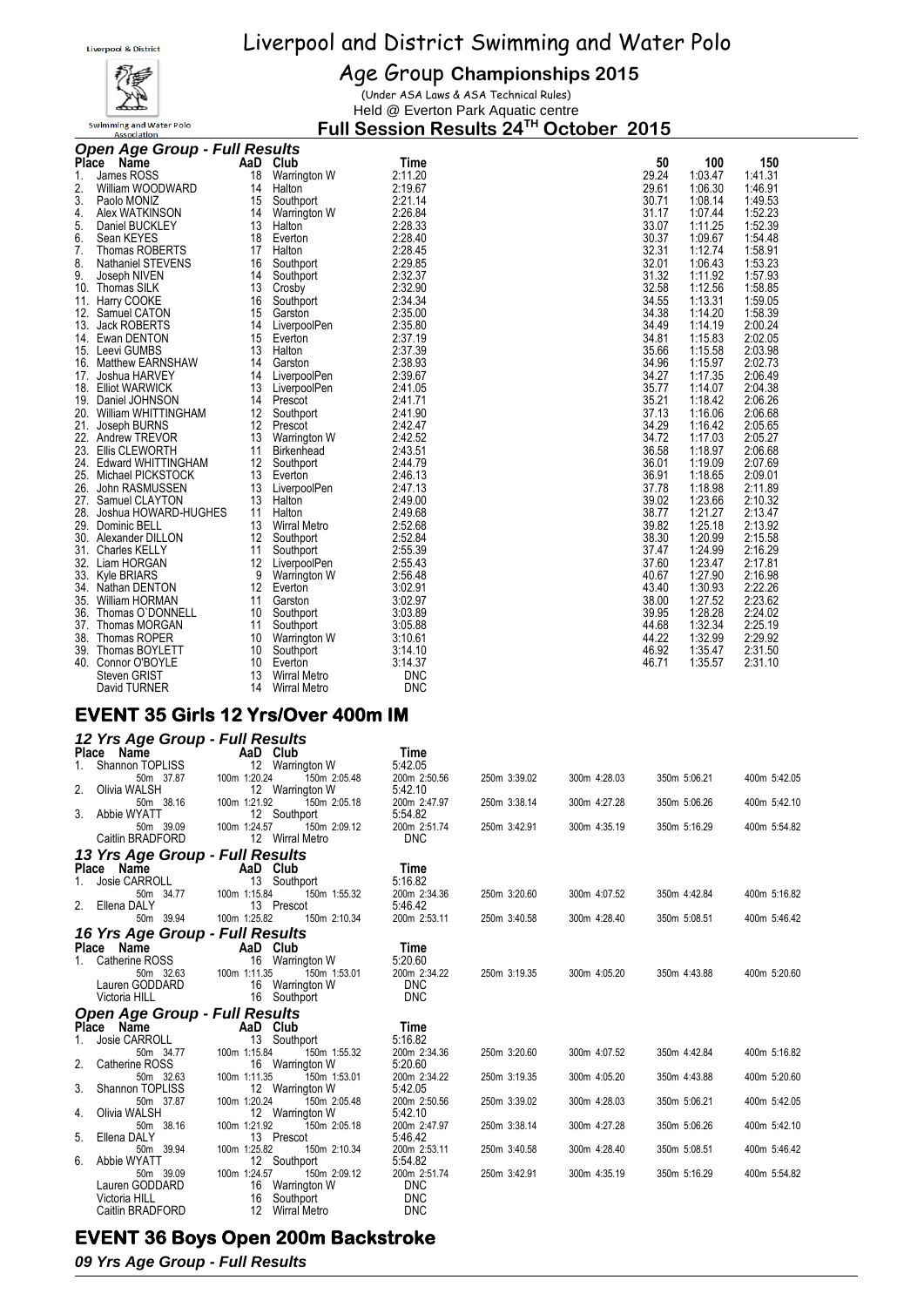# Liverpool and District Swimming and Water Polo

## Age Group Championships 2015

(Under ASA Laws & ASA Technical Rules)
Held @ Everton Park Aquatic centre

## Full Session Results 24TH October 2015

### Open Age Group - Full Results

| Place | Name | AaD | Club | Time | 50 | 100 | 150 |
|---|---|---|---|---|---|---|---|
| 1. | James ROSS | 18 | Warrington W | 2:11.20 | 29.24 | 1:03.47 | 1:41.31 |
| 2. | William WOODWARD | 14 | Halton | 2:19.67 | 29.61 | 1:06.30 | 1:46.91 |
| 3. | Paolo MONIZ | 15 | Southport | 2:21.14 | 30.71 | 1:08.14 | 1:49.53 |
| 4. | Alex WATKINSON | 14 | Warrington W | 2:26.84 | 31.17 | 1:07.44 | 1:52.23 |
| 5. | Daniel BUCKLEY | 13 | Halton | 2:28.33 | 33.07 | 1:11.25 | 1:52.39 |
| 6. | Sean KEYES | 18 | Everton | 2:28.40 | 30.37 | 1:09.67 | 1:54.48 |
| 7. | Thomas ROBERTS | 17 | Halton | 2:28.45 | 32.31 | 1:12.74 | 1:58.91 |
| 8. | Nathaniel STEVENS | 16 | Southport | 2:29.85 | 32.01 | 1:06.43 | 1:53.23 |
| 9. | Joseph NIVEN | 14 | Southport | 2:32.37 | 31.32 | 1:11.92 | 1:57.93 |
| 10. | Thomas SILK | 13 | Crosby | 2:32.90 | 32.58 | 1:12.56 | 1:58.85 |
| 11. | Harry COOKE | 16 | Southport | 2:34.34 | 34.55 | 1:13.31 | 1:59.05 |
| 12. | Samuel CATON | 15 | Garston | 2:35.00 | 34.38 | 1:14.20 | 1:58.39 |
| 13. | Jack ROBERTS | 14 | LiverpoolPen | 2:35.80 | 34.49 | 1:14.19 | 2:00.24 |
| 14. | Ewan DENTON | 15 | Everton | 2:37.19 | 34.81 | 1:15.83 | 2:02.05 |
| 15. | Leevi GUMBS | 13 | Halton | 2:37.39 | 35.66 | 1:15.58 | 2:03.98 |
| 16. | Matthew EARNSHAW | 14 | Garston | 2:38.93 | 34.96 | 1:15.97 | 2:02.73 |
| 17. | Joshua HARVEY | 14 | LiverpoolPen | 2:39.67 | 34.27 | 1:17.35 | 2:06.49 |
| 18. | Elliot WARWICK | 13 | LiverpoolPen | 2:41.05 | 35.77 | 1:14.07 | 2:04.38 |
| 19. | Daniel JOHNSON | 14 | Prescot | 2:41.71 | 35.21 | 1:18.42 | 2:06.26 |
| 20. | William WHITTINGHAM | 12 | Southport | 2:41.90 | 37.13 | 1:16.06 | 2:06.68 |
| 21. | Joseph BURNS | 12 | Prescot | 2:42.47 | 34.29 | 1:16.42 | 2:05.65 |
| 22. | Andrew TREVOR | 13 | Warrington W | 2:42.52 | 34.72 | 1:17.03 | 2:05.27 |
| 23. | Ellis CLEWORTH | 11 | Birkenhead | 2:43.51 | 36.58 | 1:18.97 | 2:06.68 |
| 24. | Edward WHITTINGHAM | 12 | Southport | 2:44.79 | 36.01 | 1:19.09 | 2:07.69 |
| 25. | Michael PICKSTOCK | 13 | Everton | 2:46.13 | 36.91 | 1:18.65 | 2:09.01 |
| 26. | John RASMUSSEN | 13 | LiverpoolPen | 2:47.13 | 37.78 | 1:18.98 | 2:11.89 |
| 27. | Samuel CLAYTON | 13 | Halton | 2:49.00 | 39.02 | 1:23.66 | 2:10.32 |
| 28. | Joshua HOWARD-HUGHES | 11 | Halton | 2:49.68 | 38.77 | 1:21.27 | 2:13.47 |
| 29. | Dominic BELL | 13 | Wirral Metro | 2:52.68 | 39.82 | 1:25.18 | 2:13.92 |
| 30. | Alexander DILLON | 12 | Southport | 2:52.84 | 38.30 | 1:20.99 | 2:15.58 |
| 31. | Charles KELLY | 11 | Southport | 2:55.39 | 37.47 | 1:24.99 | 2:16.29 |
| 32. | Liam HORGAN | 12 | LiverpoolPen | 2:55.43 | 37.60 | 1:23.47 | 2:17.81 |
| 33. | Kyle BRIARS | 9 | Warrington W | 2:56.48 | 40.67 | 1:27.90 | 2:16.98 |
| 34. | Nathan DENTON | 12 | Everton | 3:02.91 | 43.40 | 1:30.93 | 2:22.26 |
| 35. | William HORMAN | 11 | Garston | 3:02.97 | 38.00 | 1:27.52 | 2:23.62 |
| 36. | Thomas O`DONNELL | 10 | Southport | 3:03.89 | 39.95 | 1:28.28 | 2:24.02 |
| 37. | Thomas MORGAN | 11 | Southport | 3:05.88 | 44.68 | 1:32.34 | 2:25.19 |
| 38. | Thomas ROPER | 10 | Warrington W | 3:10.61 | 44.22 | 1:32.99 | 2:29.92 |
| 39. | Thomas BOYLETT | 10 | Southport | 3:14.10 | 46.92 | 1:35.47 | 2:31.50 |
| 40. | Connor O'BOYLE | 10 | Everton | 3:14.37 | 46.71 | 1:35.57 | 2:31.10 |
| | Steven GRIST | 13 | Wirral Metro | DNC | | | |
| | David TURNER | 14 | Wirral Metro | DNC | | | |

## EVENT 35 Girls 12 Yrs/Over 400m IM

### 12 Yrs Age Group - Full Results

| Place | Name | AaD | Club | Time | | | | |
|---|---|---|---|---|---|---|---|---|
| 1. | Shannon TOPLISS | 12 | Warrington W | 5:42.05 | | | | |
| | 50m 37.87 | 100m 1:20.24 | 150m 2:05.48 | 200m 2:50.56 | 250m 3:39.02 | 300m 4:28.03 | 350m 5:06.21 | 400m 5:42.05 |
| 2. | Olivia WALSH | 12 | Warrington W | 5:42.10 | | | | |
| | 50m 38.16 | 100m 1:21.92 | 150m 2:05.18 | 200m 2:47.97 | 250m 3:38.14 | 300m 4:27.28 | 350m 5:06.26 | 400m 5:42.10 |
| 3. | Abbie WYATT | 12 | Southport | 5:54.82 | | | | |
| | 50m 39.09 | 100m 1:24.57 | 150m 2:09.12 | 200m 2:51.74 | 250m 3:42.91 | 300m 4:35.19 | 350m 5:16.29 | 400m 5:54.82 |
| | Caitlin BRADFORD | 12 | Wirral Metro | DNC | | | | |

### 13 Yrs Age Group - Full Results

| Place | Name | AaD | Club | Time | | | | |
|---|---|---|---|---|---|---|---|---|
| 1. | Josie CARROLL | 13 | Southport | 5:16.82 | | | | |
| | 50m 34.77 | 100m 1:15.84 | 150m 1:55.32 | 200m 2:34.36 | 250m 3:20.60 | 300m 4:07.52 | 350m 4:42.84 | 400m 5:16.82 |
| 2. | Ellena DALY | 13 | Prescot | 5:46.42 | | | | |
| | 50m 39.94 | 100m 1:25.82 | 150m 2:10.34 | 200m 2:53.11 | 250m 3:40.58 | 300m 4:28.40 | 350m 5:08.51 | 400m 5:46.42 |

### 16 Yrs Age Group - Full Results

| Place | Name | AaD | Club | Time | | | | |
|---|---|---|---|---|---|---|---|---|
| 1. | Catherine ROSS | 16 | Warrington W | 5:20.60 | | | | |
| | 50m 32.63 | 100m 1:11.35 | 150m 1:53.01 | 200m 2:34.22 | 250m 3:19.35 | 300m 4:05.20 | 350m 4:43.88 | 400m 5:20.60 |
| | Lauren GODDARD | 16 | Warrington W | DNC | | | | |
| | Victoria HILL | 16 | Southport | DNC | | | | |

### Open Age Group - Full Results

| Place | Name | AaD | Club | Time | | | | |
|---|---|---|---|---|---|---|---|---|
| 1. | Josie CARROLL | 13 | Southport | 5:16.82 | | | | |
| | 50m 34.77 | 100m 1:15.84 | 150m 1:55.32 | 200m 2:34.36 | 250m 3:20.60 | 300m 4:07.52 | 350m 4:42.84 | 400m 5:16.82 |
| 2. | Catherine ROSS | 16 | Warrington W | 5:20.60 | | | | |
| | 50m 32.63 | 100m 1:11.35 | 150m 1:53.01 | 200m 2:34.22 | 250m 3:19.35 | 300m 4:05.20 | 350m 4:43.88 | 400m 5:20.60 |
| 3. | Shannon TOPLISS | 12 | Warrington W | 5:42.05 | | | | |
| | 50m 37.87 | 100m 1:20.24 | 150m 2:05.48 | 200m 2:50.56 | 250m 3:39.02 | 300m 4:28.03 | 350m 5:06.21 | 400m 5:42.05 |
| 4. | Olivia WALSH | 12 | Warrington W | 5:42.10 | | | | |
| | 50m 38.16 | 100m 1:21.92 | 150m 2:05.18 | 200m 2:47.97 | 250m 3:38.14 | 300m 4:27.28 | 350m 5:06.26 | 400m 5:42.10 |
| 5. | Ellena DALY | 13 | Prescot | 5:46.42 | | | | |
| | 50m 39.94 | 100m 1:25.82 | 150m 2:10.34 | 200m 2:53.11 | 250m 3:40.58 | 300m 4:28.40 | 350m 5:08.51 | 400m 5:46.42 |
| 6. | Abbie WYATT | 12 | Southport | 5:54.82 | | | | |
| | 50m 39.09 | 100m 1:24.57 | 150m 2:09.12 | 200m 2:51.74 | 250m 3:42.91 | 300m 4:35.19 | 350m 5:16.29 | 400m 5:54.82 |
| | Lauren GODDARD | 16 | Warrington W | DNC | | | | |
| | Victoria HILL | 16 | Southport | DNC | | | | |
| | Caitlin BRADFORD | 12 | Wirral Metro | DNC | | | | |

## EVENT 36 Boys Open 200m Backstroke

### 09 Yrs Age Group - Full Results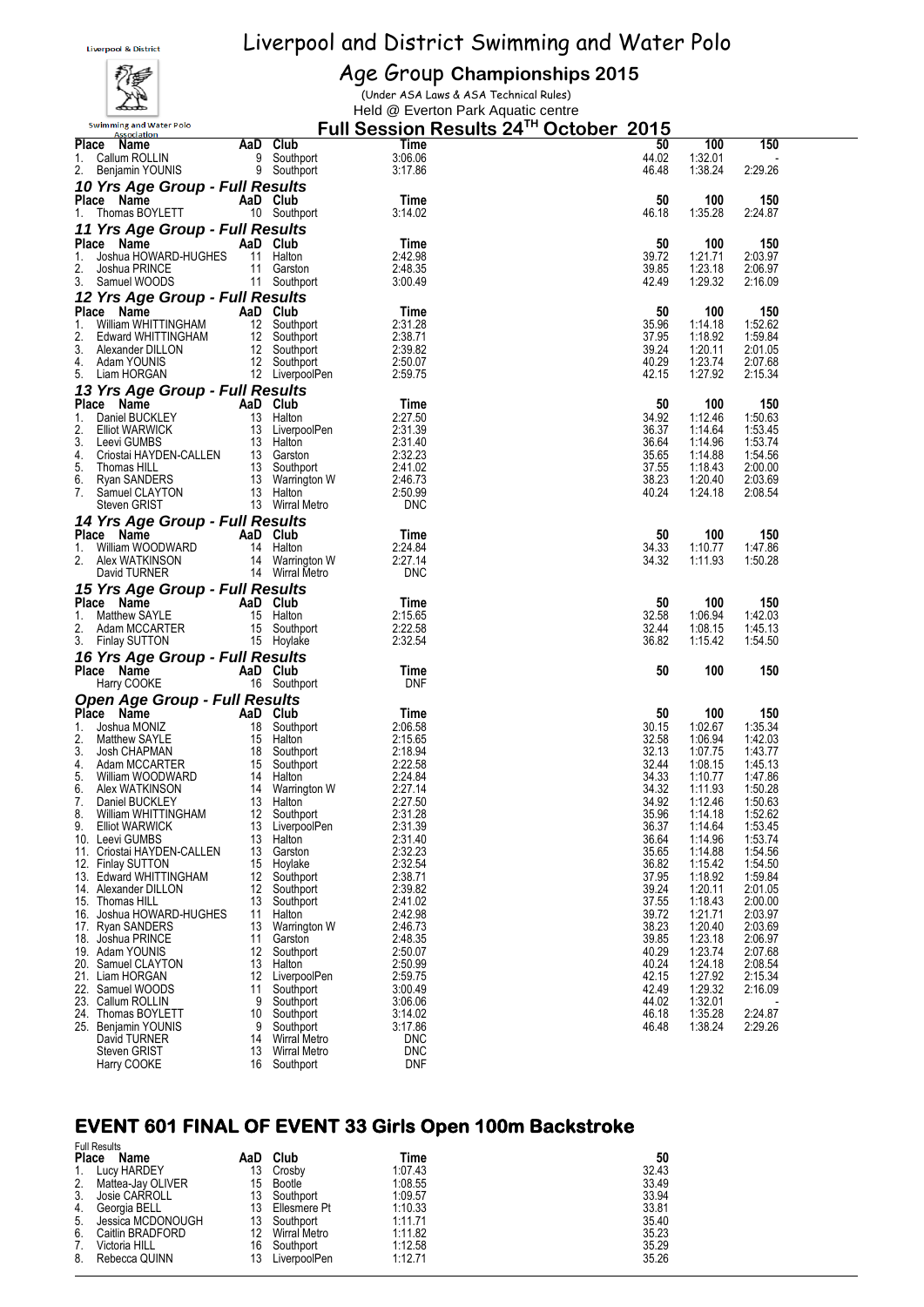# Liverpool and District Swimming and Water Polo

## Age Group Championships 2015

(Under ASA Laws & ASA Technical Rules)

Held @ Everton Park Aquatic centre

### Full Session Results 24TH October 2015

| Place | Name | AaD | Club | Time | 50 | 100 | 150 |
|---|---|---|---|---|---|---|---|
| 1. | Callum ROLLIN | 9 | Southport | 3:06.06 | 44.02 | 1:32.01 | - |
| 2. | Benjamin YOUNIS | 9 | Southport | 3:17.86 | 46.48 | 1:38.24 | 2:29.26 |

### *10 Yrs Age Group - Full Results*

| Place | Name | AaD | Club | Time | 50 | 100 | 150 |
|---|---|---|---|---|---|---|---|
| 1. | Thomas BOYLETT | 10 | Southport | 3:14.02 | 46.18 | 1:35.28 | 2:24.87 |

### *11 Yrs Age Group - Full Results*

| Place | Name | AaD | Club | Time | 50 | 100 | 150 |
|---|---|---|---|---|---|---|---|
| 1. | Joshua HOWARD-HUGHES | 11 | Halton | 2:42.98 | 39.72 | 1:21.71 | 2:03.97 |
| 2. | Joshua PRINCE | 11 | Garston | 2:48.35 | 39.85 | 1:23.18 | 2:06.97 |
| 3. | Samuel WOODS | 11 | Southport | 3:00.49 | 42.49 | 1:29.32 | 2:16.09 |

### *12 Yrs Age Group - Full Results*

| Place | Name | AaD | Club | Time | 50 | 100 | 150 |
|---|---|---|---|---|---|---|---|
| 1. | William WHITTINGHAM | 12 | Southport | 2:31.28 | 35.96 | 1:14.18 | 1:52.62 |
| 2. | Edward WHITTINGHAM | 12 | Southport | 2:38.71 | 37.95 | 1:18.92 | 1:59.84 |
| 3. | Alexander DILLON | 12 | Southport | 2:39.82 | 39.24 | 1:20.11 | 2:01.05 |
| 4. | Adam YOUNIS | 12 | Southport | 2:50.07 | 40.29 | 1:23.74 | 2:07.68 |
| 5. | Liam HORGAN | 12 | LiverpoolPen | 2:59.75 | 42.15 | 1:27.92 | 2:15.34 |

### *13 Yrs Age Group - Full Results*

| Place | Name | AaD | Club | Time | 50 | 100 | 150 |
|---|---|---|---|---|---|---|---|
| 1. | Daniel BUCKLEY | 13 | Halton | 2:27.50 | 34.92 | 1:12.46 | 1:50.63 |
| 2. | Elliot WARWICK | 13 | LiverpoolPen | 2:31.39 | 36.37 | 1:14.64 | 1:53.45 |
| 3. | Leevi GUMBS | 13 | Halton | 2:31.40 | 36.64 | 1:14.96 | 1:53.74 |
| 4. | Criostai HAYDEN-CALLEN | 13 | Garston | 2:32.23 | 35.65 | 1:14.88 | 1:54.56 |
| 5. | Thomas HILL | 13 | Southport | 2:41.02 | 37.55 | 1:18.43 | 2:00.00 |
| 6. | Ryan SANDERS | 13 | Warrington W | 2:46.73 | 38.23 | 1:20.40 | 2:03.69 |
| 7. | Samuel CLAYTON | 13 | Halton | 2:50.99 | 40.24 | 1:24.18 | 2:08.54 |
| | Steven GRIST | 13 | Wirral Metro | DNC | | | |

### *14 Yrs Age Group - Full Results*

| Place | Name | AaD | Club | Time | 50 | 100 | 150 |
|---|---|---|---|---|---|---|---|
| 1. | William WOODWARD | 14 | Halton | 2:24.84 | 34.33 | 1:10.77 | 1:47.86 |
| 2. | Alex WATKINSON | 14 | Warrington W | 2:27.14 | 34.32 | 1:11.93 | 1:50.28 |
| | David TURNER | 14 | Wirral Metro | DNC | | | |

### *15 Yrs Age Group - Full Results*

| Place | Name | AaD | Club | Time | 50 | 100 | 150 |
|---|---|---|---|---|---|---|---|
| 1. | Matthew SAYLE | 15 | Halton | 2:15.65 | 32.58 | 1:06.94 | 1:42.03 |
| 2. | Adam MCCARTER | 15 | Southport | 2:22.58 | 32.44 | 1:08.15 | 1:45.13 |
| 3. | Finlay SUTTON | 15 | Hoylake | 2:32.54 | 36.82 | 1:15.42 | 1:54.50 |

### *16 Yrs Age Group - Full Results*

| Place | Name | AaD | Club | Time | 50 | 100 | 150 |
|---|---|---|---|---|---|---|---|
| | Harry COOKE | 16 | Southport | DNF | | | |

### *Open Age Group - Full Results*

| Place | Name | AaD | Club | Time | 50 | 100 | 150 |
|---|---|---|---|---|---|---|---|
| 1. | Joshua MONIZ | 18 | Southport | 2:06.58 | 30.15 | 1:02.67 | 1:35.34 |
| 2. | Matthew SAYLE | 15 | Halton | 2:15.65 | 32.58 | 1:06.94 | 1:42.03 |
| 3. | Josh CHAPMAN | 18 | Southport | 2:18.94 | 32.13 | 1:07.75 | 1:43.77 |
| 4. | Adam MCCARTER | 15 | Southport | 2:22.58 | 32.44 | 1:08.15 | 1:45.13 |
| 5. | William WOODWARD | 14 | Halton | 2:24.84 | 34.33 | 1:10.77 | 1:47.86 |
| 6. | Alex WATKINSON | 14 | Warrington W | 2:27.14 | 34.32 | 1:11.93 | 1:50.28 |
| 7. | Daniel BUCKLEY | 13 | Halton | 2:27.50 | 34.92 | 1:12.46 | 1:50.63 |
| 8. | William WHITTINGHAM | 12 | Southport | 2:31.28 | 35.96 | 1:14.18 | 1:52.62 |
| 9. | Elliot WARWICK | 13 | LiverpoolPen | 2:31.39 | 36.37 | 1:14.64 | 1:53.45 |
| 10. | Leevi GUMBS | 13 | Halton | 2:31.40 | 36.64 | 1:14.96 | 1:53.74 |
| 11. | Criostai HAYDEN-CALLEN | 13 | Garston | 2:32.23 | 35.65 | 1:14.88 | 1:54.56 |
| 12. | Finlay SUTTON | 15 | Hoylake | 2:32.54 | 36.82 | 1:15.42 | 1:54.50 |
| 13. | Edward WHITTINGHAM | 12 | Southport | 2:38.71 | 37.95 | 1:18.92 | 1:59.84 |
| 14. | Alexander DILLON | 12 | Southport | 2:39.82 | 39.24 | 1:20.11 | 2:01.05 |
| 15. | Thomas HILL | 13 | Southport | 2:41.02 | 37.55 | 1:18.43 | 2:00.00 |
| 16. | Joshua HOWARD-HUGHES | 11 | Halton | 2:42.98 | 39.72 | 1:21.71 | 2:03.97 |
| 17. | Ryan SANDERS | 13 | Warrington W | 2:46.73 | 38.23 | 1:20.40 | 2:03.69 |
| 18. | Joshua PRINCE | 11 | Garston | 2:48.35 | 39.85 | 1:23.18 | 2:06.97 |
| 19. | Adam YOUNIS | 12 | Southport | 2:50.07 | 40.29 | 1:23.74 | 2:07.68 |
| 20. | Samuel CLAYTON | 13 | Halton | 2:50.99 | 40.24 | 1:24.18 | 2:08.54 |
| 21. | Liam HORGAN | 12 | LiverpoolPen | 2:59.75 | 42.15 | 1:27.92 | 2:15.34 |
| 22. | Samuel WOODS | 11 | Southport | 3:00.49 | 42.49 | 1:29.32 | 2:16.09 |
| 23. | Callum ROLLIN | 9 | Southport | 3:06.06 | 44.02 | 1:32.01 | - |
| 24. | Thomas BOYLETT | 10 | Southport | 3:14.02 | 46.18 | 1:35.28 | 2:24.87 |
| 25. | Benjamin YOUNIS | 9 | Southport | 3:17.86 | 46.48 | 1:38.24 | 2:29.26 |
| | David TURNER | 14 | Wirral Metro | DNC | | | |
| | Steven GRIST | 13 | Wirral Metro | DNC | | | |
| | Harry COOKE | 16 | Southport | DNF | | | |

## EVENT 601 FINAL OF EVENT 33 Girls Open 100m Backstroke

Full Results

| Place | Name | AaD | Club | Time | 50 |
|---|---|---|---|---|---|
| 1. | Lucy HARDEY | 13 | Crosby | 1:07.43 | 32.43 |
| 2. | Mattea-Jay OLIVER | 15 | Bootle | 1:08.55 | 33.49 |
| 3. | Josie CARROLL | 13 | Southport | 1:09.57 | 33.94 |
| 4. | Georgia BELL | 13 | Ellesmere Pt | 1:10.33 | 33.81 |
| 5. | Jessica MCDONOUGH | 13 | Southport | 1:11.71 | 35.40 |
| 6. | Caitlin BRADFORD | 12 | Wirral Metro | 1:11.82 | 35.23 |
| 7. | Victoria HILL | 16 | Southport | 1:12.58 | 35.29 |
| 8. | Rebecca QUINN | 13 | LiverpoolPen | 1:12.71 | 35.26 |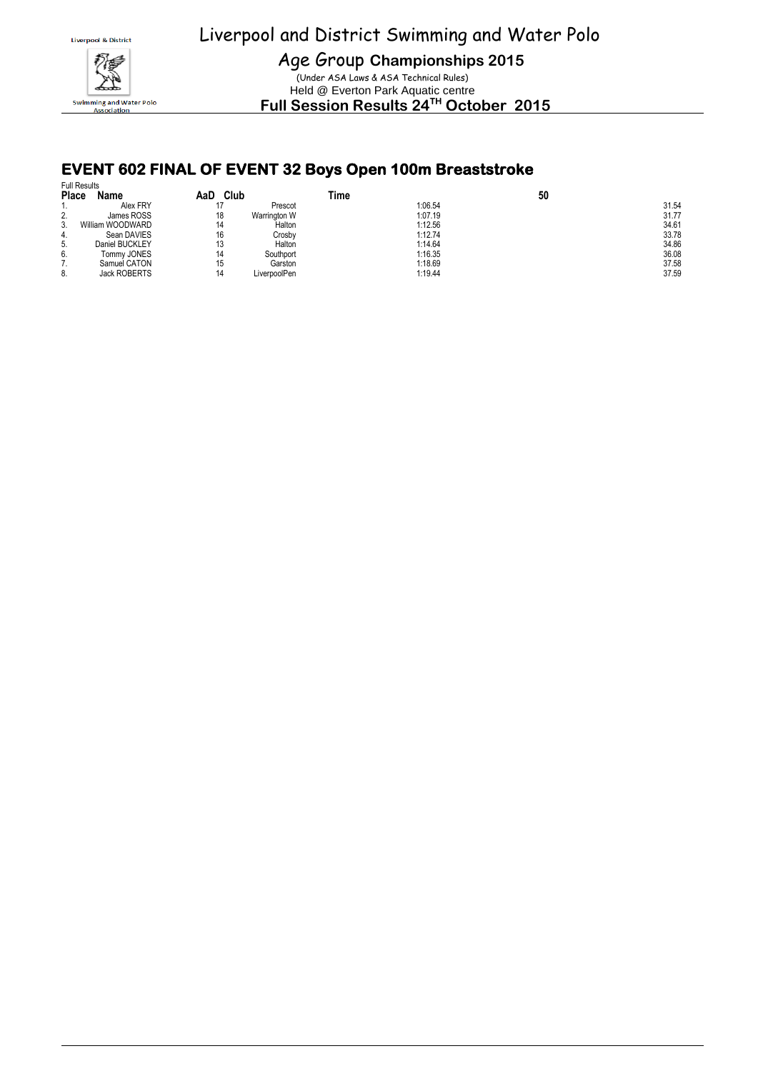# Liverpool and District Swimming and Water Polo

## Age Group Championships 2015

(Under ASA Laws & ASA Technical Rules)
Held @ Everton Park Aquatic centre

**Full Session Results 24TH October 2015**

## EVENT 602 FINAL OF EVENT 32 Boys Open 100m Breaststroke

Full Results

| Place | Name | AaD | Club | Time | 50 |
|---|---|---|---|---|---|
| 1. | Alex FRY | 17 | Prescot | 1:06.54 | 31.54 |
| 2. | James ROSS | 18 | Warrington W | 1:07.19 | 31.77 |
| 3. | William WOODWARD | 14 | Halton | 1:12.56 | 34.61 |
| 4. | Sean DAVIES | 16 | Crosby | 1:12.74 | 33.78 |
| 5. | Daniel BUCKLEY | 13 | Halton | 1:14.64 | 34.86 |
| 6. | Tommy JONES | 14 | Southport | 1:16.35 | 36.08 |
| 7. | Samuel CATON | 15 | Garston | 1:18.69 | 37.58 |
| 8. | Jack ROBERTS | 14 | LiverpoolPen | 1:19.44 | 37.59 |